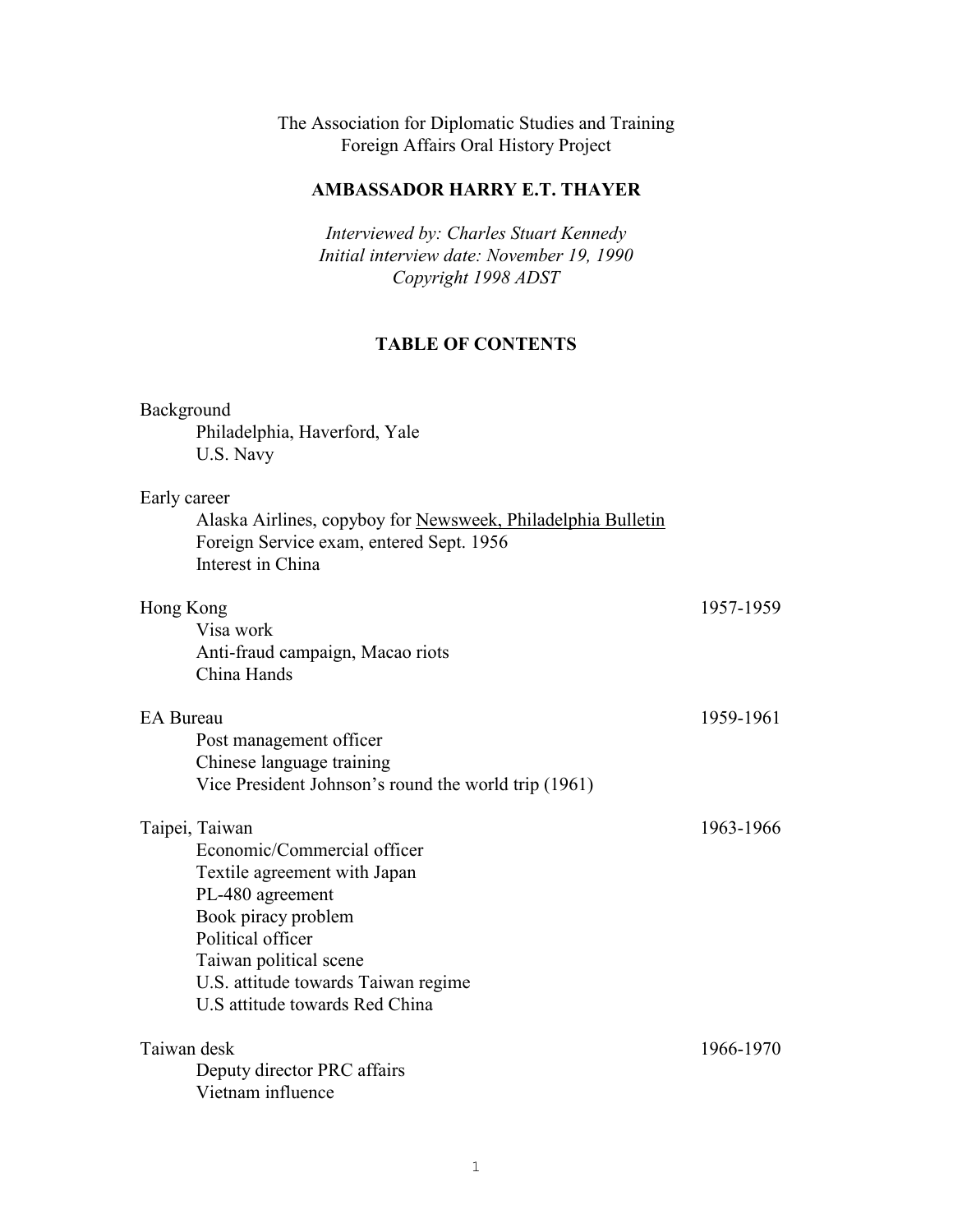The Association for Diplomatic Studies and Training
Foreign Affairs Oral History Project

**AMBASSADOR HARRY E.T. THAYER**

*Interviewed by: Charles Stuart Kennedy*
*Initial interview date: November 19, 1990*
*Copyright 1998 ADST*

## TABLE OF CONTENTS

Background
- Philadelphia, Haverford, Yale
- U.S. Navy

Early career
- Alaska Airlines, copyboy for Newsweek, Philadelphia Bulletin
- Foreign Service exam, entered Sept. 1956
- Interest in China

Hong Kong — 1957-1959
- Visa work
- Anti-fraud campaign, Macao riots
- China Hands

EA Bureau — 1959-1961
- Post management officer
- Chinese language training
- Vice President Johnson's round the world trip (1961)

Taipei, Taiwan — 1963-1966
- Economic/Commercial officer
- Textile agreement with Japan
- PL-480 agreement
- Book piracy problem
- Political officer
- Taiwan political scene
- U.S. attitude towards Taiwan regime
- U.S attitude towards Red China

Taiwan desk — 1966-1970
- Deputy director PRC affairs
- Vietnam influence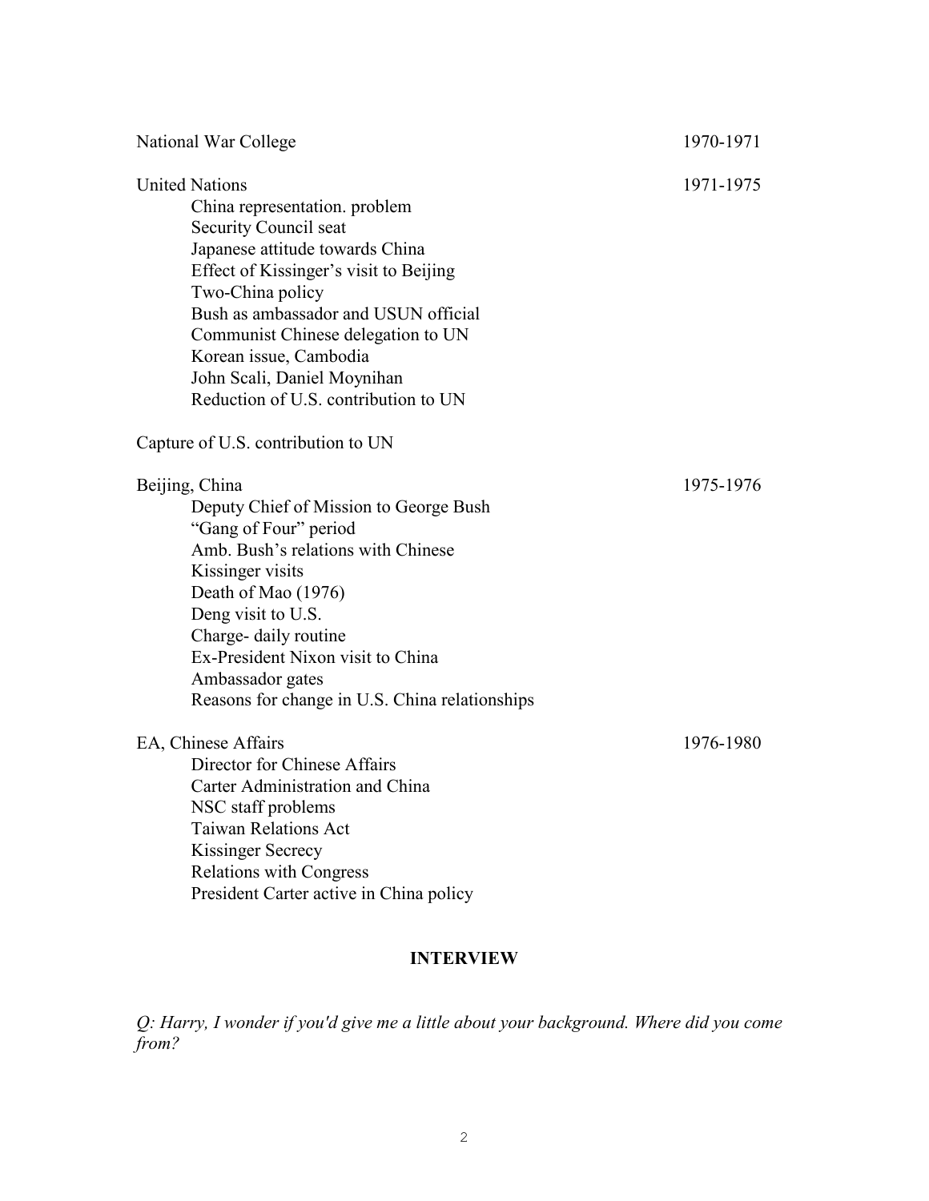National War College 1970-1971

United Nations 1971-1975

- China representation. problem
- Security Council seat
- Japanese attitude towards China
- Effect of Kissinger's visit to Beijing
- Two-China policy
- Bush as ambassador and USUN official
- Communist Chinese delegation to UN
- Korean issue, Cambodia
- John Scali, Daniel Moynihan
- Reduction of U.S. contribution to UN

Capture of U.S. contribution to UN

Beijing, China 1975-1976

- Deputy Chief of Mission to George Bush
- "Gang of Four" period
- Amb. Bush's relations with Chinese
- Kissinger visits
- Death of Mao (1976)
- Deng visit to U.S.
- Charge- daily routine
- Ex-President Nixon visit to China
- Ambassador gates
- Reasons for change in U.S. China relationships

EA, Chinese Affairs 1976-1980

- Director for Chinese Affairs
- Carter Administration and China
- NSC staff problems
- Taiwan Relations Act
- Kissinger Secrecy
- Relations with Congress
- President Carter active in China policy

## INTERVIEW

*Q: Harry, I wonder if you'd give me a little about your background. Where did you come from?*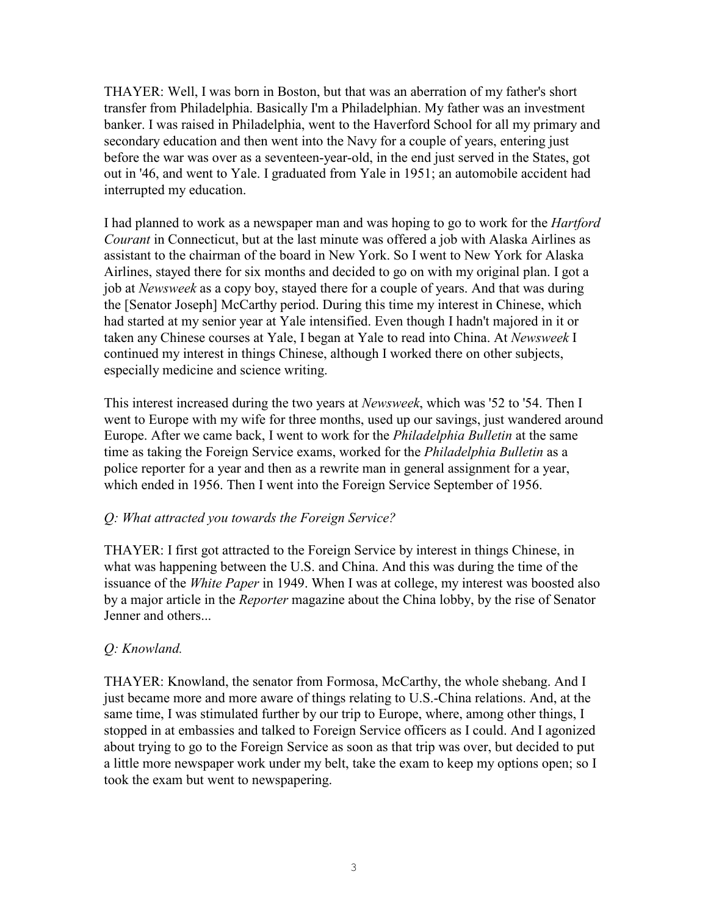THAYER: Well, I was born in Boston, but that was an aberration of my father's short transfer from Philadelphia. Basically I'm a Philadelphian. My father was an investment banker. I was raised in Philadelphia, went to the Haverford School for all my primary and secondary education and then went into the Navy for a couple of years, entering just before the war was over as a seventeen-year-old, in the end just served in the States, got out in '46, and went to Yale. I graduated from Yale in 1951; an automobile accident had interrupted my education.

I had planned to work as a newspaper man and was hoping to go to work for the *Hartford Courant* in Connecticut, but at the last minute was offered a job with Alaska Airlines as assistant to the chairman of the board in New York. So I went to New York for Alaska Airlines, stayed there for six months and decided to go on with my original plan. I got a job at *Newsweek* as a copy boy, stayed there for a couple of years. And that was during the [Senator Joseph] McCarthy period. During this time my interest in Chinese, which had started at my senior year at Yale intensified. Even though I hadn't majored in it or taken any Chinese courses at Yale, I began at Yale to read into China. At *Newsweek* I continued my interest in things Chinese, although I worked there on other subjects, especially medicine and science writing.

This interest increased during the two years at *Newsweek*, which was '52 to '54. Then I went to Europe with my wife for three months, used up our savings, just wandered around Europe. After we came back, I went to work for the *Philadelphia Bulletin* at the same time as taking the Foreign Service exams, worked for the *Philadelphia Bulletin* as a police reporter for a year and then as a rewrite man in general assignment for a year, which ended in 1956. Then I went into the Foreign Service September of 1956.

*Q: What attracted you towards the Foreign Service?*

THAYER: I first got attracted to the Foreign Service by interest in things Chinese, in what was happening between the U.S. and China. And this was during the time of the issuance of the *White Paper* in 1949. When I was at college, my interest was boosted also by a major article in the *Reporter* magazine about the China lobby, by the rise of Senator Jenner and others...

*Q: Knowland.*

THAYER: Knowland, the senator from Formosa, McCarthy, the whole shebang. And I just became more and more aware of things relating to U.S.-China relations. And, at the same time, I was stimulated further by our trip to Europe, where, among other things, I stopped in at embassies and talked to Foreign Service officers as I could. And I agonized about trying to go to the Foreign Service as soon as that trip was over, but decided to put a little more newspaper work under my belt, take the exam to keep my options open; so I took the exam but went to newspapering.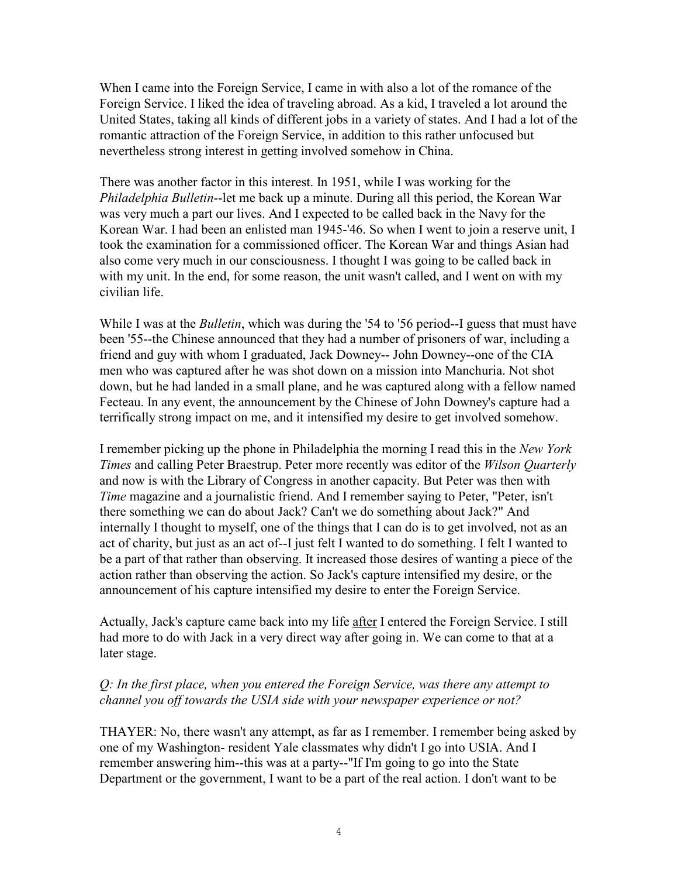When I came into the Foreign Service, I came in with also a lot of the romance of the Foreign Service. I liked the idea of traveling abroad. As a kid, I traveled a lot around the United States, taking all kinds of different jobs in a variety of states. And I had a lot of the romantic attraction of the Foreign Service, in addition to this rather unfocused but nevertheless strong interest in getting involved somehow in China.

There was another factor in this interest. In 1951, while I was working for the *Philadelphia Bulletin*--let me back up a minute. During all this period, the Korean War was very much a part our lives. And I expected to be called back in the Navy for the Korean War. I had been an enlisted man 1945-'46. So when I went to join a reserve unit, I took the examination for a commissioned officer. The Korean War and things Asian had also come very much in our consciousness. I thought I was going to be called back in with my unit. In the end, for some reason, the unit wasn't called, and I went on with my civilian life.

While I was at the *Bulletin*, which was during the '54 to '56 period--I guess that must have been '55--the Chinese announced that they had a number of prisoners of war, including a friend and guy with whom I graduated, Jack Downey-- John Downey--one of the CIA men who was captured after he was shot down on a mission into Manchuria. Not shot down, but he had landed in a small plane, and he was captured along with a fellow named Fecteau. In any event, the announcement by the Chinese of John Downey's capture had a terrifically strong impact on me, and it intensified my desire to get involved somehow.

I remember picking up the phone in Philadelphia the morning I read this in the *New York Times* and calling Peter Braestrup. Peter more recently was editor of the *Wilson Quarterly* and now is with the Library of Congress in another capacity. But Peter was then with *Time* magazine and a journalistic friend. And I remember saying to Peter, "Peter, isn't there something we can do about Jack? Can't we do something about Jack?" And internally I thought to myself, one of the things that I can do is to get involved, not as an act of charity, but just as an act of--I just felt I wanted to do something. I felt I wanted to be a part of that rather than observing. It increased those desires of wanting a piece of the action rather than observing the action. So Jack's capture intensified my desire, or the announcement of his capture intensified my desire to enter the Foreign Service.

Actually, Jack's capture came back into my life <u>after</u> I entered the Foreign Service. I still had more to do with Jack in a very direct way after going in. We can come to that at a later stage.

*Q: In the first place, when you entered the Foreign Service, was there any attempt to channel you off towards the USIA side with your newspaper experience or not?*

THAYER: No, there wasn't any attempt, as far as I remember. I remember being asked by one of my Washington- resident Yale classmates why didn't I go into USIA. And I remember answering him--this was at a party--"If I'm going to go into the State Department or the government, I want to be a part of the real action. I don't want to be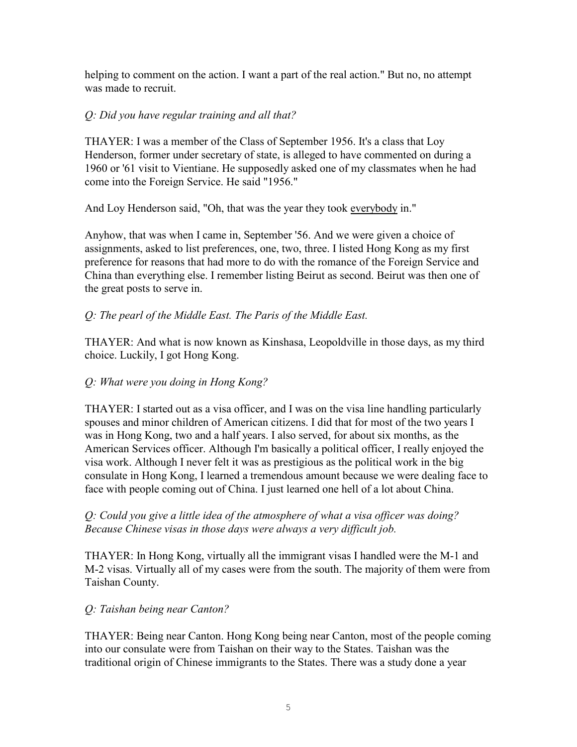helping to comment on the action. I want a part of the real action." But no, no attempt was made to recruit.

*Q: Did you have regular training and all that?*

THAYER: I was a member of the Class of September 1956. It's a class that Loy Henderson, former under secretary of state, is alleged to have commented on during a 1960 or '61 visit to Vientiane. He supposedly asked one of my classmates when he had come into the Foreign Service. He said "1956."

And Loy Henderson said, "Oh, that was the year they took <u>everybody</u> in."

Anyhow, that was when I came in, September '56. And we were given a choice of assignments, asked to list preferences, one, two, three. I listed Hong Kong as my first preference for reasons that had more to do with the romance of the Foreign Service and China than everything else. I remember listing Beirut as second. Beirut was then one of the great posts to serve in.

*Q: The pearl of the Middle East. The Paris of the Middle East.*

THAYER: And what is now known as Kinshasa, Leopoldville in those days, as my third choice. Luckily, I got Hong Kong.

*Q: What were you doing in Hong Kong?*

THAYER: I started out as a visa officer, and I was on the visa line handling particularly spouses and minor children of American citizens. I did that for most of the two years I was in Hong Kong, two and a half years. I also served, for about six months, as the American Services officer. Although I'm basically a political officer, I really enjoyed the visa work. Although I never felt it was as prestigious as the political work in the big consulate in Hong Kong, I learned a tremendous amount because we were dealing face to face with people coming out of China. I just learned one hell of a lot about China.

*Q: Could you give a little idea of the atmosphere of what a visa officer was doing? Because Chinese visas in those days were always a very difficult job.*

THAYER: In Hong Kong, virtually all the immigrant visas I handled were the M-1 and M-2 visas. Virtually all of my cases were from the south. The majority of them were from Taishan County.

*Q: Taishan being near Canton?*

THAYER: Being near Canton. Hong Kong being near Canton, most of the people coming into our consulate were from Taishan on their way to the States. Taishan was the traditional origin of Chinese immigrants to the States. There was a study done a year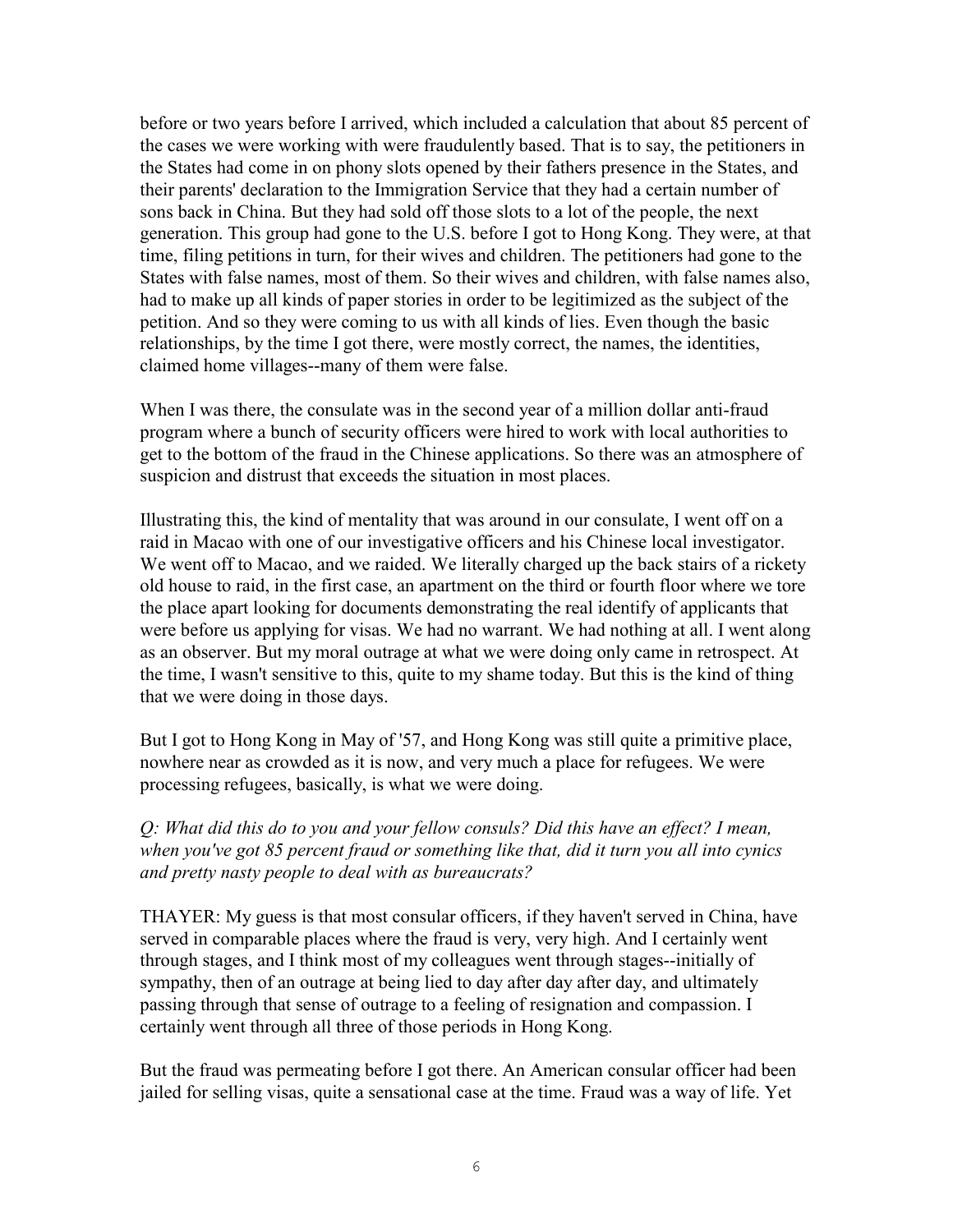before or two years before I arrived, which included a calculation that about 85 percent of the cases we were working with were fraudulently based. That is to say, the petitioners in the States had come in on phony slots opened by their fathers presence in the States, and their parents' declaration to the Immigration Service that they had a certain number of sons back in China. But they had sold off those slots to a lot of the people, the next generation. This group had gone to the U.S. before I got to Hong Kong. They were, at that time, filing petitions in turn, for their wives and children. The petitioners had gone to the States with false names, most of them. So their wives and children, with false names also, had to make up all kinds of paper stories in order to be legitimized as the subject of the petition. And so they were coming to us with all kinds of lies. Even though the basic relationships, by the time I got there, were mostly correct, the names, the identities, claimed home villages--many of them were false.

When I was there, the consulate was in the second year of a million dollar anti-fraud program where a bunch of security officers were hired to work with local authorities to get to the bottom of the fraud in the Chinese applications. So there was an atmosphere of suspicion and distrust that exceeds the situation in most places.

Illustrating this, the kind of mentality that was around in our consulate, I went off on a raid in Macao with one of our investigative officers and his Chinese local investigator. We went off to Macao, and we raided. We literally charged up the back stairs of a rickety old house to raid, in the first case, an apartment on the third or fourth floor where we tore the place apart looking for documents demonstrating the real identify of applicants that were before us applying for visas. We had no warrant. We had nothing at all. I went along as an observer. But my moral outrage at what we were doing only came in retrospect. At the time, I wasn't sensitive to this, quite to my shame today. But this is the kind of thing that we were doing in those days.

But I got to Hong Kong in May of '57, and Hong Kong was still quite a primitive place, nowhere near as crowded as it is now, and very much a place for refugees. We were processing refugees, basically, is what we were doing.

*Q: What did this do to you and your fellow consuls? Did this have an effect? I mean, when you've got 85 percent fraud or something like that, did it turn you all into cynics and pretty nasty people to deal with as bureaucrats?*

THAYER: My guess is that most consular officers, if they haven't served in China, have served in comparable places where the fraud is very, very high. And I certainly went through stages, and I think most of my colleagues went through stages--initially of sympathy, then of an outrage at being lied to day after day after day, and ultimately passing through that sense of outrage to a feeling of resignation and compassion. I certainly went through all three of those periods in Hong Kong.

But the fraud was permeating before I got there. An American consular officer had been jailed for selling visas, quite a sensational case at the time. Fraud was a way of life. Yet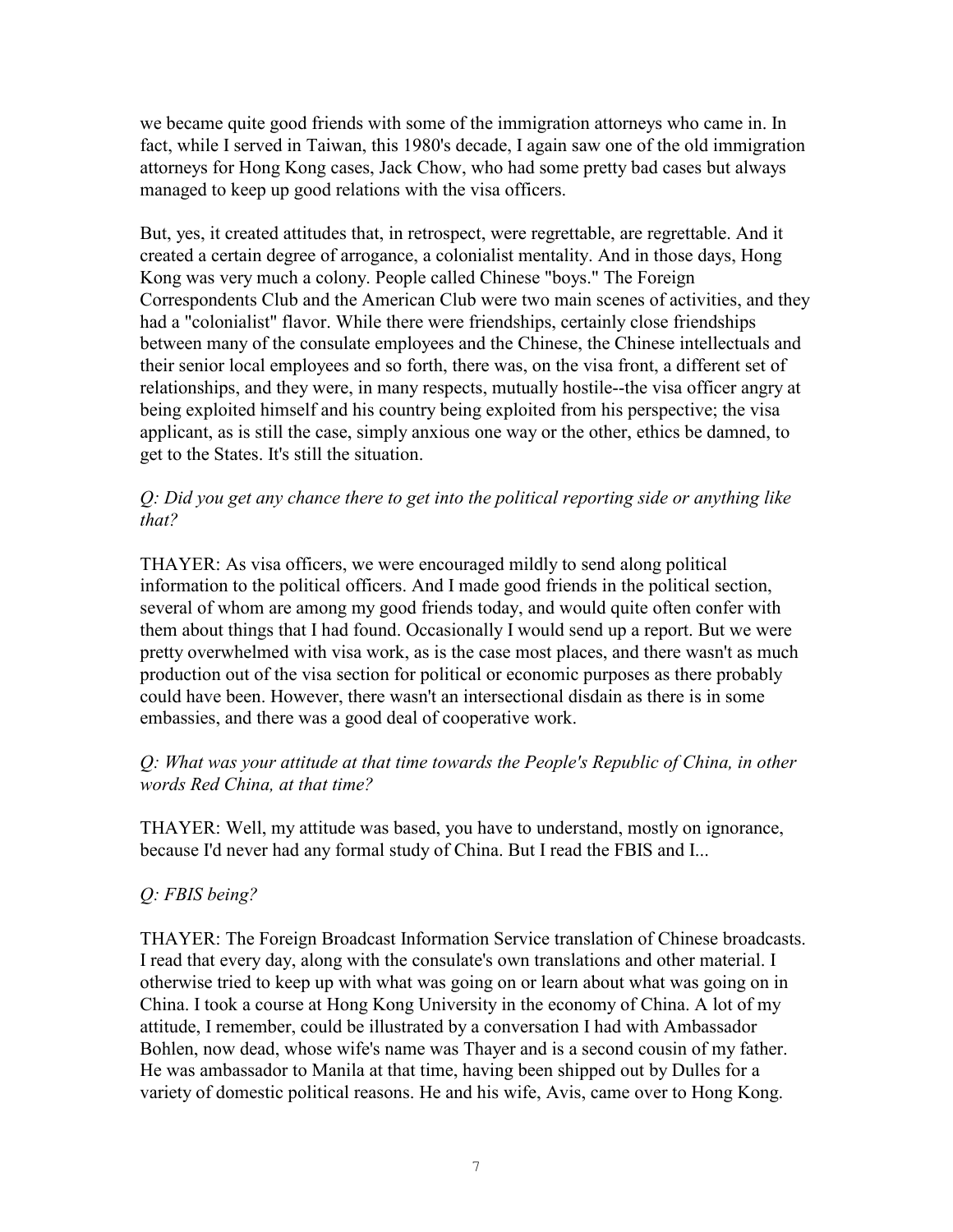we became quite good friends with some of the immigration attorneys who came in. In fact, while I served in Taiwan, this 1980's decade, I again saw one of the old immigration attorneys for Hong Kong cases, Jack Chow, who had some pretty bad cases but always managed to keep up good relations with the visa officers.

But, yes, it created attitudes that, in retrospect, were regrettable, are regrettable. And it created a certain degree of arrogance, a colonialist mentality. And in those days, Hong Kong was very much a colony. People called Chinese "boys." The Foreign Correspondents Club and the American Club were two main scenes of activities, and they had a "colonialist" flavor. While there were friendships, certainly close friendships between many of the consulate employees and the Chinese, the Chinese intellectuals and their senior local employees and so forth, there was, on the visa front, a different set of relationships, and they were, in many respects, mutually hostile--the visa officer angry at being exploited himself and his country being exploited from his perspective; the visa applicant, as is still the case, simply anxious one way or the other, ethics be damned, to get to the States. It's still the situation.

*Q: Did you get any chance there to get into the political reporting side or anything like that?*

THAYER: As visa officers, we were encouraged mildly to send along political information to the political officers. And I made good friends in the political section, several of whom are among my good friends today, and would quite often confer with them about things that I had found. Occasionally I would send up a report. But we were pretty overwhelmed with visa work, as is the case most places, and there wasn't as much production out of the visa section for political or economic purposes as there probably could have been. However, there wasn't an intersectional disdain as there is in some embassies, and there was a good deal of cooperative work.

*Q: What was your attitude at that time towards the People's Republic of China, in other words Red China, at that time?*

THAYER: Well, my attitude was based, you have to understand, mostly on ignorance, because I'd never had any formal study of China. But I read the FBIS and I...

*Q: FBIS being?*

THAYER: The Foreign Broadcast Information Service translation of Chinese broadcasts. I read that every day, along with the consulate's own translations and other material. I otherwise tried to keep up with what was going on or learn about what was going on in China. I took a course at Hong Kong University in the economy of China. A lot of my attitude, I remember, could be illustrated by a conversation I had with Ambassador Bohlen, now dead, whose wife's name was Thayer and is a second cousin of my father. He was ambassador to Manila at that time, having been shipped out by Dulles for a variety of domestic political reasons. He and his wife, Avis, came over to Hong Kong.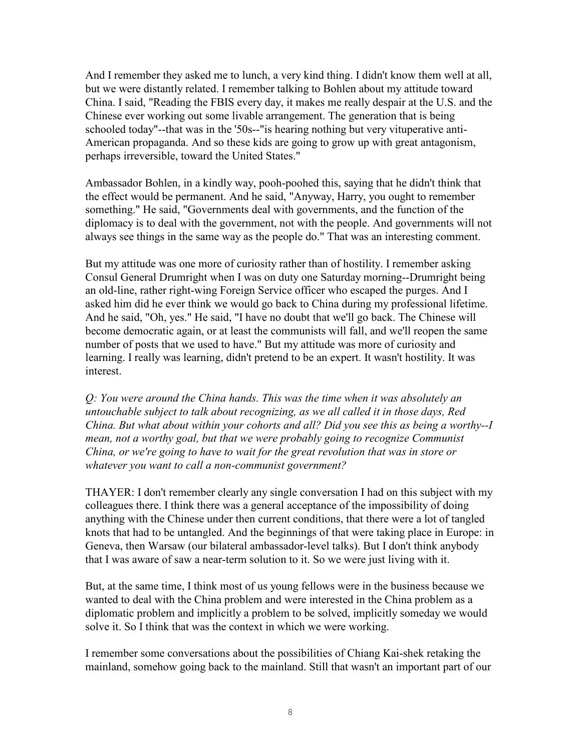And I remember they asked me to lunch, a very kind thing. I didn't know them well at all, but we were distantly related. I remember talking to Bohlen about my attitude toward China. I said, "Reading the FBIS every day, it makes me really despair at the U.S. and the Chinese ever working out some livable arrangement. The generation that is being schooled today"--that was in the '50s--"is hearing nothing but very vituperative anti-American propaganda. And so these kids are going to grow up with great antagonism, perhaps irreversible, toward the United States."

Ambassador Bohlen, in a kindly way, pooh-poohed this, saying that he didn't think that the effect would be permanent. And he said, "Anyway, Harry, you ought to remember something." He said, "Governments deal with governments, and the function of the diplomacy is to deal with the government, not with the people. And governments will not always see things in the same way as the people do." That was an interesting comment.

But my attitude was one more of curiosity rather than of hostility. I remember asking Consul General Drumright when I was on duty one Saturday morning--Drumright being an old-line, rather right-wing Foreign Service officer who escaped the purges. And I asked him did he ever think we would go back to China during my professional lifetime. And he said, "Oh, yes." He said, "I have no doubt that we'll go back. The Chinese will become democratic again, or at least the communists will fall, and we'll reopen the same number of posts that we used to have." But my attitude was more of curiosity and learning. I really was learning, didn't pretend to be an expert. It wasn't hostility. It was interest.

*Q: You were around the China hands. This was the time when it was absolutely an untouchable subject to talk about recognizing, as we all called it in those days, Red China. But what about within your cohorts and all? Did you see this as being a worthy--I mean, not a worthy goal, but that we were probably going to recognize Communist China, or we're going to have to wait for the great revolution that was in store or whatever you want to call a non-communist government?*

THAYER: I don't remember clearly any single conversation I had on this subject with my colleagues there. I think there was a general acceptance of the impossibility of doing anything with the Chinese under then current conditions, that there were a lot of tangled knots that had to be untangled. And the beginnings of that were taking place in Europe: in Geneva, then Warsaw (our bilateral ambassador-level talks). But I don't think anybody that I was aware of saw a near-term solution to it. So we were just living with it.

But, at the same time, I think most of us young fellows were in the business because we wanted to deal with the China problem and were interested in the China problem as a diplomatic problem and implicitly a problem to be solved, implicitly someday we would solve it. So I think that was the context in which we were working.

I remember some conversations about the possibilities of Chiang Kai-shek retaking the mainland, somehow going back to the mainland. Still that wasn't an important part of our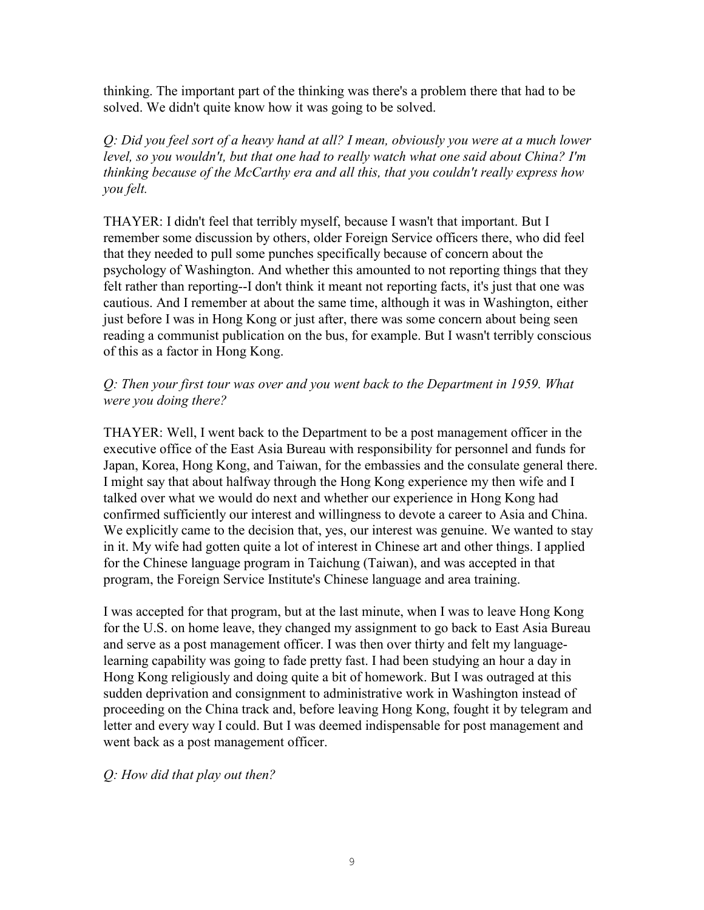thinking. The important part of the thinking was there's a problem there that had to be solved. We didn't quite know how it was going to be solved.

*Q: Did you feel sort of a heavy hand at all? I mean, obviously you were at a much lower level, so you wouldn't, but that one had to really watch what one said about China? I'm thinking because of the McCarthy era and all this, that you couldn't really express how you felt.*

THAYER: I didn't feel that terribly myself, because I wasn't that important. But I remember some discussion by others, older Foreign Service officers there, who did feel that they needed to pull some punches specifically because of concern about the psychology of Washington. And whether this amounted to not reporting things that they felt rather than reporting--I don't think it meant not reporting facts, it's just that one was cautious. And I remember at about the same time, although it was in Washington, either just before I was in Hong Kong or just after, there was some concern about being seen reading a communist publication on the bus, for example. But I wasn't terribly conscious of this as a factor in Hong Kong.

*Q: Then your first tour was over and you went back to the Department in 1959. What were you doing there?*

THAYER: Well, I went back to the Department to be a post management officer in the executive office of the East Asia Bureau with responsibility for personnel and funds for Japan, Korea, Hong Kong, and Taiwan, for the embassies and the consulate general there. I might say that about halfway through the Hong Kong experience my then wife and I talked over what we would do next and whether our experience in Hong Kong had confirmed sufficiently our interest and willingness to devote a career to Asia and China. We explicitly came to the decision that, yes, our interest was genuine. We wanted to stay in it. My wife had gotten quite a lot of interest in Chinese art and other things. I applied for the Chinese language program in Taichung (Taiwan), and was accepted in that program, the Foreign Service Institute's Chinese language and area training.

I was accepted for that program, but at the last minute, when I was to leave Hong Kong for the U.S. on home leave, they changed my assignment to go back to East Asia Bureau and serve as a post management officer. I was then over thirty and felt my language-learning capability was going to fade pretty fast. I had been studying an hour a day in Hong Kong religiously and doing quite a bit of homework. But I was outraged at this sudden deprivation and consignment to administrative work in Washington instead of proceeding on the China track and, before leaving Hong Kong, fought it by telegram and letter and every way I could. But I was deemed indispensable for post management and went back as a post management officer.

*Q: How did that play out then?*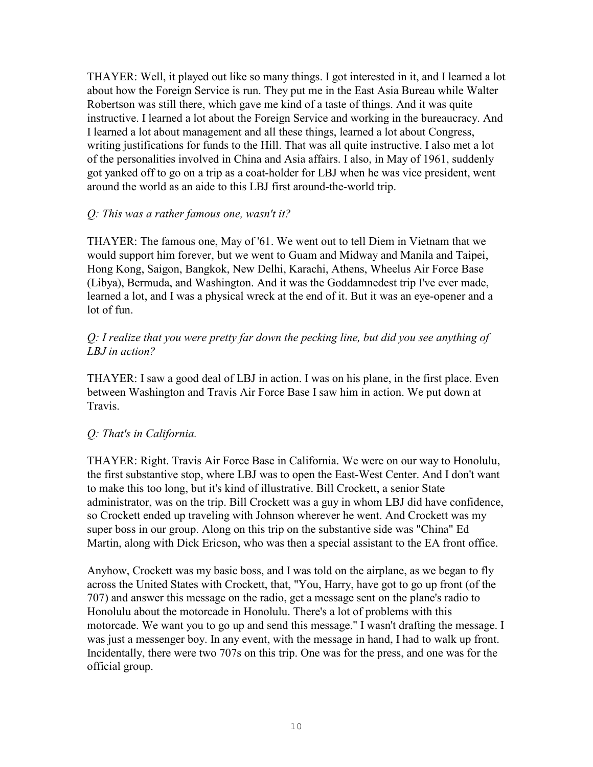THAYER: Well, it played out like so many things. I got interested in it, and I learned a lot about how the Foreign Service is run. They put me in the East Asia Bureau while Walter Robertson was still there, which gave me kind of a taste of things. And it was quite instructive. I learned a lot about the Foreign Service and working in the bureaucracy. And I learned a lot about management and all these things, learned a lot about Congress, writing justifications for funds to the Hill. That was all quite instructive. I also met a lot of the personalities involved in China and Asia affairs. I also, in May of 1961, suddenly got yanked off to go on a trip as a coat-holder for LBJ when he was vice president, went around the world as an aide to this LBJ first around-the-world trip.

*Q: This was a rather famous one, wasn't it?*

THAYER: The famous one, May of '61. We went out to tell Diem in Vietnam that we would support him forever, but we went to Guam and Midway and Manila and Taipei, Hong Kong, Saigon, Bangkok, New Delhi, Karachi, Athens, Wheelus Air Force Base (Libya), Bermuda, and Washington. And it was the Goddamnedest trip I've ever made, learned a lot, and I was a physical wreck at the end of it. But it was an eye-opener and a lot of fun.

*Q: I realize that you were pretty far down the pecking line, but did you see anything of LBJ in action?*

THAYER: I saw a good deal of LBJ in action. I was on his plane, in the first place. Even between Washington and Travis Air Force Base I saw him in action. We put down at Travis.

*Q: That's in California.*

THAYER: Right. Travis Air Force Base in California. We were on our way to Honolulu, the first substantive stop, where LBJ was to open the East-West Center. And I don't want to make this too long, but it's kind of illustrative. Bill Crockett, a senior State administrator, was on the trip. Bill Crockett was a guy in whom LBJ did have confidence, so Crockett ended up traveling with Johnson wherever he went. And Crockett was my super boss in our group. Along on this trip on the substantive side was "China" Ed Martin, along with Dick Ericson, who was then a special assistant to the EA front office.

Anyhow, Crockett was my basic boss, and I was told on the airplane, as we began to fly across the United States with Crockett, that, "You, Harry, have got to go up front (of the 707) and answer this message on the radio, get a message sent on the plane's radio to Honolulu about the motorcade in Honolulu. There's a lot of problems with this motorcade. We want you to go up and send this message." I wasn't drafting the message. I was just a messenger boy. In any event, with the message in hand, I had to walk up front. Incidentally, there were two 707s on this trip. One was for the press, and one was for the official group.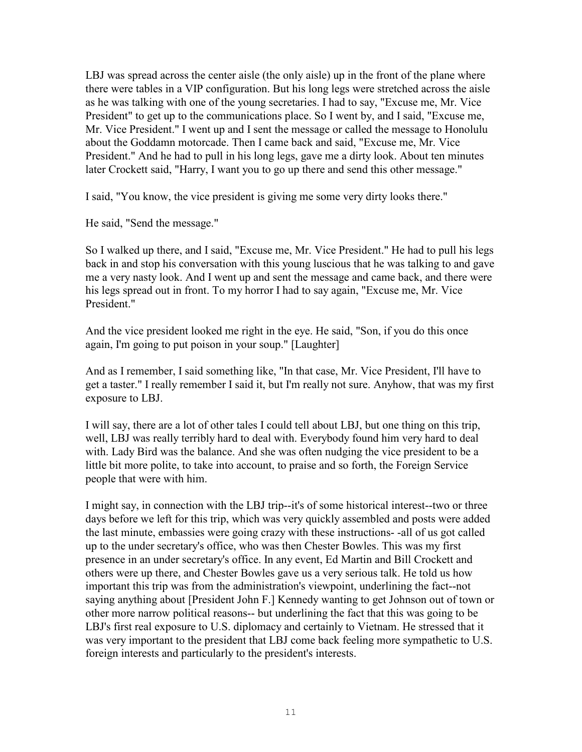LBJ was spread across the center aisle (the only aisle) up in the front of the plane where there were tables in a VIP configuration. But his long legs were stretched across the aisle as he was talking with one of the young secretaries. I had to say, "Excuse me, Mr. Vice President" to get up to the communications place. So I went by, and I said, "Excuse me, Mr. Vice President." I went up and I sent the message or called the message to Honolulu about the Goddamn motorcade. Then I came back and said, "Excuse me, Mr. Vice President." And he had to pull in his long legs, gave me a dirty look. About ten minutes later Crockett said, "Harry, I want you to go up there and send this other message."

I said, "You know, the vice president is giving me some very dirty looks there."

He said, "Send the message."

So I walked up there, and I said, "Excuse me, Mr. Vice President." He had to pull his legs back in and stop his conversation with this young luscious that he was talking to and gave me a very nasty look. And I went up and sent the message and came back, and there were his legs spread out in front. To my horror I had to say again, "Excuse me, Mr. Vice President."

And the vice president looked me right in the eye. He said, "Son, if you do this once again, I'm going to put poison in your soup." [Laughter]

And as I remember, I said something like, "In that case, Mr. Vice President, I'll have to get a taster." I really remember I said it, but I'm really not sure. Anyhow, that was my first exposure to LBJ.

I will say, there are a lot of other tales I could tell about LBJ, but one thing on this trip, well, LBJ was really terribly hard to deal with. Everybody found him very hard to deal with. Lady Bird was the balance. And she was often nudging the vice president to be a little bit more polite, to take into account, to praise and so forth, the Foreign Service people that were with him.

I might say, in connection with the LBJ trip--it's of some historical interest--two or three days before we left for this trip, which was very quickly assembled and posts were added the last minute, embassies were going crazy with these instructions- -all of us got called up to the under secretary's office, who was then Chester Bowles. This was my first presence in an under secretary's office. In any event, Ed Martin and Bill Crockett and others were up there, and Chester Bowles gave us a very serious talk. He told us how important this trip was from the administration's viewpoint, underlining the fact--not saying anything about [President John F.] Kennedy wanting to get Johnson out of town or other more narrow political reasons-- but underlining the fact that this was going to be LBJ's first real exposure to U.S. diplomacy and certainly to Vietnam. He stressed that it was very important to the president that LBJ come back feeling more sympathetic to U.S. foreign interests and particularly to the president's interests.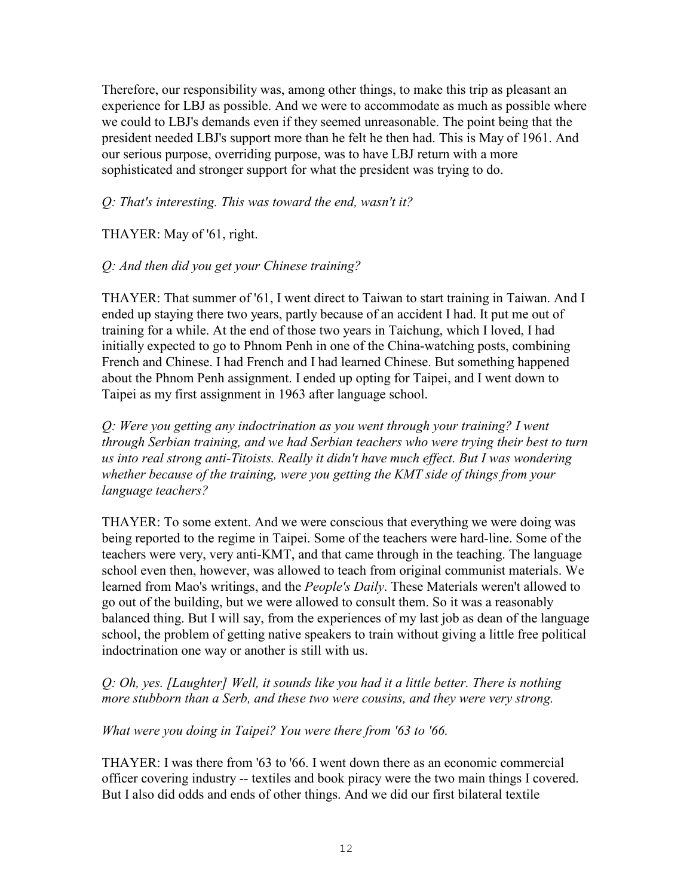Therefore, our responsibility was, among other things, to make this trip as pleasant an experience for LBJ as possible. And we were to accommodate as much as possible where we could to LBJ's demands even if they seemed unreasonable. The point being that the president needed LBJ's support more than he felt he then had. This is May of 1961. And our serious purpose, overriding purpose, was to have LBJ return with a more sophisticated and stronger support for what the president was trying to do.

*Q: That's interesting. This was toward the end, wasn't it?*

THAYER: May of '61, right.

*Q: And then did you get your Chinese training?*

THAYER: That summer of '61, I went direct to Taiwan to start training in Taiwan. And I ended up staying there two years, partly because of an accident I had. It put me out of training for a while. At the end of those two years in Taichung, which I loved, I had initially expected to go to Phnom Penh in one of the China-watching posts, combining French and Chinese. I had French and I had learned Chinese. But something happened about the Phnom Penh assignment. I ended up opting for Taipei, and I went down to Taipei as my first assignment in 1963 after language school.

*Q: Were you getting any indoctrination as you went through your training? I went through Serbian training, and we had Serbian teachers who were trying their best to turn us into real strong anti-Titoists. Really it didn't have much effect. But I was wondering whether because of the training, were you getting the KMT side of things from your language teachers?*

THAYER: To some extent. And we were conscious that everything we were doing was being reported to the regime in Taipei. Some of the teachers were hard-line. Some of the teachers were very, very anti-KMT, and that came through in the teaching. The language school even then, however, was allowed to teach from original communist materials. We learned from Mao's writings, and the *People's Daily*. These Materials weren't allowed to go out of the building, but we were allowed to consult them. So it was a reasonably balanced thing. But I will say, from the experiences of my last job as dean of the language school, the problem of getting native speakers to train without giving a little free political indoctrination one way or another is still with us.

*Q: Oh, yes. [Laughter] Well, it sounds like you had it a little better. There is nothing more stubborn than a Serb, and these two were cousins, and they were very strong.*

*What were you doing in Taipei? You were there from '63 to '66.*

THAYER: I was there from '63 to '66. I went down there as an economic commercial officer covering industry -- textiles and book piracy were the two main things I covered. But I also did odds and ends of other things. And we did our first bilateral textile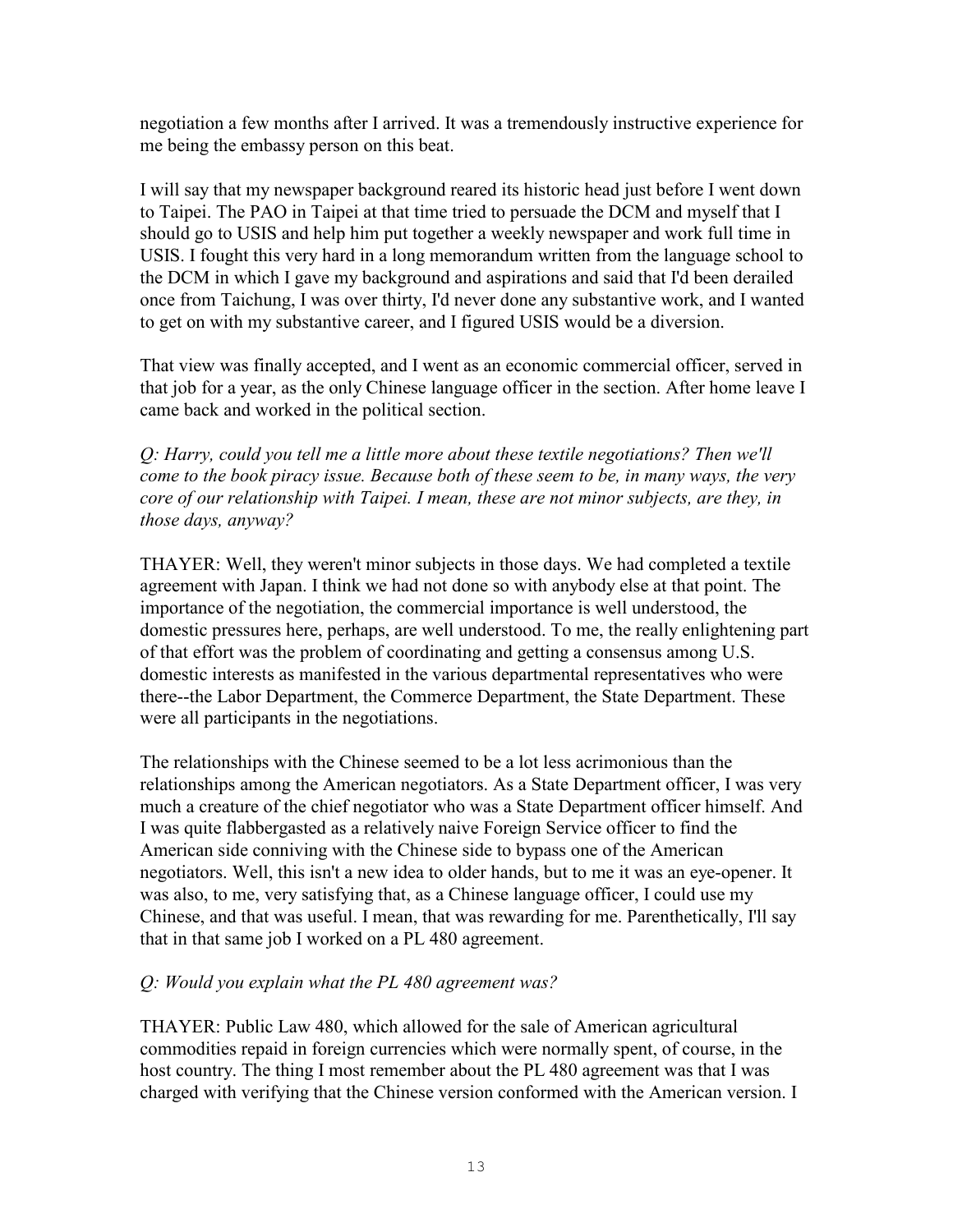negotiation a few months after I arrived. It was a tremendously instructive experience for me being the embassy person on this beat.

I will say that my newspaper background reared its historic head just before I went down to Taipei. The PAO in Taipei at that time tried to persuade the DCM and myself that I should go to USIS and help him put together a weekly newspaper and work full time in USIS. I fought this very hard in a long memorandum written from the language school to the DCM in which I gave my background and aspirations and said that I'd been derailed once from Taichung, I was over thirty, I'd never done any substantive work, and I wanted to get on with my substantive career, and I figured USIS would be a diversion.

That view was finally accepted, and I went as an economic commercial officer, served in that job for a year, as the only Chinese language officer in the section. After home leave I came back and worked in the political section.

*Q: Harry, could you tell me a little more about these textile negotiations? Then we'll come to the book piracy issue. Because both of these seem to be, in many ways, the very core of our relationship with Taipei. I mean, these are not minor subjects, are they, in those days, anyway?*

THAYER: Well, they weren't minor subjects in those days. We had completed a textile agreement with Japan. I think we had not done so with anybody else at that point. The importance of the negotiation, the commercial importance is well understood, the domestic pressures here, perhaps, are well understood. To me, the really enlightening part of that effort was the problem of coordinating and getting a consensus among U.S. domestic interests as manifested in the various departmental representatives who were there--the Labor Department, the Commerce Department, the State Department. These were all participants in the negotiations.

The relationships with the Chinese seemed to be a lot less acrimonious than the relationships among the American negotiators. As a State Department officer, I was very much a creature of the chief negotiator who was a State Department officer himself. And I was quite flabbergasted as a relatively naive Foreign Service officer to find the American side conniving with the Chinese side to bypass one of the American negotiators. Well, this isn't a new idea to older hands, but to me it was an eye-opener. It was also, to me, very satisfying that, as a Chinese language officer, I could use my Chinese, and that was useful. I mean, that was rewarding for me. Parenthetically, I'll say that in that same job I worked on a PL 480 agreement.

*Q: Would you explain what the PL 480 agreement was?*

THAYER: Public Law 480, which allowed for the sale of American agricultural commodities repaid in foreign currencies which were normally spent, of course, in the host country. The thing I most remember about the PL 480 agreement was that I was charged with verifying that the Chinese version conformed with the American version. I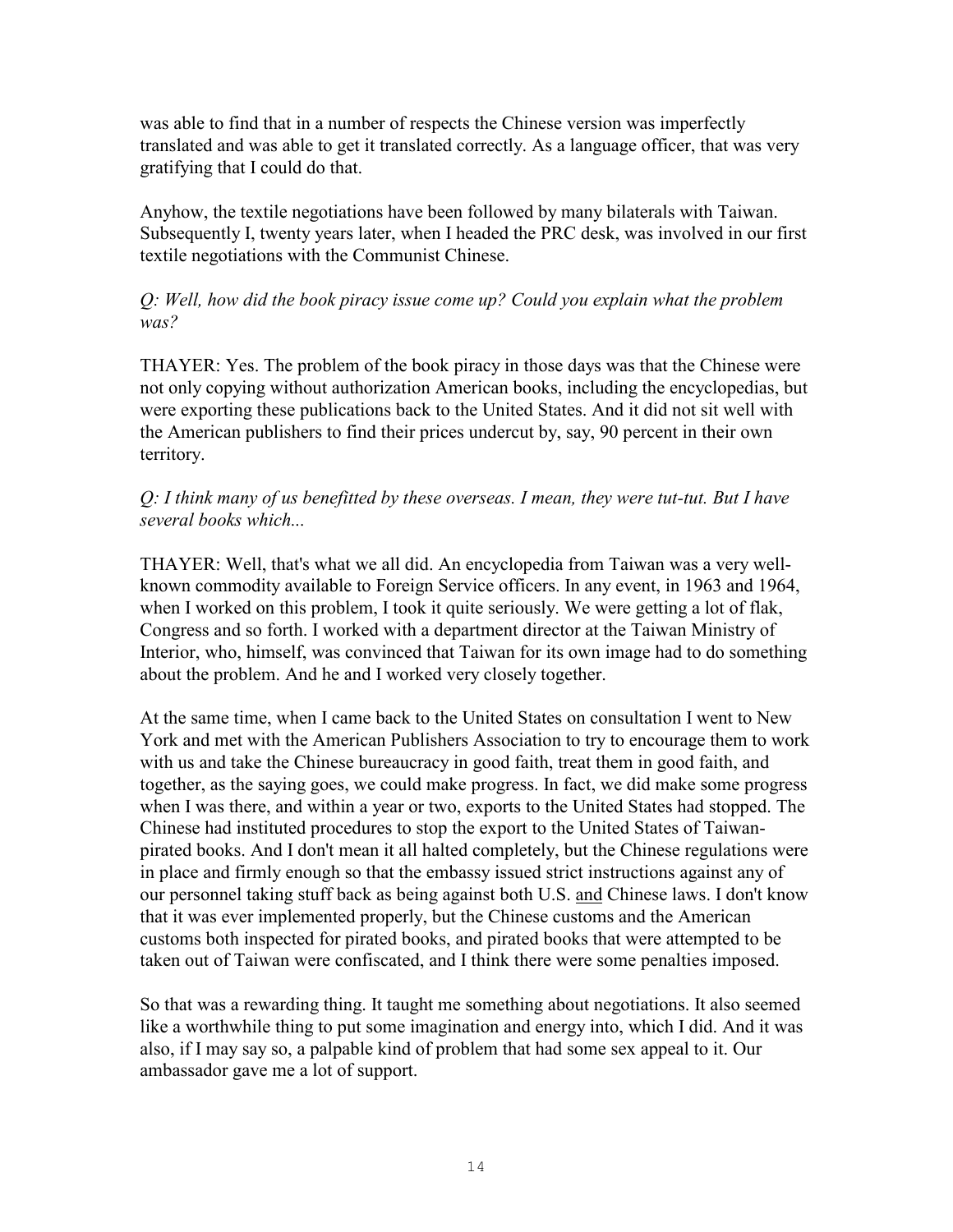was able to find that in a number of respects the Chinese version was imperfectly translated and was able to get it translated correctly. As a language officer, that was very gratifying that I could do that.

Anyhow, the textile negotiations have been followed by many bilaterals with Taiwan. Subsequently I, twenty years later, when I headed the PRC desk, was involved in our first textile negotiations with the Communist Chinese.

*Q: Well, how did the book piracy issue come up? Could you explain what the problem was?*

THAYER: Yes. The problem of the book piracy in those days was that the Chinese were not only copying without authorization American books, including the encyclopedias, but were exporting these publications back to the United States. And it did not sit well with the American publishers to find their prices undercut by, say, 90 percent in their own territory.

*Q: I think many of us benefitted by these overseas. I mean, they were tut-tut. But I have several books which...*

THAYER: Well, that's what we all did. An encyclopedia from Taiwan was a very well-known commodity available to Foreign Service officers. In any event, in 1963 and 1964, when I worked on this problem, I took it quite seriously. We were getting a lot of flak, Congress and so forth. I worked with a department director at the Taiwan Ministry of Interior, who, himself, was convinced that Taiwan for its own image had to do something about the problem. And he and I worked very closely together.

At the same time, when I came back to the United States on consultation I went to New York and met with the American Publishers Association to try to encourage them to work with us and take the Chinese bureaucracy in good faith, treat them in good faith, and together, as the saying goes, we could make progress. In fact, we did make some progress when I was there, and within a year or two, exports to the United States had stopped. The Chinese had instituted procedures to stop the export to the United States of Taiwan-pirated books. And I don't mean it all halted completely, but the Chinese regulations were in place and firmly enough so that the embassy issued strict instructions against any of our personnel taking stuff back as being against both U.S. <u>and</u> Chinese laws. I don't know that it was ever implemented properly, but the Chinese customs and the American customs both inspected for pirated books, and pirated books that were attempted to be taken out of Taiwan were confiscated, and I think there were some penalties imposed.

So that was a rewarding thing. It taught me something about negotiations. It also seemed like a worthwhile thing to put some imagination and energy into, which I did. And it was also, if I may say so, a palpable kind of problem that had some sex appeal to it. Our ambassador gave me a lot of support.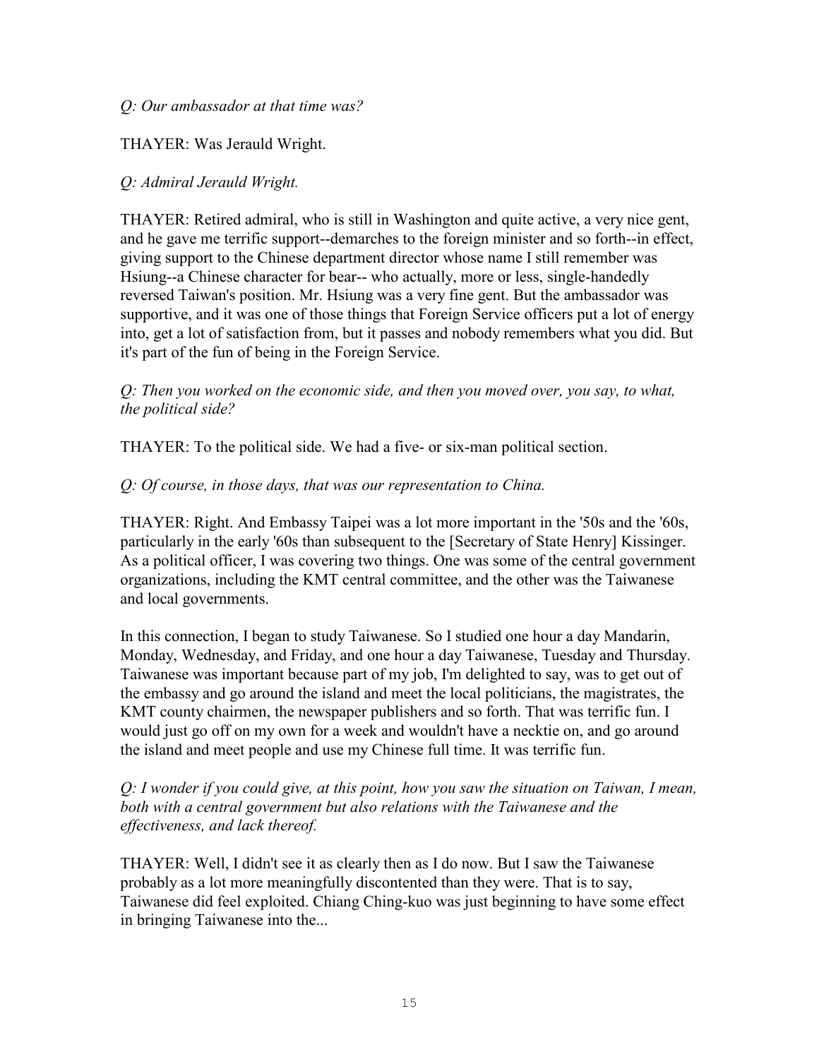*Q: Our ambassador at that time was?*

THAYER: Was Jerauld Wright.

*Q: Admiral Jerauld Wright.*

THAYER: Retired admiral, who is still in Washington and quite active, a very nice gent, and he gave me terrific support--demarches to the foreign minister and so forth--in effect, giving support to the Chinese department director whose name I still remember was Hsiung--a Chinese character for bear-- who actually, more or less, single-handedly reversed Taiwan's position. Mr. Hsiung was a very fine gent. But the ambassador was supportive, and it was one of those things that Foreign Service officers put a lot of energy into, get a lot of satisfaction from, but it passes and nobody remembers what you did. But it's part of the fun of being in the Foreign Service.

*Q: Then you worked on the economic side, and then you moved over, you say, to what, the political side?*

THAYER: To the political side. We had a five- or six-man political section.

*Q: Of course, in those days, that was our representation to China.*

THAYER: Right. And Embassy Taipei was a lot more important in the '50s and the '60s, particularly in the early '60s than subsequent to the [Secretary of State Henry] Kissinger. As a political officer, I was covering two things. One was some of the central government organizations, including the KMT central committee, and the other was the Taiwanese and local governments.

In this connection, I began to study Taiwanese. So I studied one hour a day Mandarin, Monday, Wednesday, and Friday, and one hour a day Taiwanese, Tuesday and Thursday. Taiwanese was important because part of my job, I'm delighted to say, was to get out of the embassy and go around the island and meet the local politicians, the magistrates, the KMT county chairmen, the newspaper publishers and so forth. That was terrific fun. I would just go off on my own for a week and wouldn't have a necktie on, and go around the island and meet people and use my Chinese full time. It was terrific fun.

*Q: I wonder if you could give, at this point, how you saw the situation on Taiwan, I mean, both with a central government but also relations with the Taiwanese and the effectiveness, and lack thereof.*

THAYER: Well, I didn't see it as clearly then as I do now. But I saw the Taiwanese probably as a lot more meaningfully discontented than they were. That is to say, Taiwanese did feel exploited. Chiang Ching-kuo was just beginning to have some effect in bringing Taiwanese into the...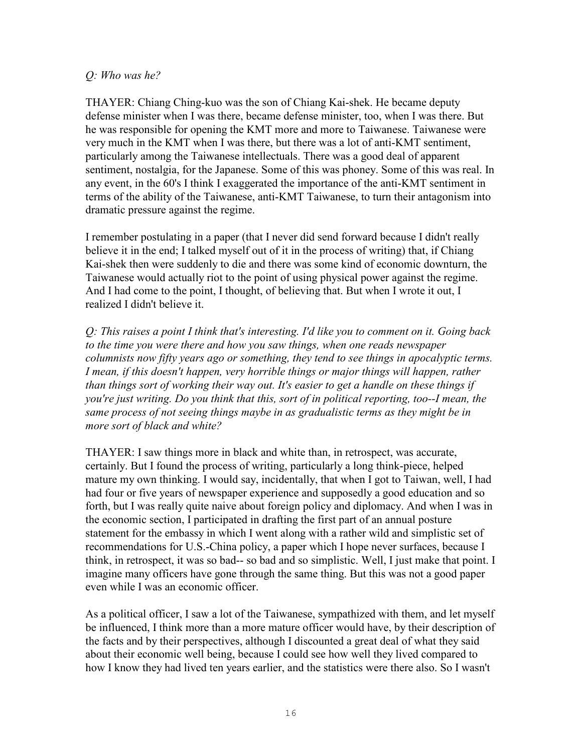*Q: Who was he?*

THAYER: Chiang Ching-kuo was the son of Chiang Kai-shek. He became deputy defense minister when I was there, became defense minister, too, when I was there. But he was responsible for opening the KMT more and more to Taiwanese. Taiwanese were very much in the KMT when I was there, but there was a lot of anti-KMT sentiment, particularly among the Taiwanese intellectuals. There was a good deal of apparent sentiment, nostalgia, for the Japanese. Some of this was phoney. Some of this was real. In any event, in the 60's I think I exaggerated the importance of the anti-KMT sentiment in terms of the ability of the Taiwanese, anti-KMT Taiwanese, to turn their antagonism into dramatic pressure against the regime.

I remember postulating in a paper (that I never did send forward because I didn't really believe it in the end; I talked myself out of it in the process of writing) that, if Chiang Kai-shek then were suddenly to die and there was some kind of economic downturn, the Taiwanese would actually riot to the point of using physical power against the regime. And I had come to the point, I thought, of believing that. But when I wrote it out, I realized I didn't believe it.

*Q: This raises a point I think that's interesting. I'd like you to comment on it. Going back to the time you were there and how you saw things, when one reads newspaper columnists now fifty years ago or something, they tend to see things in apocalyptic terms. I mean, if this doesn't happen, very horrible things or major things will happen, rather than things sort of working their way out. It's easier to get a handle on these things if you're just writing. Do you think that this, sort of in political reporting, too--I mean, the same process of not seeing things maybe in as gradualistic terms as they might be in more sort of black and white?*

THAYER: I saw things more in black and white than, in retrospect, was accurate, certainly. But I found the process of writing, particularly a long think-piece, helped mature my own thinking. I would say, incidentally, that when I got to Taiwan, well, I had had four or five years of newspaper experience and supposedly a good education and so forth, but I was really quite naive about foreign policy and diplomacy. And when I was in the economic section, I participated in drafting the first part of an annual posture statement for the embassy in which I went along with a rather wild and simplistic set of recommendations for U.S.-China policy, a paper which I hope never surfaces, because I think, in retrospect, it was so bad-- so bad and so simplistic. Well, I just make that point. I imagine many officers have gone through the same thing. But this was not a good paper even while I was an economic officer.

As a political officer, I saw a lot of the Taiwanese, sympathized with them, and let myself be influenced, I think more than a more mature officer would have, by their description of the facts and by their perspectives, although I discounted a great deal of what they said about their economic well being, because I could see how well they lived compared to how I know they had lived ten years earlier, and the statistics were there also. So I wasn't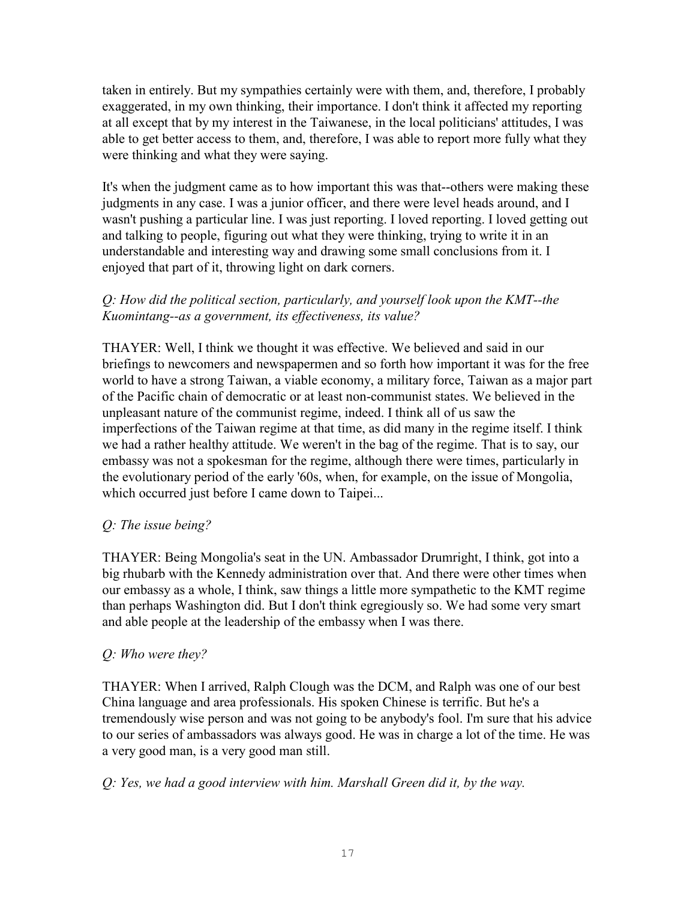taken in entirely. But my sympathies certainly were with them, and, therefore, I probably exaggerated, in my own thinking, their importance. I don't think it affected my reporting at all except that by my interest in the Taiwanese, in the local politicians' attitudes, I was able to get better access to them, and, therefore, I was able to report more fully what they were thinking and what they were saying.

It's when the judgment came as to how important this was that--others were making these judgments in any case. I was a junior officer, and there were level heads around, and I wasn't pushing a particular line. I was just reporting. I loved reporting. I loved getting out and talking to people, figuring out what they were thinking, trying to write it in an understandable and interesting way and drawing some small conclusions from it. I enjoyed that part of it, throwing light on dark corners.

*Q: How did the political section, particularly, and yourself look upon the KMT--the Kuomintang--as a government, its effectiveness, its value?*

THAYER: Well, I think we thought it was effective. We believed and said in our briefings to newcomers and newspapermen and so forth how important it was for the free world to have a strong Taiwan, a viable economy, a military force, Taiwan as a major part of the Pacific chain of democratic or at least non-communist states. We believed in the unpleasant nature of the communist regime, indeed. I think all of us saw the imperfections of the Taiwan regime at that time, as did many in the regime itself. I think we had a rather healthy attitude. We weren't in the bag of the regime. That is to say, our embassy was not a spokesman for the regime, although there were times, particularly in the evolutionary period of the early '60s, when, for example, on the issue of Mongolia, which occurred just before I came down to Taipei...

*Q: The issue being?*

THAYER: Being Mongolia's seat in the UN. Ambassador Drumright, I think, got into a big rhubarb with the Kennedy administration over that. And there were other times when our embassy as a whole, I think, saw things a little more sympathetic to the KMT regime than perhaps Washington did. But I don't think egregiously so. We had some very smart and able people at the leadership of the embassy when I was there.

*Q: Who were they?*

THAYER: When I arrived, Ralph Clough was the DCM, and Ralph was one of our best China language and area professionals. His spoken Chinese is terrific. But he's a tremendously wise person and was not going to be anybody's fool. I'm sure that his advice to our series of ambassadors was always good. He was in charge a lot of the time. He was a very good man, is a very good man still.

*Q: Yes, we had a good interview with him. Marshall Green did it, by the way.*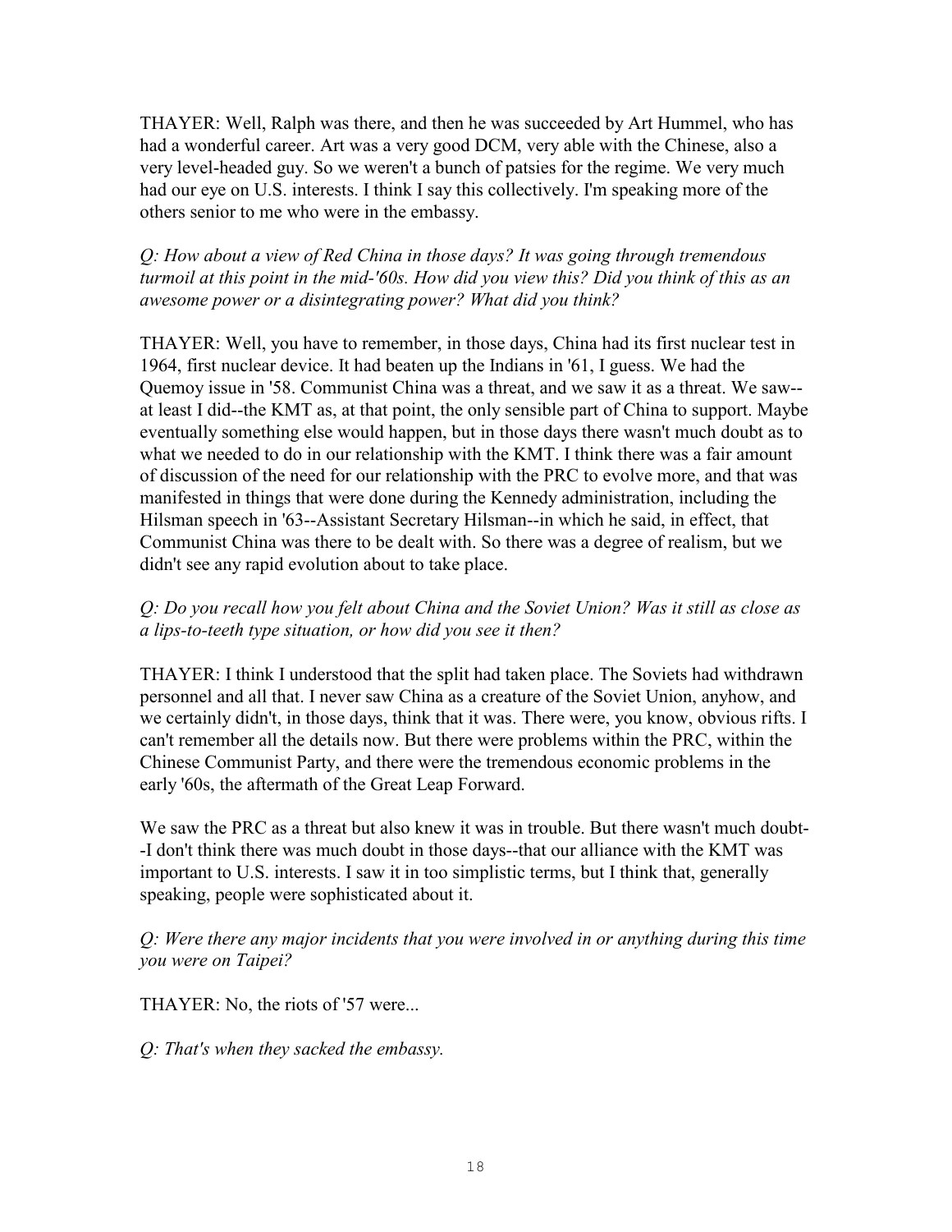THAYER: Well, Ralph was there, and then he was succeeded by Art Hummel, who has had a wonderful career. Art was a very good DCM, very able with the Chinese, also a very level-headed guy. So we weren't a bunch of patsies for the regime. We very much had our eye on U.S. interests. I think I say this collectively. I'm speaking more of the others senior to me who were in the embassy.

*Q: How about a view of Red China in those days? It was going through tremendous turmoil at this point in the mid-'60s. How did you view this? Did you think of this as an awesome power or a disintegrating power? What did you think?*

THAYER: Well, you have to remember, in those days, China had its first nuclear test in 1964, first nuclear device. It had beaten up the Indians in '61, I guess. We had the Quemoy issue in '58. Communist China was a threat, and we saw it as a threat. We saw--at least I did--the KMT as, at that point, the only sensible part of China to support. Maybe eventually something else would happen, but in those days there wasn't much doubt as to what we needed to do in our relationship with the KMT. I think there was a fair amount of discussion of the need for our relationship with the PRC to evolve more, and that was manifested in things that were done during the Kennedy administration, including the Hilsman speech in '63--Assistant Secretary Hilsman--in which he said, in effect, that Communist China was there to be dealt with. So there was a degree of realism, but we didn't see any rapid evolution about to take place.

*Q: Do you recall how you felt about China and the Soviet Union? Was it still as close as a lips-to-teeth type situation, or how did you see it then?*

THAYER: I think I understood that the split had taken place. The Soviets had withdrawn personnel and all that. I never saw China as a creature of the Soviet Union, anyhow, and we certainly didn't, in those days, think that it was. There were, you know, obvious rifts. I can't remember all the details now. But there were problems within the PRC, within the Chinese Communist Party, and there were the tremendous economic problems in the early '60s, the aftermath of the Great Leap Forward.

We saw the PRC as a threat but also knew it was in trouble. But there wasn't much doubt--I don't think there was much doubt in those days--that our alliance with the KMT was important to U.S. interests. I saw it in too simplistic terms, but I think that, generally speaking, people were sophisticated about it.

*Q: Were there any major incidents that you were involved in or anything during this time you were on Taipei?*

THAYER: No, the riots of '57 were...

*Q: That's when they sacked the embassy.*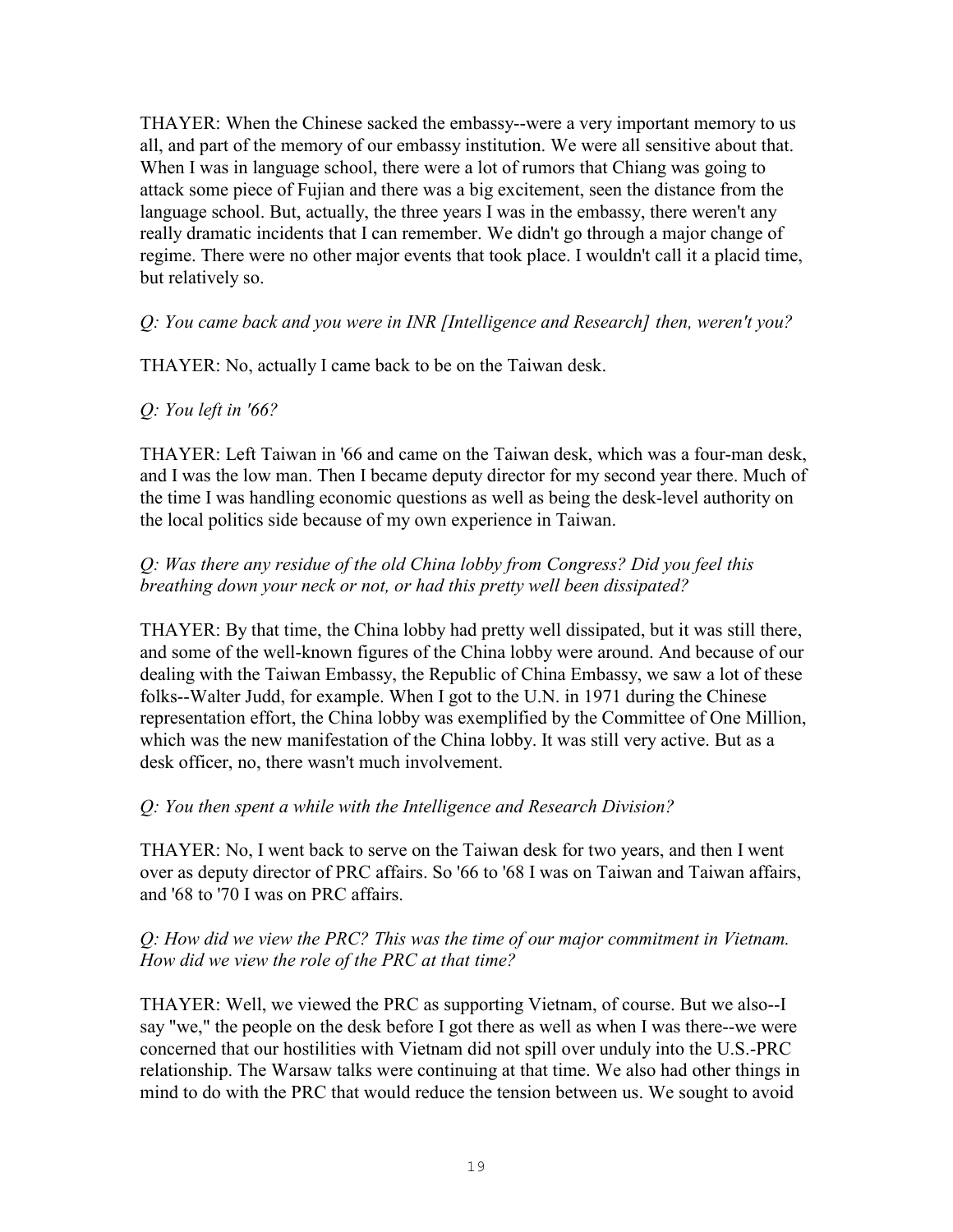THAYER: When the Chinese sacked the embassy--were a very important memory to us all, and part of the memory of our embassy institution. We were all sensitive about that. When I was in language school, there were a lot of rumors that Chiang was going to attack some piece of Fujian and there was a big excitement, seen the distance from the language school. But, actually, the three years I was in the embassy, there weren't any really dramatic incidents that I can remember. We didn't go through a major change of regime. There were no other major events that took place. I wouldn't call it a placid time, but relatively so.

*Q: You came back and you were in INR [Intelligence and Research] then, weren't you?*

THAYER: No, actually I came back to be on the Taiwan desk.

*Q: You left in '66?*

THAYER: Left Taiwan in '66 and came on the Taiwan desk, which was a four-man desk, and I was the low man. Then I became deputy director for my second year there. Much of the time I was handling economic questions as well as being the desk-level authority on the local politics side because of my own experience in Taiwan.

*Q: Was there any residue of the old China lobby from Congress? Did you feel this breathing down your neck or not, or had this pretty well been dissipated?*

THAYER: By that time, the China lobby had pretty well dissipated, but it was still there, and some of the well-known figures of the China lobby were around. And because of our dealing with the Taiwan Embassy, the Republic of China Embassy, we saw a lot of these folks--Walter Judd, for example. When I got to the U.N. in 1971 during the Chinese representation effort, the China lobby was exemplified by the Committee of One Million, which was the new manifestation of the China lobby. It was still very active. But as a desk officer, no, there wasn't much involvement.

*Q: You then spent a while with the Intelligence and Research Division?*

THAYER: No, I went back to serve on the Taiwan desk for two years, and then I went over as deputy director of PRC affairs. So '66 to '68 I was on Taiwan and Taiwan affairs, and '68 to '70 I was on PRC affairs.

*Q: How did we view the PRC? This was the time of our major commitment in Vietnam. How did we view the role of the PRC at that time?*

THAYER: Well, we viewed the PRC as supporting Vietnam, of course. But we also--I say "we," the people on the desk before I got there as well as when I was there--we were concerned that our hostilities with Vietnam did not spill over unduly into the U.S.-PRC relationship. The Warsaw talks were continuing at that time. We also had other things in mind to do with the PRC that would reduce the tension between us. We sought to avoid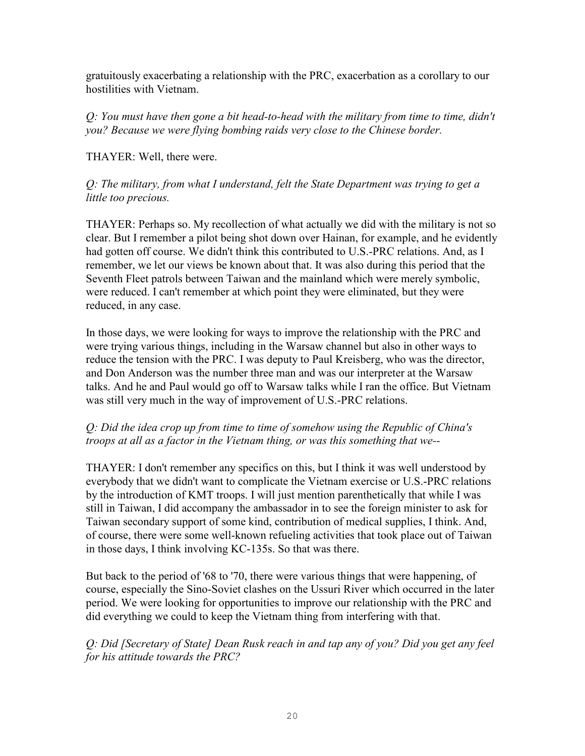gratuitously exacerbating a relationship with the PRC, exacerbation as a corollary to our hostilities with Vietnam.

*Q: You must have then gone a bit head-to-head with the military from time to time, didn't you? Because we were flying bombing raids very close to the Chinese border.*

THAYER: Well, there were.

*Q: The military, from what I understand, felt the State Department was trying to get a little too precious.*

THAYER: Perhaps so. My recollection of what actually we did with the military is not so clear. But I remember a pilot being shot down over Hainan, for example, and he evidently had gotten off course. We didn't think this contributed to U.S.-PRC relations. And, as I remember, we let our views be known about that. It was also during this period that the Seventh Fleet patrols between Taiwan and the mainland which were merely symbolic, were reduced. I can't remember at which point they were eliminated, but they were reduced, in any case.

In those days, we were looking for ways to improve the relationship with the PRC and were trying various things, including in the Warsaw channel but also in other ways to reduce the tension with the PRC. I was deputy to Paul Kreisberg, who was the director, and Don Anderson was the number three man and was our interpreter at the Warsaw talks. And he and Paul would go off to Warsaw talks while I ran the office. But Vietnam was still very much in the way of improvement of U.S.-PRC relations.

*Q: Did the idea crop up from time to time of somehow using the Republic of China's troops at all as a factor in the Vietnam thing, or was this something that we--*

THAYER: I don't remember any specifics on this, but I think it was well understood by everybody that we didn't want to complicate the Vietnam exercise or U.S.-PRC relations by the introduction of KMT troops. I will just mention parenthetically that while I was still in Taiwan, I did accompany the ambassador in to see the foreign minister to ask for Taiwan secondary support of some kind, contribution of medical supplies, I think. And, of course, there were some well-known refueling activities that took place out of Taiwan in those days, I think involving KC-135s. So that was there.

But back to the period of '68 to '70, there were various things that were happening, of course, especially the Sino-Soviet clashes on the Ussuri River which occurred in the later period. We were looking for opportunities to improve our relationship with the PRC and did everything we could to keep the Vietnam thing from interfering with that.

*Q: Did [Secretary of State] Dean Rusk reach in and tap any of you? Did you get any feel for his attitude towards the PRC?*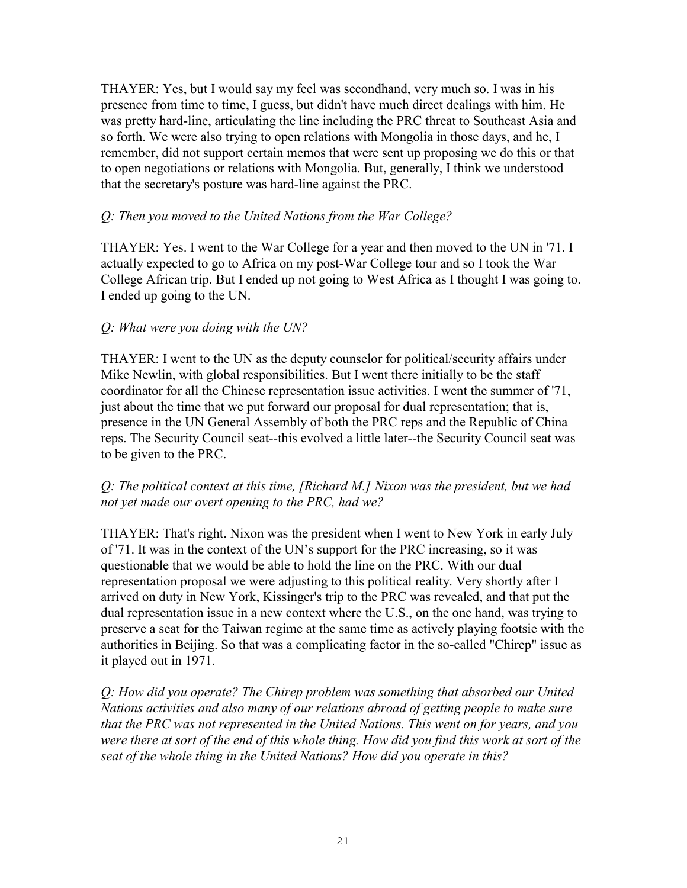THAYER: Yes, but I would say my feel was secondhand, very much so. I was in his presence from time to time, I guess, but didn't have much direct dealings with him. He was pretty hard-line, articulating the line including the PRC threat to Southeast Asia and so forth. We were also trying to open relations with Mongolia in those days, and he, I remember, did not support certain memos that were sent up proposing we do this or that to open negotiations or relations with Mongolia. But, generally, I think we understood that the secretary's posture was hard-line against the PRC.

*Q: Then you moved to the United Nations from the War College?*

THAYER: Yes. I went to the War College for a year and then moved to the UN in '71. I actually expected to go to Africa on my post-War College tour and so I took the War College African trip. But I ended up not going to West Africa as I thought I was going to. I ended up going to the UN.

*Q: What were you doing with the UN?*

THAYER: I went to the UN as the deputy counselor for political/security affairs under Mike Newlin, with global responsibilities. But I went there initially to be the staff coordinator for all the Chinese representation issue activities. I went the summer of '71, just about the time that we put forward our proposal for dual representation; that is, presence in the UN General Assembly of both the PRC reps and the Republic of China reps. The Security Council seat--this evolved a little later--the Security Council seat was to be given to the PRC.

*Q: The political context at this time, [Richard M.] Nixon was the president, but we had not yet made our overt opening to the PRC, had we?*

THAYER: That's right. Nixon was the president when I went to New York in early July of '71. It was in the context of the UN's support for the PRC increasing, so it was questionable that we would be able to hold the line on the PRC. With our dual representation proposal we were adjusting to this political reality. Very shortly after I arrived on duty in New York, Kissinger's trip to the PRC was revealed, and that put the dual representation issue in a new context where the U.S., on the one hand, was trying to preserve a seat for the Taiwan regime at the same time as actively playing footsie with the authorities in Beijing. So that was a complicating factor in the so-called "Chirep" issue as it played out in 1971.

*Q: How did you operate? The Chirep problem was something that absorbed our United Nations activities and also many of our relations abroad of getting people to make sure that the PRC was not represented in the United Nations. This went on for years, and you were there at sort of the end of this whole thing. How did you find this work at sort of the seat of the whole thing in the United Nations? How did you operate in this?*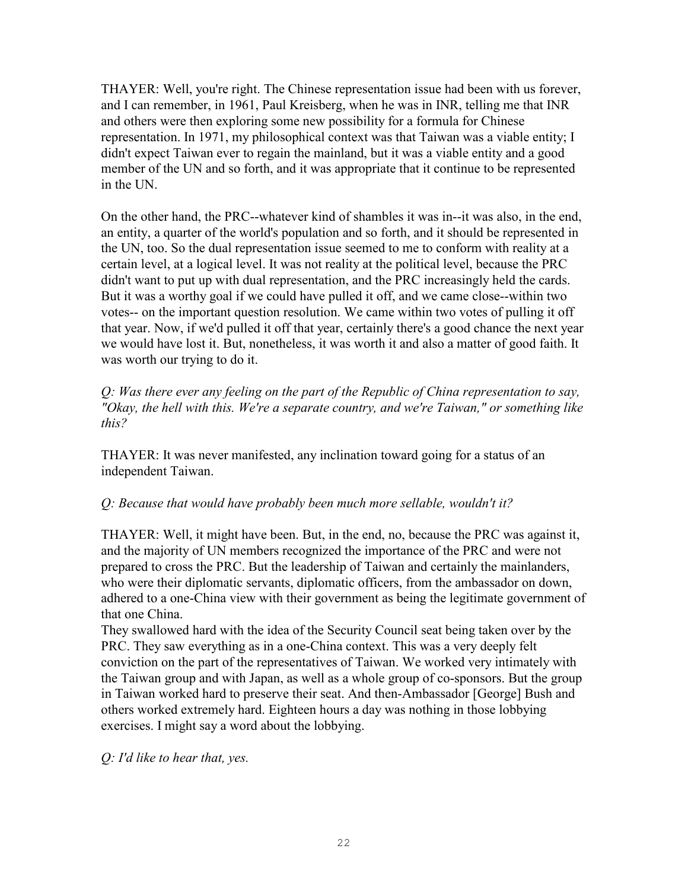THAYER: Well, you're right. The Chinese representation issue had been with us forever, and I can remember, in 1961, Paul Kreisberg, when he was in INR, telling me that INR and others were then exploring some new possibility for a formula for Chinese representation. In 1971, my philosophical context was that Taiwan was a viable entity; I didn't expect Taiwan ever to regain the mainland, but it was a viable entity and a good member of the UN and so forth, and it was appropriate that it continue to be represented in the UN.

On the other hand, the PRC--whatever kind of shambles it was in--it was also, in the end, an entity, a quarter of the world's population and so forth, and it should be represented in the UN, too. So the dual representation issue seemed to me to conform with reality at a certain level, at a logical level. It was not reality at the political level, because the PRC didn't want to put up with dual representation, and the PRC increasingly held the cards. But it was a worthy goal if we could have pulled it off, and we came close--within two votes-- on the important question resolution. We came within two votes of pulling it off that year. Now, if we'd pulled it off that year, certainly there's a good chance the next year we would have lost it. But, nonetheless, it was worth it and also a matter of good faith. It was worth our trying to do it.

*Q: Was there ever any feeling on the part of the Republic of China representation to say, "Okay, the hell with this. We're a separate country, and we're Taiwan," or something like this?*

THAYER: It was never manifested, any inclination toward going for a status of an independent Taiwan.

*Q: Because that would have probably been much more sellable, wouldn't it?*

THAYER: Well, it might have been. But, in the end, no, because the PRC was against it, and the majority of UN members recognized the importance of the PRC and were not prepared to cross the PRC. But the leadership of Taiwan and certainly the mainlanders, who were their diplomatic servants, diplomatic officers, from the ambassador on down, adhered to a one-China view with their government as being the legitimate government of that one China.

They swallowed hard with the idea of the Security Council seat being taken over by the PRC. They saw everything as in a one-China context. This was a very deeply felt conviction on the part of the representatives of Taiwan. We worked very intimately with the Taiwan group and with Japan, as well as a whole group of co-sponsors. But the group in Taiwan worked hard to preserve their seat. And then-Ambassador [George] Bush and others worked extremely hard. Eighteen hours a day was nothing in those lobbying exercises. I might say a word about the lobbying.

*Q: I'd like to hear that, yes.*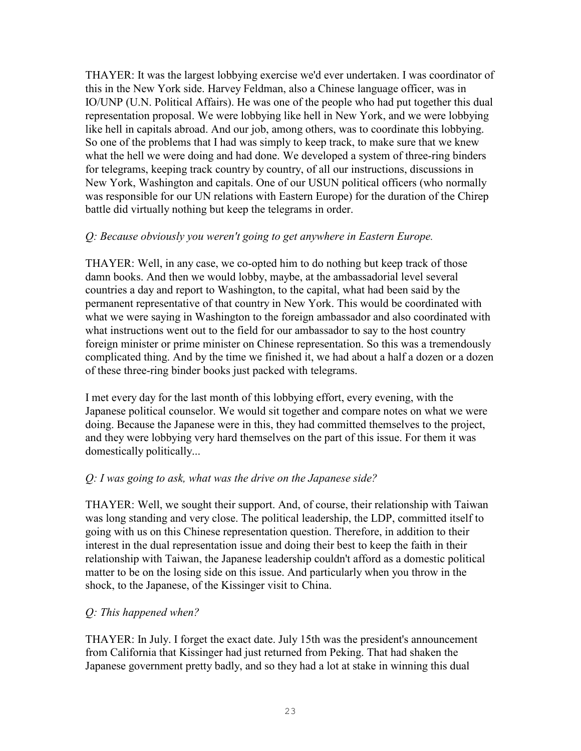THAYER: It was the largest lobbying exercise we'd ever undertaken. I was coordinator of this in the New York side. Harvey Feldman, also a Chinese language officer, was in IO/UNP (U.N. Political Affairs). He was one of the people who had put together this dual representation proposal. We were lobbying like hell in New York, and we were lobbying like hell in capitals abroad. And our job, among others, was to coordinate this lobbying. So one of the problems that I had was simply to keep track, to make sure that we knew what the hell we were doing and had done. We developed a system of three-ring binders for telegrams, keeping track country by country, of all our instructions, discussions in New York, Washington and capitals. One of our USUN political officers (who normally was responsible for our UN relations with Eastern Europe) for the duration of the Chirep battle did virtually nothing but keep the telegrams in order.

*Q: Because obviously you weren't going to get anywhere in Eastern Europe.*

THAYER: Well, in any case, we co-opted him to do nothing but keep track of those damn books. And then we would lobby, maybe, at the ambassadorial level several countries a day and report to Washington, to the capital, what had been said by the permanent representative of that country in New York. This would be coordinated with what we were saying in Washington to the foreign ambassador and also coordinated with what instructions went out to the field for our ambassador to say to the host country foreign minister or prime minister on Chinese representation. So this was a tremendously complicated thing. And by the time we finished it, we had about a half a dozen or a dozen of these three-ring binder books just packed with telegrams.

I met every day for the last month of this lobbying effort, every evening, with the Japanese political counselor. We would sit together and compare notes on what we were doing. Because the Japanese were in this, they had committed themselves to the project, and they were lobbying very hard themselves on the part of this issue. For them it was domestically politically...

*Q: I was going to ask, what was the drive on the Japanese side?*

THAYER: Well, we sought their support. And, of course, their relationship with Taiwan was long standing and very close. The political leadership, the LDP, committed itself to going with us on this Chinese representation question. Therefore, in addition to their interest in the dual representation issue and doing their best to keep the faith in their relationship with Taiwan, the Japanese leadership couldn't afford as a domestic political matter to be on the losing side on this issue. And particularly when you throw in the shock, to the Japanese, of the Kissinger visit to China.

*Q: This happened when?*

THAYER: In July. I forget the exact date. July 15th was the president's announcement from California that Kissinger had just returned from Peking. That had shaken the Japanese government pretty badly, and so they had a lot at stake in winning this dual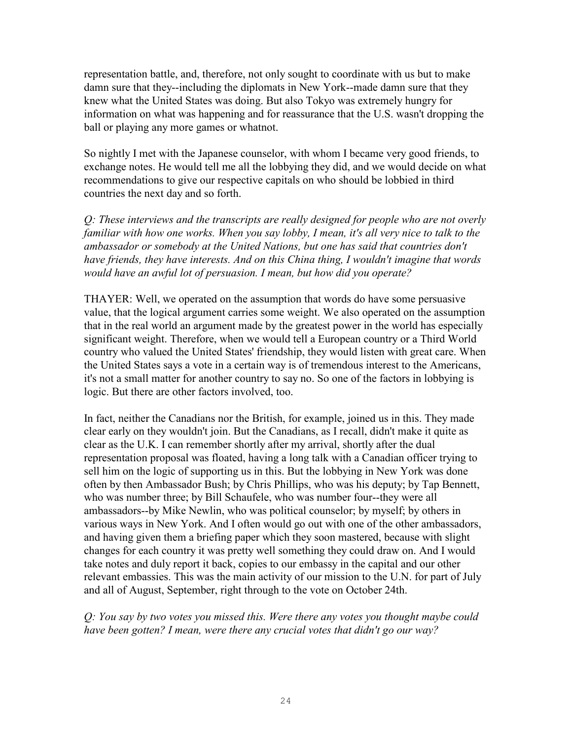representation battle, and, therefore, not only sought to coordinate with us but to make damn sure that they--including the diplomats in New York--made damn sure that they knew what the United States was doing. But also Tokyo was extremely hungry for information on what was happening and for reassurance that the U.S. wasn't dropping the ball or playing any more games or whatnot.

So nightly I met with the Japanese counselor, with whom I became very good friends, to exchange notes. He would tell me all the lobbying they did, and we would decide on what recommendations to give our respective capitals on who should be lobbied in third countries the next day and so forth.

*Q: These interviews and the transcripts are really designed for people who are not overly familiar with how one works. When you say lobby, I mean, it's all very nice to talk to the ambassador or somebody at the United Nations, but one has said that countries don't have friends, they have interests. And on this China thing, I wouldn't imagine that words would have an awful lot of persuasion. I mean, but how did you operate?*

THAYER: Well, we operated on the assumption that words do have some persuasive value, that the logical argument carries some weight. We also operated on the assumption that in the real world an argument made by the greatest power in the world has especially significant weight. Therefore, when we would tell a European country or a Third World country who valued the United States' friendship, they would listen with great care. When the United States says a vote in a certain way is of tremendous interest to the Americans, it's not a small matter for another country to say no. So one of the factors in lobbying is logic. But there are other factors involved, too.

In fact, neither the Canadians nor the British, for example, joined us in this. They made clear early on they wouldn't join. But the Canadians, as I recall, didn't make it quite as clear as the U.K. I can remember shortly after my arrival, shortly after the dual representation proposal was floated, having a long talk with a Canadian officer trying to sell him on the logic of supporting us in this. But the lobbying in New York was done often by then Ambassador Bush; by Chris Phillips, who was his deputy; by Tap Bennett, who was number three; by Bill Schaufele, who was number four--they were all ambassadors--by Mike Newlin, who was political counselor; by myself; by others in various ways in New York. And I often would go out with one of the other ambassadors, and having given them a briefing paper which they soon mastered, because with slight changes for each country it was pretty well something they could draw on. And I would take notes and duly report it back, copies to our embassy in the capital and our other relevant embassies. This was the main activity of our mission to the U.N. for part of July and all of August, September, right through to the vote on October 24th.

*Q: You say by two votes you missed this. Were there any votes you thought maybe could have been gotten? I mean, were there any crucial votes that didn't go our way?*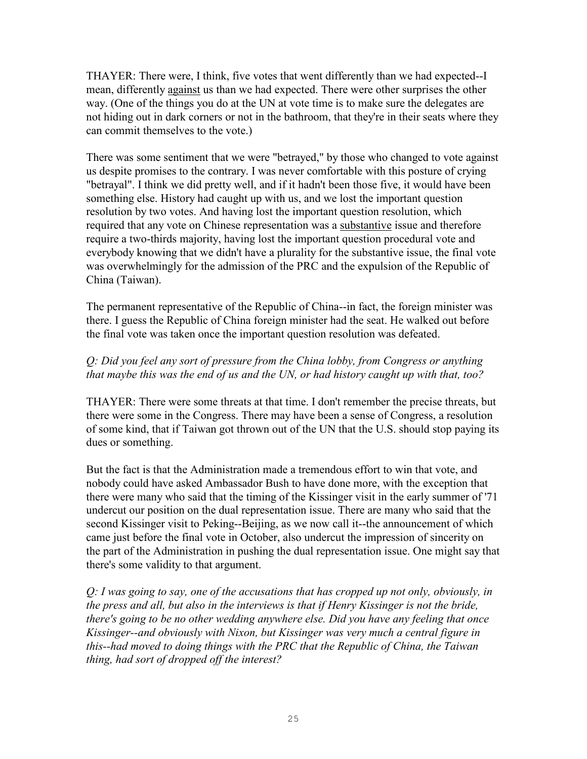THAYER: There were, I think, five votes that went differently than we had expected--I mean, differently <u>against</u> us than we had expected. There were other surprises the other way. (One of the things you do at the UN at vote time is to make sure the delegates are not hiding out in dark corners or not in the bathroom, that they're in their seats where they can commit themselves to the vote.)

There was some sentiment that we were "betrayed," by those who changed to vote against us despite promises to the contrary. I was never comfortable with this posture of crying "betrayal". I think we did pretty well, and if it hadn't been those five, it would have been something else. History had caught up with us, and we lost the important question resolution by two votes. And having lost the important question resolution, which required that any vote on Chinese representation was a <u>substantive</u> issue and therefore require a two-thirds majority, having lost the important question procedural vote and everybody knowing that we didn't have a plurality for the substantive issue, the final vote was overwhelmingly for the admission of the PRC and the expulsion of the Republic of China (Taiwan).

The permanent representative of the Republic of China--in fact, the foreign minister was there. I guess the Republic of China foreign minister had the seat. He walked out before the final vote was taken once the important question resolution was defeated.

*Q: Did you feel any sort of pressure from the China lobby, from Congress or anything that maybe this was the end of us and the UN, or had history caught up with that, too?*

THAYER: There were some threats at that time. I don't remember the precise threats, but there were some in the Congress. There may have been a sense of Congress, a resolution of some kind, that if Taiwan got thrown out of the UN that the U.S. should stop paying its dues or something.

But the fact is that the Administration made a tremendous effort to win that vote, and nobody could have asked Ambassador Bush to have done more, with the exception that there were many who said that the timing of the Kissinger visit in the early summer of '71 undercut our position on the dual representation issue. There are many who said that the second Kissinger visit to Peking--Beijing, as we now call it--the announcement of which came just before the final vote in October, also undercut the impression of sincerity on the part of the Administration in pushing the dual representation issue. One might say that there's some validity to that argument.

*Q: I was going to say, one of the accusations that has cropped up not only, obviously, in the press and all, but also in the interviews is that if Henry Kissinger is not the bride, there's going to be no other wedding anywhere else. Did you have any feeling that once Kissinger--and obviously with Nixon, but Kissinger was very much a central figure in this--had moved to doing things with the PRC that the Republic of China, the Taiwan thing, had sort of dropped off the interest?*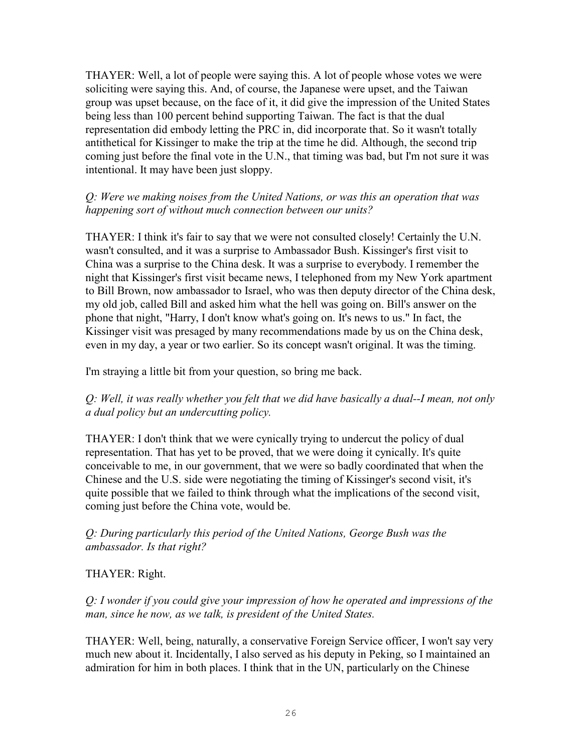THAYER: Well, a lot of people were saying this. A lot of people whose votes we were soliciting were saying this. And, of course, the Japanese were upset, and the Taiwan group was upset because, on the face of it, it did give the impression of the United States being less than 100 percent behind supporting Taiwan. The fact is that the dual representation did embody letting the PRC in, did incorporate that. So it wasn't totally antithetical for Kissinger to make the trip at the time he did. Although, the second trip coming just before the final vote in the U.N., that timing was bad, but I'm not sure it was intentional. It may have been just sloppy.

*Q: Were we making noises from the United Nations, or was this an operation that was happening sort of without much connection between our units?*

THAYER: I think it's fair to say that we were not consulted closely! Certainly the U.N. wasn't consulted, and it was a surprise to Ambassador Bush. Kissinger's first visit to China was a surprise to the China desk. It was a surprise to everybody. I remember the night that Kissinger's first visit became news, I telephoned from my New York apartment to Bill Brown, now ambassador to Israel, who was then deputy director of the China desk, my old job, called Bill and asked him what the hell was going on. Bill's answer on the phone that night, "Harry, I don't know what's going on. It's news to us." In fact, the Kissinger visit was presaged by many recommendations made by us on the China desk, even in my day, a year or two earlier. So its concept wasn't original. It was the timing.

I'm straying a little bit from your question, so bring me back.

*Q: Well, it was really whether you felt that we did have basically a dual--I mean, not only a dual policy but an undercutting policy.*

THAYER: I don't think that we were cynically trying to undercut the policy of dual representation. That has yet to be proved, that we were doing it cynically. It's quite conceivable to me, in our government, that we were so badly coordinated that when the Chinese and the U.S. side were negotiating the timing of Kissinger's second visit, it's quite possible that we failed to think through what the implications of the second visit, coming just before the China vote, would be.

*Q: During particularly this period of the United Nations, George Bush was the ambassador. Is that right?*

THAYER: Right.

*Q: I wonder if you could give your impression of how he operated and impressions of the man, since he now, as we talk, is president of the United States.*

THAYER: Well, being, naturally, a conservative Foreign Service officer, I won't say very much new about it. Incidentally, I also served as his deputy in Peking, so I maintained an admiration for him in both places. I think that in the UN, particularly on the Chinese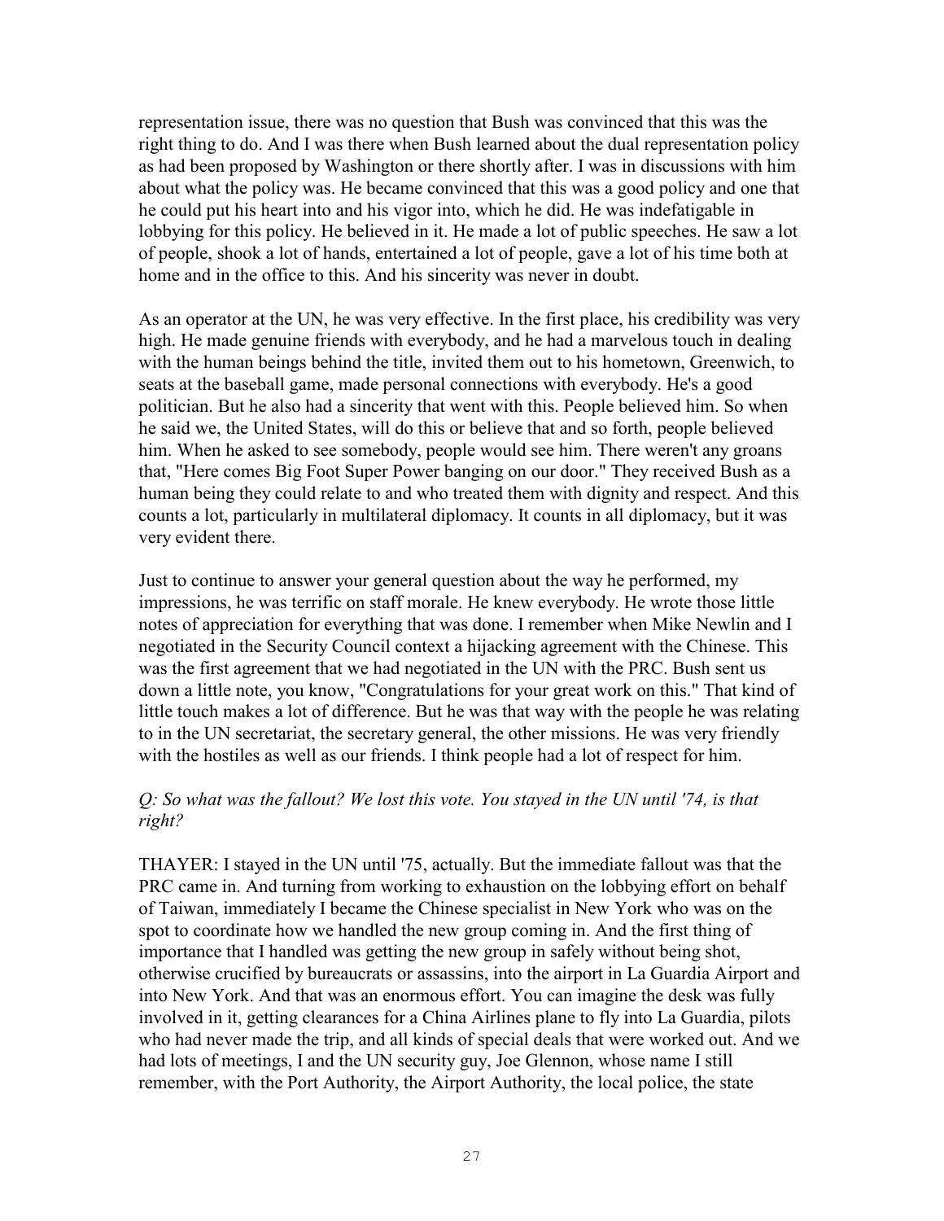representation issue, there was no question that Bush was convinced that this was the right thing to do. And I was there when Bush learned about the dual representation policy as had been proposed by Washington or there shortly after. I was in discussions with him about what the policy was. He became convinced that this was a good policy and one that he could put his heart into and his vigor into, which he did. He was indefatigable in lobbying for this policy. He believed in it. He made a lot of public speeches. He saw a lot of people, shook a lot of hands, entertained a lot of people, gave a lot of his time both at home and in the office to this. And his sincerity was never in doubt.

As an operator at the UN, he was very effective. In the first place, his credibility was very high. He made genuine friends with everybody, and he had a marvelous touch in dealing with the human beings behind the title, invited them out to his hometown, Greenwich, to seats at the baseball game, made personal connections with everybody. He's a good politician. But he also had a sincerity that went with this. People believed him. So when he said we, the United States, will do this or believe that and so forth, people believed him. When he asked to see somebody, people would see him. There weren't any groans that, "Here comes Big Foot Super Power banging on our door." They received Bush as a human being they could relate to and who treated them with dignity and respect. And this counts a lot, particularly in multilateral diplomacy. It counts in all diplomacy, but it was very evident there.

Just to continue to answer your general question about the way he performed, my impressions, he was terrific on staff morale. He knew everybody. He wrote those little notes of appreciation for everything that was done. I remember when Mike Newlin and I negotiated in the Security Council context a hijacking agreement with the Chinese. This was the first agreement that we had negotiated in the UN with the PRC. Bush sent us down a little note, you know, "Congratulations for your great work on this." That kind of little touch makes a lot of difference. But he was that way with the people he was relating to in the UN secretariat, the secretary general, the other missions. He was very friendly with the hostiles as well as our friends. I think people had a lot of respect for him.

*Q: So what was the fallout? We lost this vote. You stayed in the UN until '74, is that right?*

THAYER: I stayed in the UN until '75, actually. But the immediate fallout was that the PRC came in. And turning from working to exhaustion on the lobbying effort on behalf of Taiwan, immediately I became the Chinese specialist in New York who was on the spot to coordinate how we handled the new group coming in. And the first thing of importance that I handled was getting the new group in safely without being shot, otherwise crucified by bureaucrats or assassins, into the airport in La Guardia Airport and into New York. And that was an enormous effort. You can imagine the desk was fully involved in it, getting clearances for a China Airlines plane to fly into La Guardia, pilots who had never made the trip, and all kinds of special deals that were worked out. And we had lots of meetings, I and the UN security guy, Joe Glennon, whose name I still remember, with the Port Authority, the Airport Authority, the local police, the state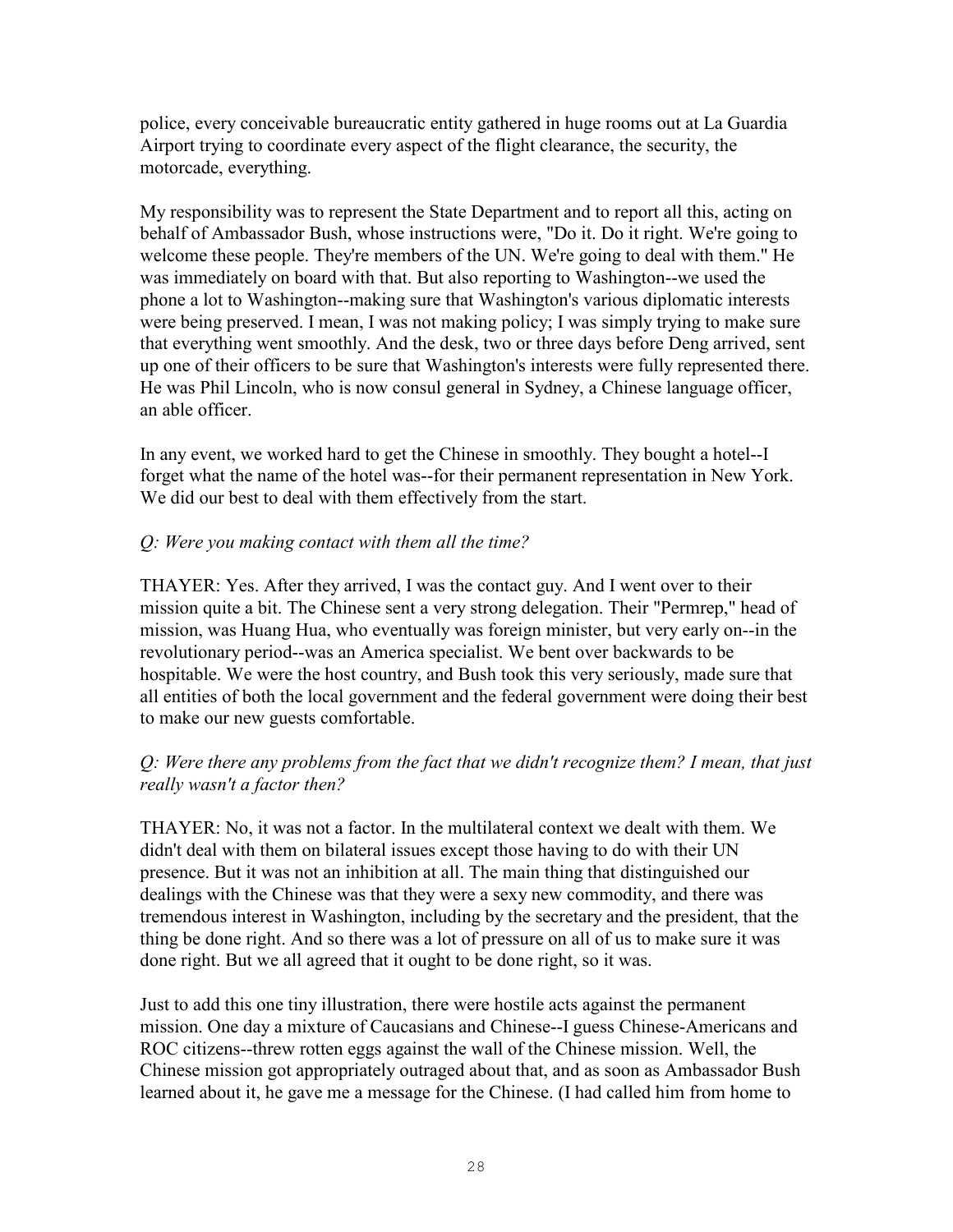police, every conceivable bureaucratic entity gathered in huge rooms out at La Guardia Airport trying to coordinate every aspect of the flight clearance, the security, the motorcade, everything.

My responsibility was to represent the State Department and to report all this, acting on behalf of Ambassador Bush, whose instructions were, "Do it. Do it right. We're going to welcome these people. They're members of the UN. We're going to deal with them." He was immediately on board with that. But also reporting to Washington--we used the phone a lot to Washington--making sure that Washington's various diplomatic interests were being preserved. I mean, I was not making policy; I was simply trying to make sure that everything went smoothly. And the desk, two or three days before Deng arrived, sent up one of their officers to be sure that Washington's interests were fully represented there. He was Phil Lincoln, who is now consul general in Sydney, a Chinese language officer, an able officer.

In any event, we worked hard to get the Chinese in smoothly. They bought a hotel--I forget what the name of the hotel was--for their permanent representation in New York. We did our best to deal with them effectively from the start.

*Q: Were you making contact with them all the time?*

THAYER: Yes. After they arrived, I was the contact guy. And I went over to their mission quite a bit. The Chinese sent a very strong delegation. Their "Permrep," head of mission, was Huang Hua, who eventually was foreign minister, but very early on--in the revolutionary period--was an America specialist. We bent over backwards to be hospitable. We were the host country, and Bush took this very seriously, made sure that all entities of both the local government and the federal government were doing their best to make our new guests comfortable.

*Q: Were there any problems from the fact that we didn't recognize them? I mean, that just really wasn't a factor then?*

THAYER: No, it was not a factor. In the multilateral context we dealt with them. We didn't deal with them on bilateral issues except those having to do with their UN presence. But it was not an inhibition at all. The main thing that distinguished our dealings with the Chinese was that they were a sexy new commodity, and there was tremendous interest in Washington, including by the secretary and the president, that the thing be done right. And so there was a lot of pressure on all of us to make sure it was done right. But we all agreed that it ought to be done right, so it was.

Just to add this one tiny illustration, there were hostile acts against the permanent mission. One day a mixture of Caucasians and Chinese--I guess Chinese-Americans and ROC citizens--threw rotten eggs against the wall of the Chinese mission. Well, the Chinese mission got appropriately outraged about that, and as soon as Ambassador Bush learned about it, he gave me a message for the Chinese. (I had called him from home to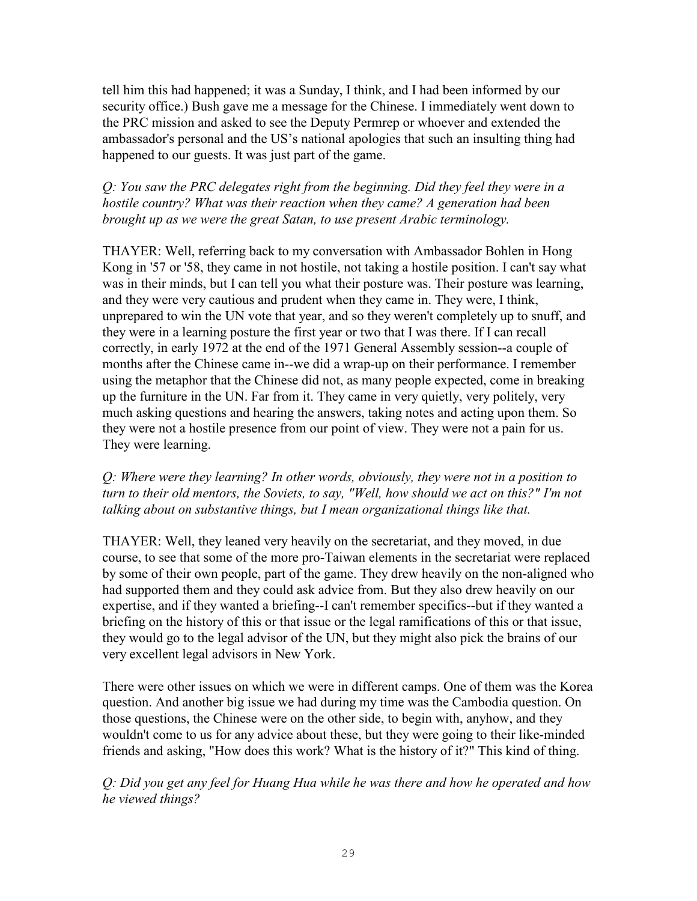tell him this had happened; it was a Sunday, I think, and I had been informed by our security office.) Bush gave me a message for the Chinese. I immediately went down to the PRC mission and asked to see the Deputy Permrep or whoever and extended the ambassador's personal and the US's national apologies that such an insulting thing had happened to our guests. It was just part of the game.

*Q: You saw the PRC delegates right from the beginning. Did they feel they were in a hostile country? What was their reaction when they came? A generation had been brought up as we were the great Satan, to use present Arabic terminology.*

THAYER: Well, referring back to my conversation with Ambassador Bohlen in Hong Kong in '57 or '58, they came in not hostile, not taking a hostile position. I can't say what was in their minds, but I can tell you what their posture was. Their posture was learning, and they were very cautious and prudent when they came in. They were, I think, unprepared to win the UN vote that year, and so they weren't completely up to snuff, and they were in a learning posture the first year or two that I was there. If I can recall correctly, in early 1972 at the end of the 1971 General Assembly session--a couple of months after the Chinese came in--we did a wrap-up on their performance. I remember using the metaphor that the Chinese did not, as many people expected, come in breaking up the furniture in the UN. Far from it. They came in very quietly, very politely, very much asking questions and hearing the answers, taking notes and acting upon them. So they were not a hostile presence from our point of view. They were not a pain for us. They were learning.

*Q: Where were they learning? In other words, obviously, they were not in a position to turn to their old mentors, the Soviets, to say, "Well, how should we act on this?" I'm not talking about on substantive things, but I mean organizational things like that.*

THAYER: Well, they leaned very heavily on the secretariat, and they moved, in due course, to see that some of the more pro-Taiwan elements in the secretariat were replaced by some of their own people, part of the game. They drew heavily on the non-aligned who had supported them and they could ask advice from. But they also drew heavily on our expertise, and if they wanted a briefing--I can't remember specifics--but if they wanted a briefing on the history of this or that issue or the legal ramifications of this or that issue, they would go to the legal advisor of the UN, but they might also pick the brains of our very excellent legal advisors in New York.

There were other issues on which we were in different camps. One of them was the Korea question. And another big issue we had during my time was the Cambodia question. On those questions, the Chinese were on the other side, to begin with, anyhow, and they wouldn't come to us for any advice about these, but they were going to their like-minded friends and asking, "How does this work? What is the history of it?" This kind of thing.

*Q: Did you get any feel for Huang Hua while he was there and how he operated and how he viewed things?*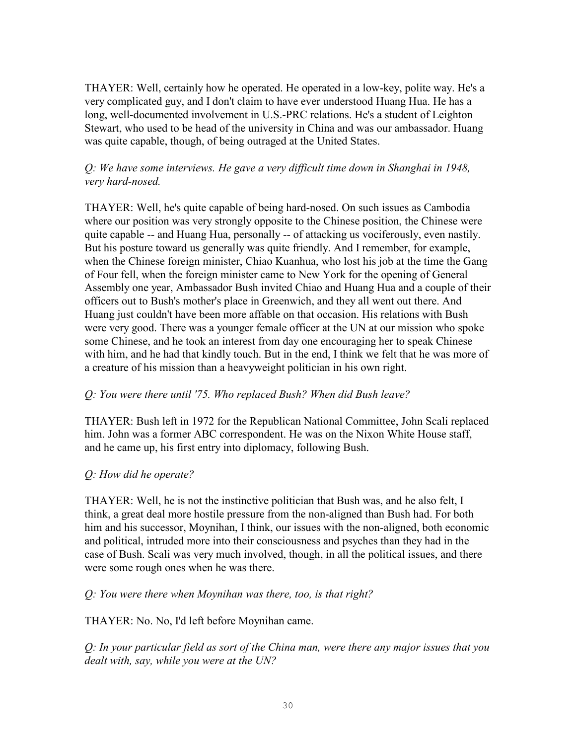THAYER: Well, certainly how he operated. He operated in a low-key, polite way. He's a very complicated guy, and I don't claim to have ever understood Huang Hua. He has a long, well-documented involvement in U.S.-PRC relations. He's a student of Leighton Stewart, who used to be head of the university in China and was our ambassador. Huang was quite capable, though, of being outraged at the United States.

*Q: We have some interviews. He gave a very difficult time down in Shanghai in 1948, very hard-nosed.*

THAYER: Well, he's quite capable of being hard-nosed. On such issues as Cambodia where our position was very strongly opposite to the Chinese position, the Chinese were quite capable -- and Huang Hua, personally -- of attacking us vociferously, even nastily. But his posture toward us generally was quite friendly. And I remember, for example, when the Chinese foreign minister, Chiao Kuanhua, who lost his job at the time the Gang of Four fell, when the foreign minister came to New York for the opening of General Assembly one year, Ambassador Bush invited Chiao and Huang Hua and a couple of their officers out to Bush's mother's place in Greenwich, and they all went out there. And Huang just couldn't have been more affable on that occasion. His relations with Bush were very good. There was a younger female officer at the UN at our mission who spoke some Chinese, and he took an interest from day one encouraging her to speak Chinese with him, and he had that kindly touch. But in the end, I think we felt that he was more of a creature of his mission than a heavyweight politician in his own right.

*Q: You were there until '75. Who replaced Bush? When did Bush leave?*

THAYER: Bush left in 1972 for the Republican National Committee, John Scali replaced him. John was a former ABC correspondent. He was on the Nixon White House staff, and he came up, his first entry into diplomacy, following Bush.

*Q: How did he operate?*

THAYER: Well, he is not the instinctive politician that Bush was, and he also felt, I think, a great deal more hostile pressure from the non-aligned than Bush had. For both him and his successor, Moynihan, I think, our issues with the non-aligned, both economic and political, intruded more into their consciousness and psyches than they had in the case of Bush. Scali was very much involved, though, in all the political issues, and there were some rough ones when he was there.

*Q: You were there when Moynihan was there, too, is that right?*

THAYER: No. No, I'd left before Moynihan came.

*Q: In your particular field as sort of the China man, were there any major issues that you dealt with, say, while you were at the UN?*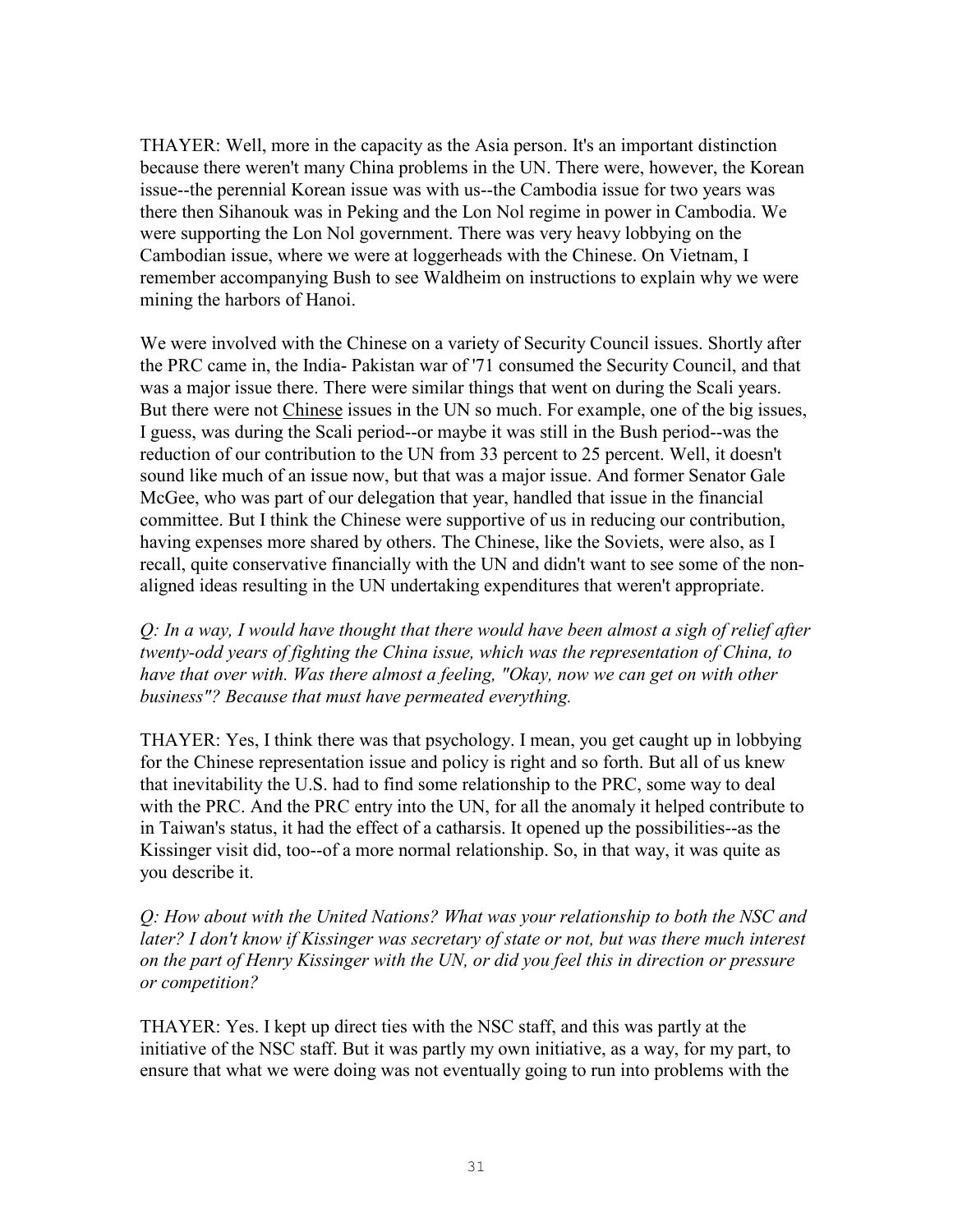THAYER: Well, more in the capacity as the Asia person. It's an important distinction because there weren't many China problems in the UN. There were, however, the Korean issue--the perennial Korean issue was with us--the Cambodia issue for two years was there then Sihanouk was in Peking and the Lon Nol regime in power in Cambodia. We were supporting the Lon Nol government. There was very heavy lobbying on the Cambodian issue, where we were at loggerheads with the Chinese. On Vietnam, I remember accompanying Bush to see Waldheim on instructions to explain why we were mining the harbors of Hanoi.

We were involved with the Chinese on a variety of Security Council issues. Shortly after the PRC came in, the India- Pakistan war of '71 consumed the Security Council, and that was a major issue there. There were similar things that went on during the Scali years. But there were not <u>Chinese</u> issues in the UN so much. For example, one of the big issues, I guess, was during the Scali period--or maybe it was still in the Bush period--was the reduction of our contribution to the UN from 33 percent to 25 percent. Well, it doesn't sound like much of an issue now, but that was a major issue. And former Senator Gale McGee, who was part of our delegation that year, handled that issue in the financial committee. But I think the Chinese were supportive of us in reducing our contribution, having expenses more shared by others. The Chinese, like the Soviets, were also, as I recall, quite conservative financially with the UN and didn't want to see some of the non-aligned ideas resulting in the UN undertaking expenditures that weren't appropriate.

*Q: In a way, I would have thought that there would have been almost a sigh of relief after twenty-odd years of fighting the China issue, which was the representation of China, to have that over with. Was there almost a feeling, "Okay, now we can get on with other business"? Because that must have permeated everything.*

THAYER: Yes, I think there was that psychology. I mean, you get caught up in lobbying for the Chinese representation issue and policy is right and so forth. But all of us knew that inevitability the U.S. had to find some relationship to the PRC, some way to deal with the PRC. And the PRC entry into the UN, for all the anomaly it helped contribute to in Taiwan's status, it had the effect of a catharsis. It opened up the possibilities--as the Kissinger visit did, too--of a more normal relationship. So, in that way, it was quite as you describe it.

*Q: How about with the United Nations? What was your relationship to both the NSC and later? I don't know if Kissinger was secretary of state or not, but was there much interest on the part of Henry Kissinger with the UN, or did you feel this in direction or pressure or competition?*

THAYER: Yes. I kept up direct ties with the NSC staff, and this was partly at the initiative of the NSC staff. But it was partly my own initiative, as a way, for my part, to ensure that what we were doing was not eventually going to run into problems with the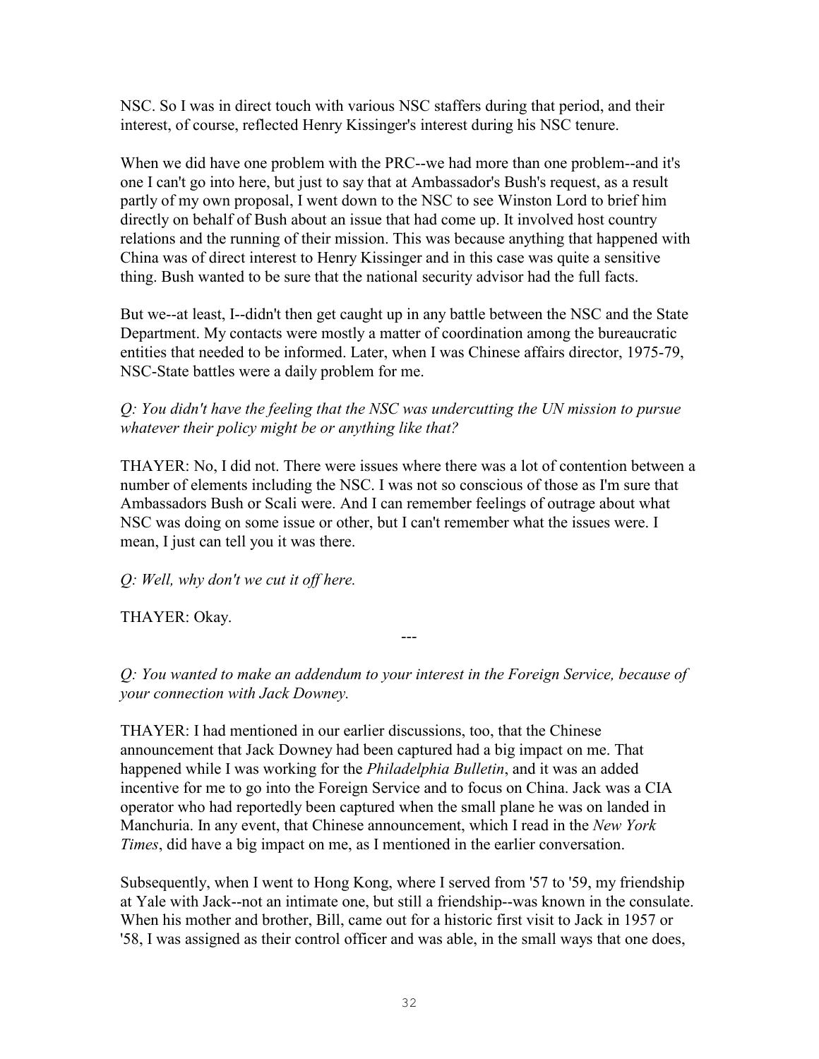NSC. So I was in direct touch with various NSC staffers during that period, and their interest, of course, reflected Henry Kissinger's interest during his NSC tenure.

When we did have one problem with the PRC--we had more than one problem--and it's one I can't go into here, but just to say that at Ambassador's Bush's request, as a result partly of my own proposal, I went down to the NSC to see Winston Lord to brief him directly on behalf of Bush about an issue that had come up. It involved host country relations and the running of their mission. This was because anything that happened with China was of direct interest to Henry Kissinger and in this case was quite a sensitive thing. Bush wanted to be sure that the national security advisor had the full facts.

But we--at least, I--didn't then get caught up in any battle between the NSC and the State Department. My contacts were mostly a matter of coordination among the bureaucratic entities that needed to be informed. Later, when I was Chinese affairs director, 1975-79, NSC-State battles were a daily problem for me.

*Q: You didn't have the feeling that the NSC was undercutting the UN mission to pursue whatever their policy might be or anything like that?*

THAYER: No, I did not. There were issues where there was a lot of contention between a number of elements including the NSC. I was not so conscious of those as I'm sure that Ambassadors Bush or Scali were. And I can remember feelings of outrage about what NSC was doing on some issue or other, but I can't remember what the issues were. I mean, I just can tell you it was there.

*Q: Well, why don't we cut it off here.*

THAYER: Okay.

---

*Q: You wanted to make an addendum to your interest in the Foreign Service, because of your connection with Jack Downey.*

THAYER: I had mentioned in our earlier discussions, too, that the Chinese announcement that Jack Downey had been captured had a big impact on me. That happened while I was working for the *Philadelphia Bulletin*, and it was an added incentive for me to go into the Foreign Service and to focus on China. Jack was a CIA operator who had reportedly been captured when the small plane he was on landed in Manchuria. In any event, that Chinese announcement, which I read in the *New York Times*, did have a big impact on me, as I mentioned in the earlier conversation.

Subsequently, when I went to Hong Kong, where I served from '57 to '59, my friendship at Yale with Jack--not an intimate one, but still a friendship--was known in the consulate. When his mother and brother, Bill, came out for a historic first visit to Jack in 1957 or '58, I was assigned as their control officer and was able, in the small ways that one does,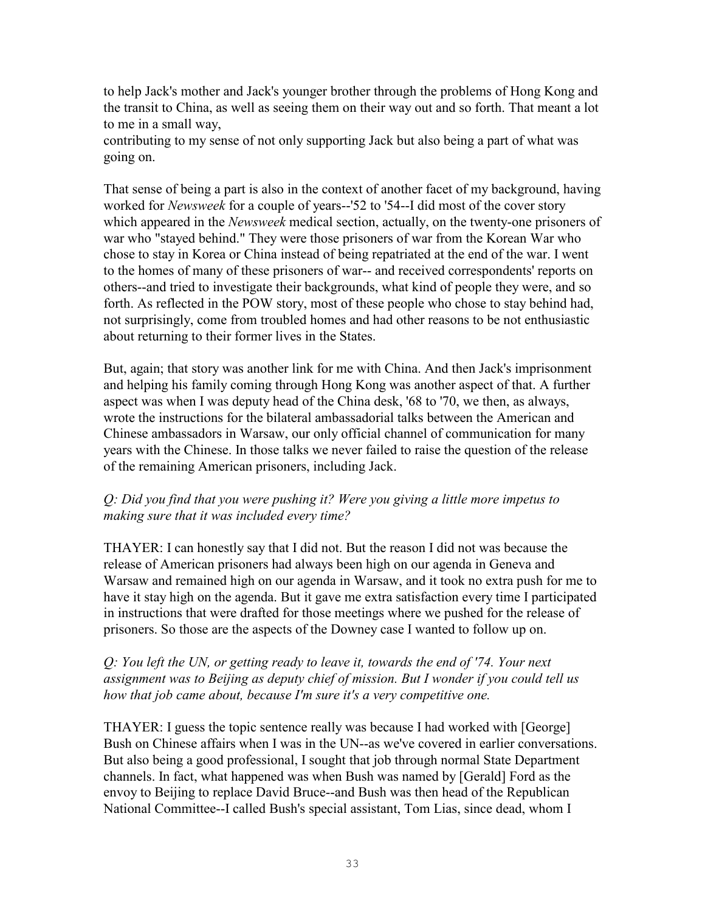to help Jack's mother and Jack's younger brother through the problems of Hong Kong and the transit to China, as well as seeing them on their way out and so forth. That meant a lot to me in a small way,
contributing to my sense of not only supporting Jack but also being a part of what was going on.

That sense of being a part is also in the context of another facet of my background, having worked for *Newsweek* for a couple of years--'52 to '54--I did most of the cover story which appeared in the *Newsweek* medical section, actually, on the twenty-one prisoners of war who "stayed behind." They were those prisoners of war from the Korean War who chose to stay in Korea or China instead of being repatriated at the end of the war. I went to the homes of many of these prisoners of war-- and received correspondents' reports on others--and tried to investigate their backgrounds, what kind of people they were, and so forth. As reflected in the POW story, most of these people who chose to stay behind had, not surprisingly, come from troubled homes and had other reasons to be not enthusiastic about returning to their former lives in the States.

But, again; that story was another link for me with China. And then Jack's imprisonment and helping his family coming through Hong Kong was another aspect of that. A further aspect was when I was deputy head of the China desk, '68 to '70, we then, as always, wrote the instructions for the bilateral ambassadorial talks between the American and Chinese ambassadors in Warsaw, our only official channel of communication for many years with the Chinese. In those talks we never failed to raise the question of the release of the remaining American prisoners, including Jack.

*Q: Did you find that you were pushing it? Were you giving a little more impetus to making sure that it was included every time?*

THAYER: I can honestly say that I did not. But the reason I did not was because the release of American prisoners had always been high on our agenda in Geneva and Warsaw and remained high on our agenda in Warsaw, and it took no extra push for me to have it stay high on the agenda. But it gave me extra satisfaction every time I participated in instructions that were drafted for those meetings where we pushed for the release of prisoners. So those are the aspects of the Downey case I wanted to follow up on.

*Q: You left the UN, or getting ready to leave it, towards the end of '74. Your next assignment was to Beijing as deputy chief of mission. But I wonder if you could tell us how that job came about, because I'm sure it's a very competitive one.*

THAYER: I guess the topic sentence really was because I had worked with [George] Bush on Chinese affairs when I was in the UN--as we've covered in earlier conversations. But also being a good professional, I sought that job through normal State Department channels. In fact, what happened was when Bush was named by [Gerald] Ford as the envoy to Beijing to replace David Bruce--and Bush was then head of the Republican National Committee--I called Bush's special assistant, Tom Lias, since dead, whom I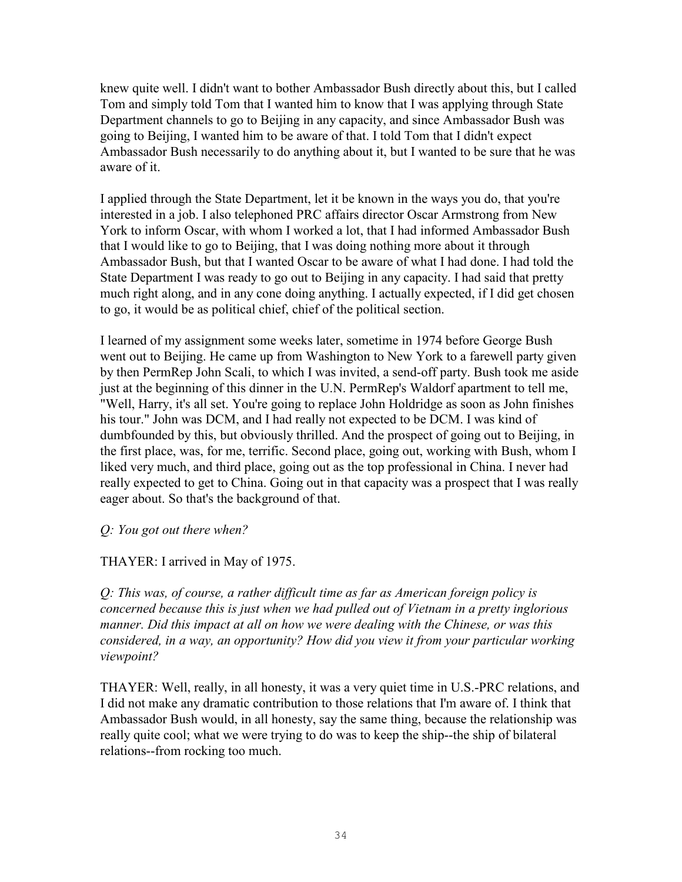knew quite well. I didn't want to bother Ambassador Bush directly about this, but I called Tom and simply told Tom that I wanted him to know that I was applying through State Department channels to go to Beijing in any capacity, and since Ambassador Bush was going to Beijing, I wanted him to be aware of that. I told Tom that I didn't expect Ambassador Bush necessarily to do anything about it, but I wanted to be sure that he was aware of it.

I applied through the State Department, let it be known in the ways you do, that you're interested in a job. I also telephoned PRC affairs director Oscar Armstrong from New York to inform Oscar, with whom I worked a lot, that I had informed Ambassador Bush that I would like to go to Beijing, that I was doing nothing more about it through Ambassador Bush, but that I wanted Oscar to be aware of what I had done. I had told the State Department I was ready to go out to Beijing in any capacity. I had said that pretty much right along, and in any cone doing anything. I actually expected, if I did get chosen to go, it would be as political chief, chief of the political section.

I learned of my assignment some weeks later, sometime in 1974 before George Bush went out to Beijing. He came up from Washington to New York to a farewell party given by then PermRep John Scali, to which I was invited, a send-off party. Bush took me aside just at the beginning of this dinner in the U.N. PermRep's Waldorf apartment to tell me, "Well, Harry, it's all set. You're going to replace John Holdridge as soon as John finishes his tour." John was DCM, and I had really not expected to be DCM. I was kind of dumbfounded by this, but obviously thrilled. And the prospect of going out to Beijing, in the first place, was, for me, terrific. Second place, going out, working with Bush, whom I liked very much, and third place, going out as the top professional in China. I never had really expected to get to China. Going out in that capacity was a prospect that I was really eager about. So that's the background of that.

*Q: You got out there when?*

THAYER: I arrived in May of 1975.

*Q: This was, of course, a rather difficult time as far as American foreign policy is concerned because this is just when we had pulled out of Vietnam in a pretty inglorious manner. Did this impact at all on how we were dealing with the Chinese, or was this considered, in a way, an opportunity? How did you view it from your particular working viewpoint?*

THAYER: Well, really, in all honesty, it was a very quiet time in U.S.-PRC relations, and I did not make any dramatic contribution to those relations that I'm aware of. I think that Ambassador Bush would, in all honesty, say the same thing, because the relationship was really quite cool; what we were trying to do was to keep the ship--the ship of bilateral relations--from rocking too much.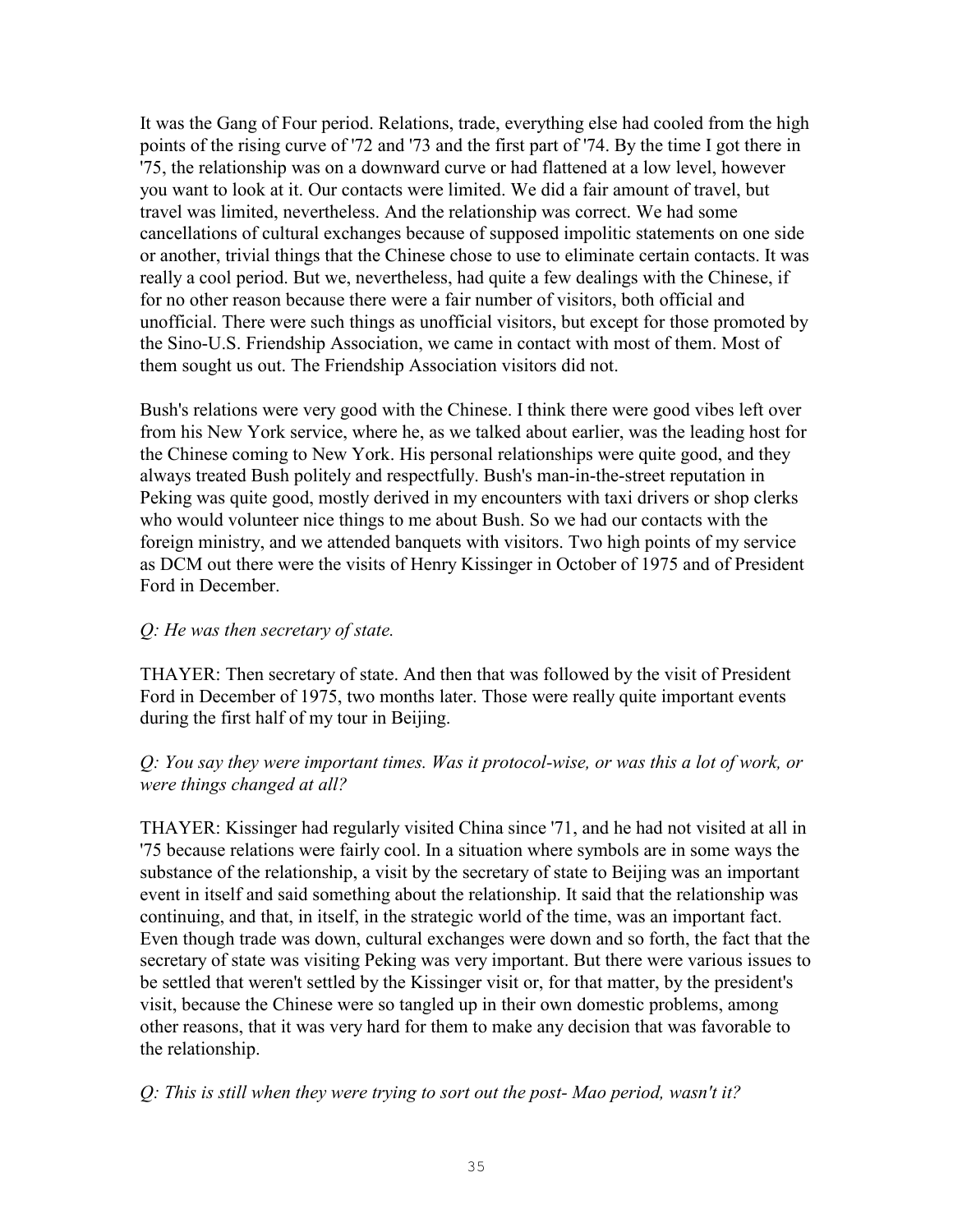It was the Gang of Four period. Relations, trade, everything else had cooled from the high points of the rising curve of '72 and '73 and the first part of '74. By the time I got there in '75, the relationship was on a downward curve or had flattened at a low level, however you want to look at it. Our contacts were limited. We did a fair amount of travel, but travel was limited, nevertheless. And the relationship was correct. We had some cancellations of cultural exchanges because of supposed impolitic statements on one side or another, trivial things that the Chinese chose to use to eliminate certain contacts. It was really a cool period. But we, nevertheless, had quite a few dealings with the Chinese, if for no other reason because there were a fair number of visitors, both official and unofficial. There were such things as unofficial visitors, but except for those promoted by the Sino-U.S. Friendship Association, we came in contact with most of them. Most of them sought us out. The Friendship Association visitors did not.

Bush's relations were very good with the Chinese. I think there were good vibes left over from his New York service, where he, as we talked about earlier, was the leading host for the Chinese coming to New York. His personal relationships were quite good, and they always treated Bush politely and respectfully. Bush's man-in-the-street reputation in Peking was quite good, mostly derived in my encounters with taxi drivers or shop clerks who would volunteer nice things to me about Bush. So we had our contacts with the foreign ministry, and we attended banquets with visitors. Two high points of my service as DCM out there were the visits of Henry Kissinger in October of 1975 and of President Ford in December.

*Q: He was then secretary of state.*

THAYER: Then secretary of state. And then that was followed by the visit of President Ford in December of 1975, two months later. Those were really quite important events during the first half of my tour in Beijing.

*Q: You say they were important times. Was it protocol-wise, or was this a lot of work, or were things changed at all?*

THAYER: Kissinger had regularly visited China since '71, and he had not visited at all in '75 because relations were fairly cool. In a situation where symbols are in some ways the substance of the relationship, a visit by the secretary of state to Beijing was an important event in itself and said something about the relationship. It said that the relationship was continuing, and that, in itself, in the strategic world of the time, was an important fact. Even though trade was down, cultural exchanges were down and so forth, the fact that the secretary of state was visiting Peking was very important. But there were various issues to be settled that weren't settled by the Kissinger visit or, for that matter, by the president's visit, because the Chinese were so tangled up in their own domestic problems, among other reasons, that it was very hard for them to make any decision that was favorable to the relationship.

*Q: This is still when they were trying to sort out the post- Mao period, wasn't it?*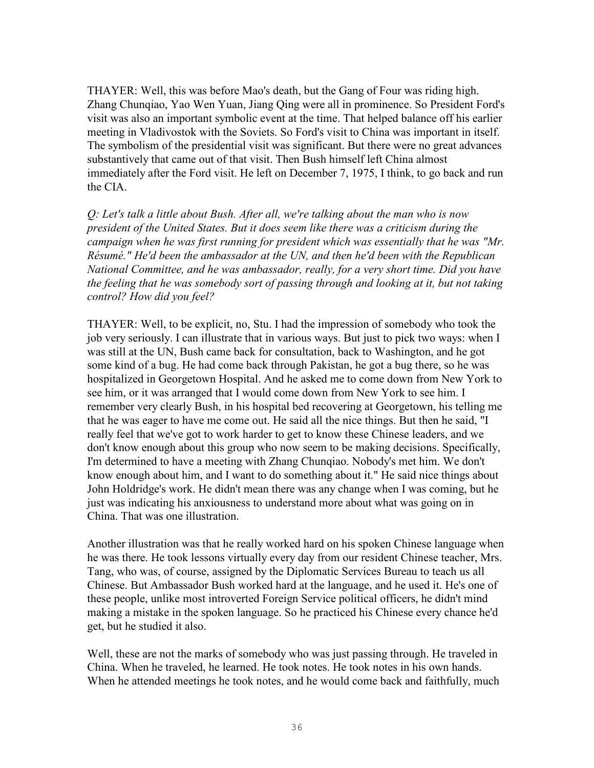THAYER: Well, this was before Mao's death, but the Gang of Four was riding high. Zhang Chunqiao, Yao Wen Yuan, Jiang Qing were all in prominence. So President Ford's visit was also an important symbolic event at the time. That helped balance off his earlier meeting in Vladivostok with the Soviets. So Ford's visit to China was important in itself. The symbolism of the presidential visit was significant. But there were no great advances substantively that came out of that visit. Then Bush himself left China almost immediately after the Ford visit. He left on December 7, 1975, I think, to go back and run the CIA.

*Q: Let's talk a little about Bush. After all, we're talking about the man who is now president of the United States. But it does seem like there was a criticism during the campaign when he was first running for president which was essentially that he was "Mr. Résumé." He'd been the ambassador at the UN, and then he'd been with the Republican National Committee, and he was ambassador, really, for a very short time. Did you have the feeling that he was somebody sort of passing through and looking at it, but not taking control? How did you feel?*

THAYER: Well, to be explicit, no, Stu. I had the impression of somebody who took the job very seriously. I can illustrate that in various ways. But just to pick two ways: when I was still at the UN, Bush came back for consultation, back to Washington, and he got some kind of a bug. He had come back through Pakistan, he got a bug there, so he was hospitalized in Georgetown Hospital. And he asked me to come down from New York to see him, or it was arranged that I would come down from New York to see him. I remember very clearly Bush, in his hospital bed recovering at Georgetown, his telling me that he was eager to have me come out. He said all the nice things. But then he said, "I really feel that we've got to work harder to get to know these Chinese leaders, and we don't know enough about this group who now seem to be making decisions. Specifically, I'm determined to have a meeting with Zhang Chunqiao. Nobody's met him. We don't know enough about him, and I want to do something about it." He said nice things about John Holdridge's work. He didn't mean there was any change when I was coming, but he just was indicating his anxiousness to understand more about what was going on in China. That was one illustration.

Another illustration was that he really worked hard on his spoken Chinese language when he was there. He took lessons virtually every day from our resident Chinese teacher, Mrs. Tang, who was, of course, assigned by the Diplomatic Services Bureau to teach us all Chinese. But Ambassador Bush worked hard at the language, and he used it. He's one of these people, unlike most introverted Foreign Service political officers, he didn't mind making a mistake in the spoken language. So he practiced his Chinese every chance he'd get, but he studied it also.

Well, these are not the marks of somebody who was just passing through. He traveled in China. When he traveled, he learned. He took notes. He took notes in his own hands. When he attended meetings he took notes, and he would come back and faithfully, much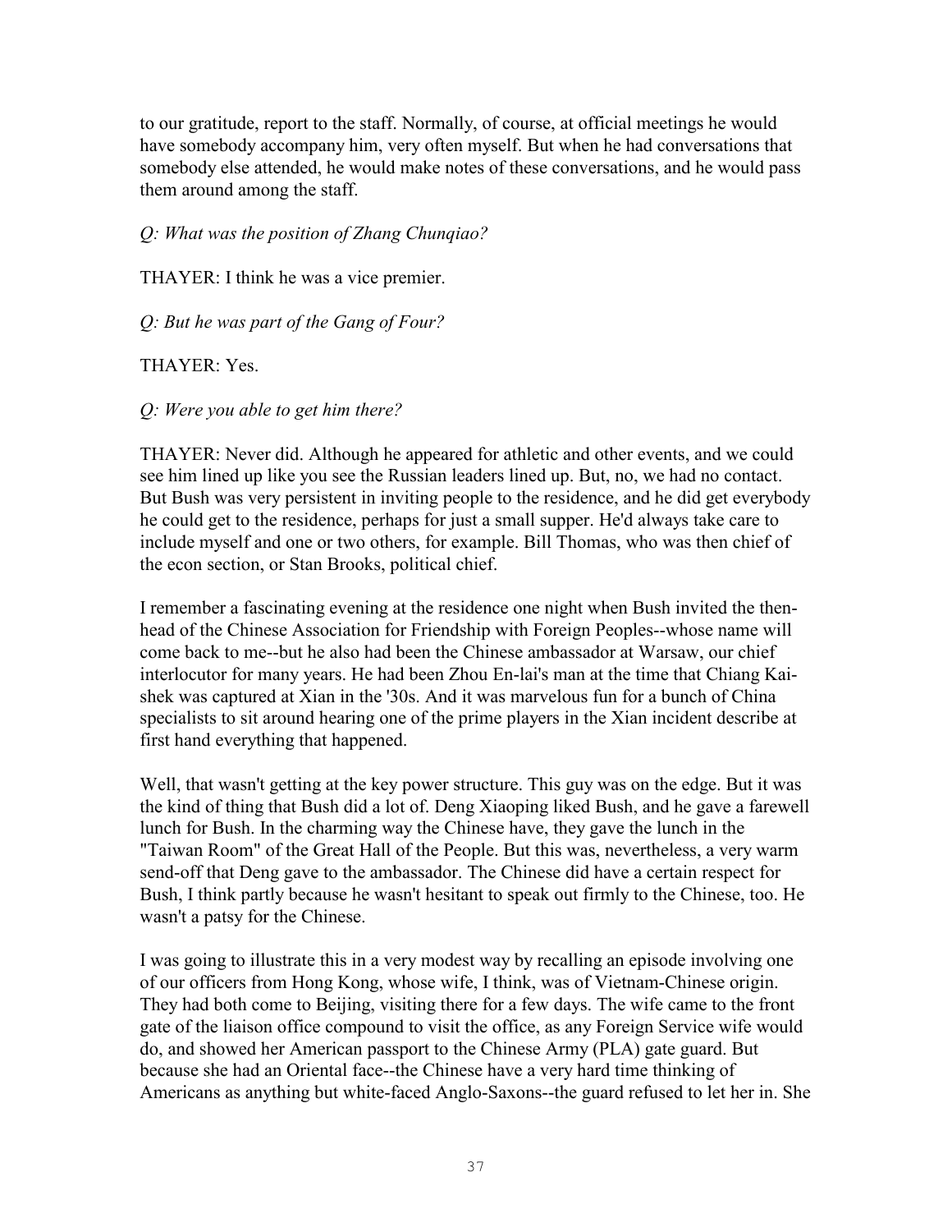to our gratitude, report to the staff. Normally, of course, at official meetings he would have somebody accompany him, very often myself. But when he had conversations that somebody else attended, he would make notes of these conversations, and he would pass them around among the staff.

*Q: What was the position of Zhang Chunqiao?*

THAYER: I think he was a vice premier.

*Q: But he was part of the Gang of Four?*

THAYER: Yes.

*Q: Were you able to get him there?*

THAYER: Never did. Although he appeared for athletic and other events, and we could see him lined up like you see the Russian leaders lined up. But, no, we had no contact. But Bush was very persistent in inviting people to the residence, and he did get everybody he could get to the residence, perhaps for just a small supper. He'd always take care to include myself and one or two others, for example. Bill Thomas, who was then chief of the econ section, or Stan Brooks, political chief.

I remember a fascinating evening at the residence one night when Bush invited the then-head of the Chinese Association for Friendship with Foreign Peoples--whose name will come back to me--but he also had been the Chinese ambassador at Warsaw, our chief interlocutor for many years. He had been Zhou En-lai's man at the time that Chiang Kai-shek was captured at Xian in the '30s. And it was marvelous fun for a bunch of China specialists to sit around hearing one of the prime players in the Xian incident describe at first hand everything that happened.

Well, that wasn't getting at the key power structure. This guy was on the edge. But it was the kind of thing that Bush did a lot of. Deng Xiaoping liked Bush, and he gave a farewell lunch for Bush. In the charming way the Chinese have, they gave the lunch in the "Taiwan Room" of the Great Hall of the People. But this was, nevertheless, a very warm send-off that Deng gave to the ambassador. The Chinese did have a certain respect for Bush, I think partly because he wasn't hesitant to speak out firmly to the Chinese, too. He wasn't a patsy for the Chinese.

I was going to illustrate this in a very modest way by recalling an episode involving one of our officers from Hong Kong, whose wife, I think, was of Vietnam-Chinese origin. They had both come to Beijing, visiting there for a few days. The wife came to the front gate of the liaison office compound to visit the office, as any Foreign Service wife would do, and showed her American passport to the Chinese Army (PLA) gate guard. But because she had an Oriental face--the Chinese have a very hard time thinking of Americans as anything but white-faced Anglo-Saxons--the guard refused to let her in. She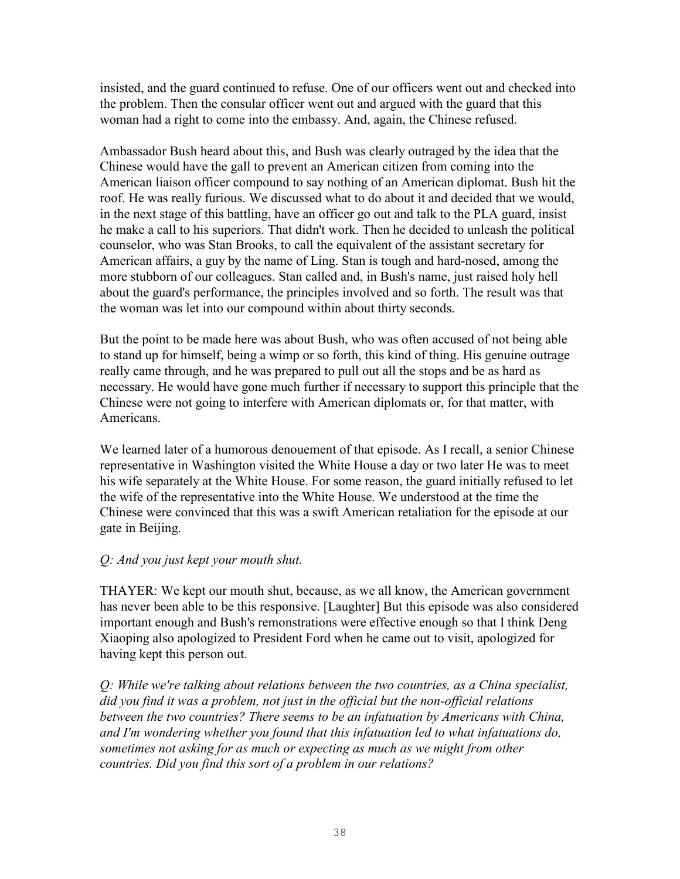insisted, and the guard continued to refuse. One of our officers went out and checked into the problem. Then the consular officer went out and argued with the guard that this woman had a right to come into the embassy. And, again, the Chinese refused.

Ambassador Bush heard about this, and Bush was clearly outraged by the idea that the Chinese would have the gall to prevent an American citizen from coming into the American liaison officer compound to say nothing of an American diplomat. Bush hit the roof. He was really furious. We discussed what to do about it and decided that we would, in the next stage of this battling, have an officer go out and talk to the PLA guard, insist he make a call to his superiors. That didn't work. Then he decided to unleash the political counselor, who was Stan Brooks, to call the equivalent of the assistant secretary for American affairs, a guy by the name of Ling. Stan is tough and hard-nosed, among the more stubborn of our colleagues. Stan called and, in Bush's name, just raised holy hell about the guard's performance, the principles involved and so forth. The result was that the woman was let into our compound within about thirty seconds.

But the point to be made here was about Bush, who was often accused of not being able to stand up for himself, being a wimp or so forth, this kind of thing. His genuine outrage really came through, and he was prepared to pull out all the stops and be as hard as necessary. He would have gone much further if necessary to support this principle that the Chinese were not going to interfere with American diplomats or, for that matter, with Americans.

We learned later of a humorous denouement of that episode. As I recall, a senior Chinese representative in Washington visited the White House a day or two later He was to meet his wife separately at the White House. For some reason, the guard initially refused to let the wife of the representative into the White House. We understood at the time the Chinese were convinced that this was a swift American retaliation for the episode at our gate in Beijing.

*Q: And you just kept your mouth shut.*

THAYER: We kept our mouth shut, because, as we all know, the American government has never been able to be this responsive. [Laughter] But this episode was also considered important enough and Bush's remonstrations were effective enough so that I think Deng Xiaoping also apologized to President Ford when he came out to visit, apologized for having kept this person out.

*Q: While we're talking about relations between the two countries, as a China specialist, did you find it was a problem, not just in the official but the non-official relations between the two countries? There seems to be an infatuation by Americans with China, and I'm wondering whether you found that this infatuation led to what infatuations do, sometimes not asking for as much or expecting as much as we might from other countries. Did you find this sort of a problem in our relations?*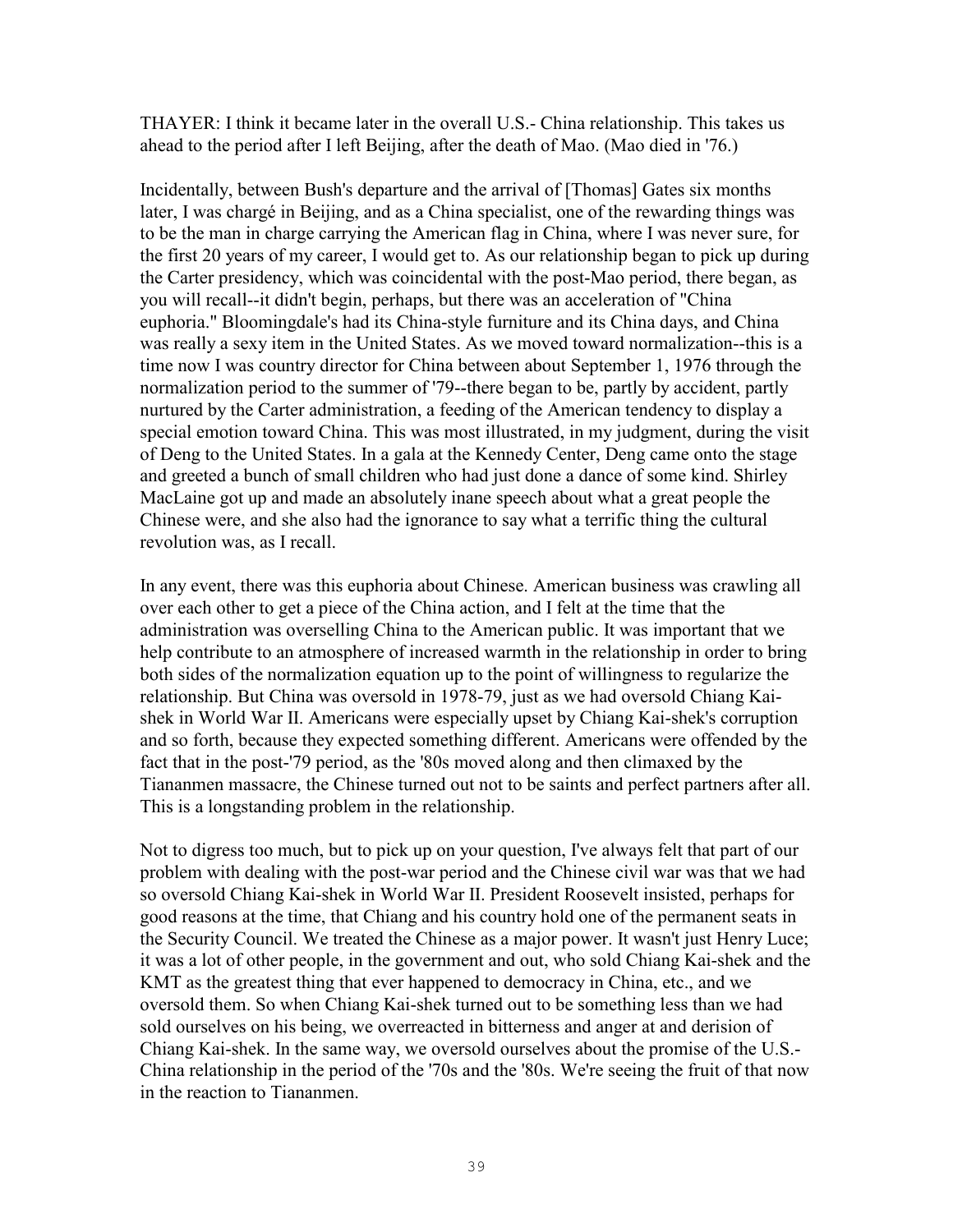THAYER: I think it became later in the overall U.S.- China relationship. This takes us ahead to the period after I left Beijing, after the death of Mao. (Mao died in '76.)

Incidentally, between Bush's departure and the arrival of [Thomas] Gates six months later, I was chargé in Beijing, and as a China specialist, one of the rewarding things was to be the man in charge carrying the American flag in China, where I was never sure, for the first 20 years of my career, I would get to. As our relationship began to pick up during the Carter presidency, which was coincidental with the post-Mao period, there began, as you will recall--it didn't begin, perhaps, but there was an acceleration of "China euphoria." Bloomingdale's had its China-style furniture and its China days, and China was really a sexy item in the United States. As we moved toward normalization--this is a time now I was country director for China between about September 1, 1976 through the normalization period to the summer of '79--there began to be, partly by accident, partly nurtured by the Carter administration, a feeding of the American tendency to display a special emotion toward China. This was most illustrated, in my judgment, during the visit of Deng to the United States. In a gala at the Kennedy Center, Deng came onto the stage and greeted a bunch of small children who had just done a dance of some kind. Shirley MacLaine got up and made an absolutely inane speech about what a great people the Chinese were, and she also had the ignorance to say what a terrific thing the cultural revolution was, as I recall.

In any event, there was this euphoria about Chinese. American business was crawling all over each other to get a piece of the China action, and I felt at the time that the administration was overselling China to the American public. It was important that we help contribute to an atmosphere of increased warmth in the relationship in order to bring both sides of the normalization equation up to the point of willingness to regularize the relationship. But China was oversold in 1978-79, just as we had oversold Chiang Kai-shek in World War II. Americans were especially upset by Chiang Kai-shek's corruption and so forth, because they expected something different. Americans were offended by the fact that in the post-'79 period, as the '80s moved along and then climaxed by the Tiananmen massacre, the Chinese turned out not to be saints and perfect partners after all. This is a longstanding problem in the relationship.

Not to digress too much, but to pick up on your question, I've always felt that part of our problem with dealing with the post-war period and the Chinese civil war was that we had so oversold Chiang Kai-shek in World War II. President Roosevelt insisted, perhaps for good reasons at the time, that Chiang and his country hold one of the permanent seats in the Security Council. We treated the Chinese as a major power. It wasn't just Henry Luce; it was a lot of other people, in the government and out, who sold Chiang Kai-shek and the KMT as the greatest thing that ever happened to democracy in China, etc., and we oversold them. So when Chiang Kai-shek turned out to be something less than we had sold ourselves on his being, we overreacted in bitterness and anger at and derision of Chiang Kai-shek. In the same way, we oversold ourselves about the promise of the U.S.-China relationship in the period of the '70s and the '80s. We're seeing the fruit of that now in the reaction to Tiananmen.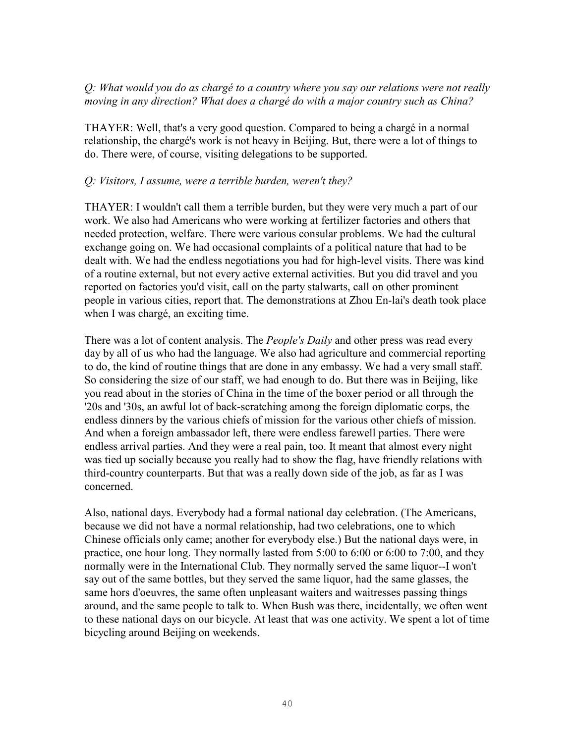*Q: What would you do as chargé to a country where you say our relations were not really moving in any direction? What does a chargé do with a major country such as China?*

THAYER: Well, that's a very good question. Compared to being a chargé in a normal relationship, the chargé's work is not heavy in Beijing. But, there were a lot of things to do. There were, of course, visiting delegations to be supported.

*Q: Visitors, I assume, were a terrible burden, weren't they?*

THAYER: I wouldn't call them a terrible burden, but they were very much a part of our work. We also had Americans who were working at fertilizer factories and others that needed protection, welfare. There were various consular problems. We had the cultural exchange going on. We had occasional complaints of a political nature that had to be dealt with. We had the endless negotiations you had for high-level visits. There was kind of a routine external, but not every active external activities. But you did travel and you reported on factories you'd visit, call on the party stalwarts, call on other prominent people in various cities, report that. The demonstrations at Zhou En-lai's death took place when I was chargé, an exciting time.

There was a lot of content analysis. The *People's Daily* and other press was read every day by all of us who had the language. We also had agriculture and commercial reporting to do, the kind of routine things that are done in any embassy. We had a very small staff. So considering the size of our staff, we had enough to do. But there was in Beijing, like you read about in the stories of China in the time of the boxer period or all through the '20s and '30s, an awful lot of back-scratching among the foreign diplomatic corps, the endless dinners by the various chiefs of mission for the various other chiefs of mission. And when a foreign ambassador left, there were endless farewell parties. There were endless arrival parties. And they were a real pain, too. It meant that almost every night was tied up socially because you really had to show the flag, have friendly relations with third-country counterparts. But that was a really down side of the job, as far as I was concerned.

Also, national days. Everybody had a formal national day celebration. (The Americans, because we did not have a normal relationship, had two celebrations, one to which Chinese officials only came; another for everybody else.) But the national days were, in practice, one hour long. They normally lasted from 5:00 to 6:00 or 6:00 to 7:00, and they normally were in the International Club. They normally served the same liquor--I won't say out of the same bottles, but they served the same liquor, had the same glasses, the same hors d'oeuvres, the same often unpleasant waiters and waitresses passing things around, and the same people to talk to. When Bush was there, incidentally, we often went to these national days on our bicycle. At least that was one activity. We spent a lot of time bicycling around Beijing on weekends.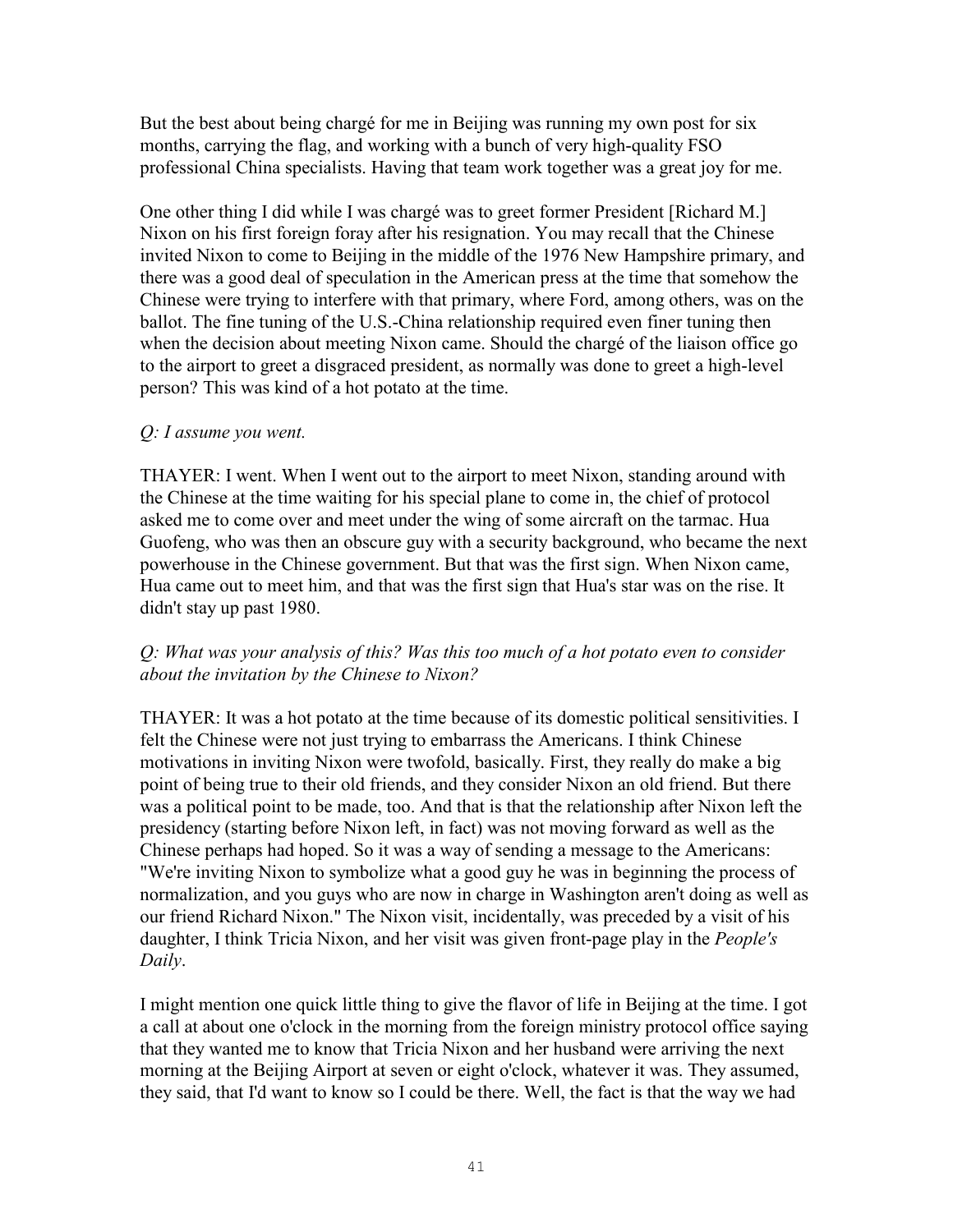But the best about being chargé for me in Beijing was running my own post for six months, carrying the flag, and working with a bunch of very high-quality FSO professional China specialists. Having that team work together was a great joy for me.

One other thing I did while I was chargé was to greet former President [Richard M.] Nixon on his first foreign foray after his resignation. You may recall that the Chinese invited Nixon to come to Beijing in the middle of the 1976 New Hampshire primary, and there was a good deal of speculation in the American press at the time that somehow the Chinese were trying to interfere with that primary, where Ford, among others, was on the ballot. The fine tuning of the U.S.-China relationship required even finer tuning then when the decision about meeting Nixon came. Should the chargé of the liaison office go to the airport to greet a disgraced president, as normally was done to greet a high-level person? This was kind of a hot potato at the time.

*Q: I assume you went.*

THAYER: I went. When I went out to the airport to meet Nixon, standing around with the Chinese at the time waiting for his special plane to come in, the chief of protocol asked me to come over and meet under the wing of some aircraft on the tarmac. Hua Guofeng, who was then an obscure guy with a security background, who became the next powerhouse in the Chinese government. But that was the first sign. When Nixon came, Hua came out to meet him, and that was the first sign that Hua's star was on the rise. It didn't stay up past 1980.

*Q: What was your analysis of this? Was this too much of a hot potato even to consider about the invitation by the Chinese to Nixon?*

THAYER: It was a hot potato at the time because of its domestic political sensitivities. I felt the Chinese were not just trying to embarrass the Americans. I think Chinese motivations in inviting Nixon were twofold, basically. First, they really do make a big point of being true to their old friends, and they consider Nixon an old friend. But there was a political point to be made, too. And that is that the relationship after Nixon left the presidency (starting before Nixon left, in fact) was not moving forward as well as the Chinese perhaps had hoped. So it was a way of sending a message to the Americans: "We're inviting Nixon to symbolize what a good guy he was in beginning the process of normalization, and you guys who are now in charge in Washington aren't doing as well as our friend Richard Nixon." The Nixon visit, incidentally, was preceded by a visit of his daughter, I think Tricia Nixon, and her visit was given front-page play in the *People's Daily*.

I might mention one quick little thing to give the flavor of life in Beijing at the time. I got a call at about one o'clock in the morning from the foreign ministry protocol office saying that they wanted me to know that Tricia Nixon and her husband were arriving the next morning at the Beijing Airport at seven or eight o'clock, whatever it was. They assumed, they said, that I'd want to know so I could be there. Well, the fact is that the way we had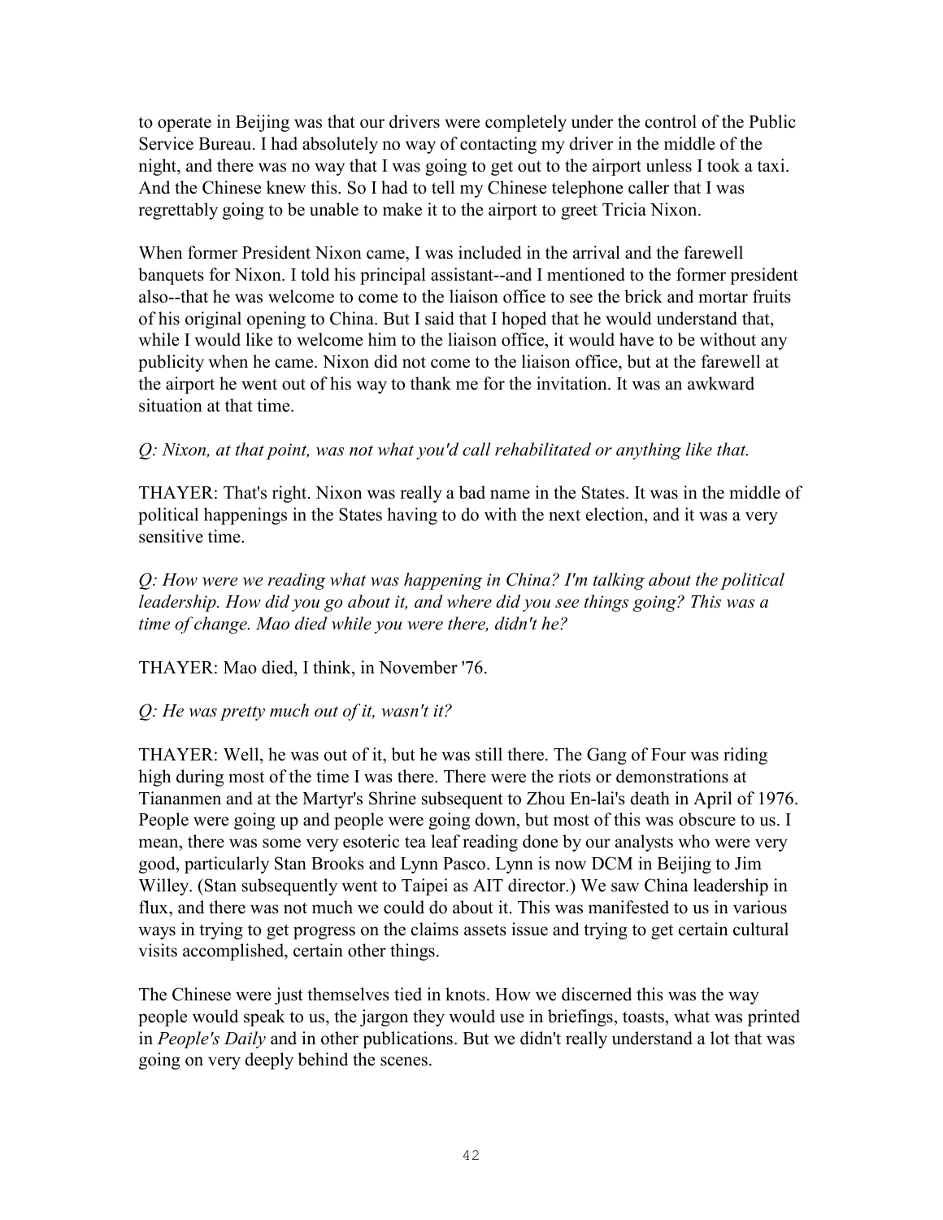to operate in Beijing was that our drivers were completely under the control of the Public Service Bureau. I had absolutely no way of contacting my driver in the middle of the night, and there was no way that I was going to get out to the airport unless I took a taxi. And the Chinese knew this. So I had to tell my Chinese telephone caller that I was regrettably going to be unable to make it to the airport to greet Tricia Nixon.

When former President Nixon came, I was included in the arrival and the farewell banquets for Nixon. I told his principal assistant--and I mentioned to the former president also--that he was welcome to come to the liaison office to see the brick and mortar fruits of his original opening to China. But I said that I hoped that he would understand that, while I would like to welcome him to the liaison office, it would have to be without any publicity when he came. Nixon did not come to the liaison office, but at the farewell at the airport he went out of his way to thank me for the invitation. It was an awkward situation at that time.

*Q: Nixon, at that point, was not what you'd call rehabilitated or anything like that.*

THAYER: That's right. Nixon was really a bad name in the States. It was in the middle of political happenings in the States having to do with the next election, and it was a very sensitive time.

*Q: How were we reading what was happening in China? I'm talking about the political leadership. How did you go about it, and where did you see things going? This was a time of change. Mao died while you were there, didn't he?*

THAYER: Mao died, I think, in November '76.

*Q: He was pretty much out of it, wasn't it?*

THAYER: Well, he was out of it, but he was still there. The Gang of Four was riding high during most of the time I was there. There were the riots or demonstrations at Tiananmen and at the Martyr's Shrine subsequent to Zhou En-lai's death in April of 1976. People were going up and people were going down, but most of this was obscure to us. I mean, there was some very esoteric tea leaf reading done by our analysts who were very good, particularly Stan Brooks and Lynn Pasco. Lynn is now DCM in Beijing to Jim Willey. (Stan subsequently went to Taipei as AIT director.) We saw China leadership in flux, and there was not much we could do about it. This was manifested to us in various ways in trying to get progress on the claims assets issue and trying to get certain cultural visits accomplished, certain other things.

The Chinese were just themselves tied in knots. How we discerned this was the way people would speak to us, the jargon they would use in briefings, toasts, what was printed in *People's Daily* and in other publications. But we didn't really understand a lot that was going on very deeply behind the scenes.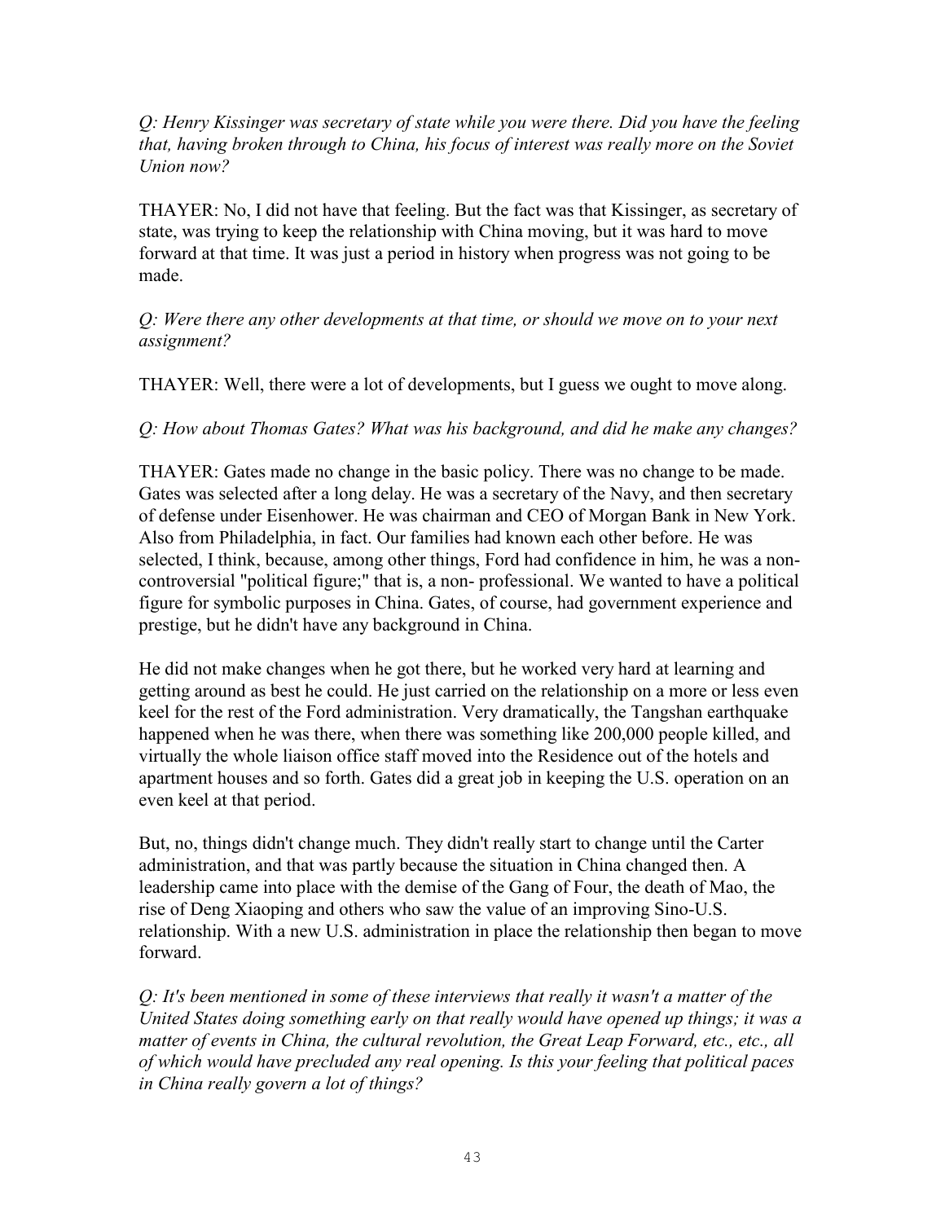*Q: Henry Kissinger was secretary of state while you were there. Did you have the feeling that, having broken through to China, his focus of interest was really more on the Soviet Union now?*

THAYER: No, I did not have that feeling. But the fact was that Kissinger, as secretary of state, was trying to keep the relationship with China moving, but it was hard to move forward at that time. It was just a period in history when progress was not going to be made.

*Q: Were there any other developments at that time, or should we move on to your next assignment?*

THAYER: Well, there were a lot of developments, but I guess we ought to move along.

*Q: How about Thomas Gates? What was his background, and did he make any changes?*

THAYER: Gates made no change in the basic policy. There was no change to be made. Gates was selected after a long delay. He was a secretary of the Navy, and then secretary of defense under Eisenhower. He was chairman and CEO of Morgan Bank in New York. Also from Philadelphia, in fact. Our families had known each other before. He was selected, I think, because, among other things, Ford had confidence in him, he was a non-controversial "political figure;" that is, a non- professional. We wanted to have a political figure for symbolic purposes in China. Gates, of course, had government experience and prestige, but he didn't have any background in China.

He did not make changes when he got there, but he worked very hard at learning and getting around as best he could. He just carried on the relationship on a more or less even keel for the rest of the Ford administration. Very dramatically, the Tangshan earthquake happened when he was there, when there was something like 200,000 people killed, and virtually the whole liaison office staff moved into the Residence out of the hotels and apartment houses and so forth. Gates did a great job in keeping the U.S. operation on an even keel at that period.

But, no, things didn't change much. They didn't really start to change until the Carter administration, and that was partly because the situation in China changed then. A leadership came into place with the demise of the Gang of Four, the death of Mao, the rise of Deng Xiaoping and others who saw the value of an improving Sino-U.S. relationship. With a new U.S. administration in place the relationship then began to move forward.

*Q: It's been mentioned in some of these interviews that really it wasn't a matter of the United States doing something early on that really would have opened up things; it was a matter of events in China, the cultural revolution, the Great Leap Forward, etc., etc., all of which would have precluded any real opening. Is this your feeling that political paces in China really govern a lot of things?*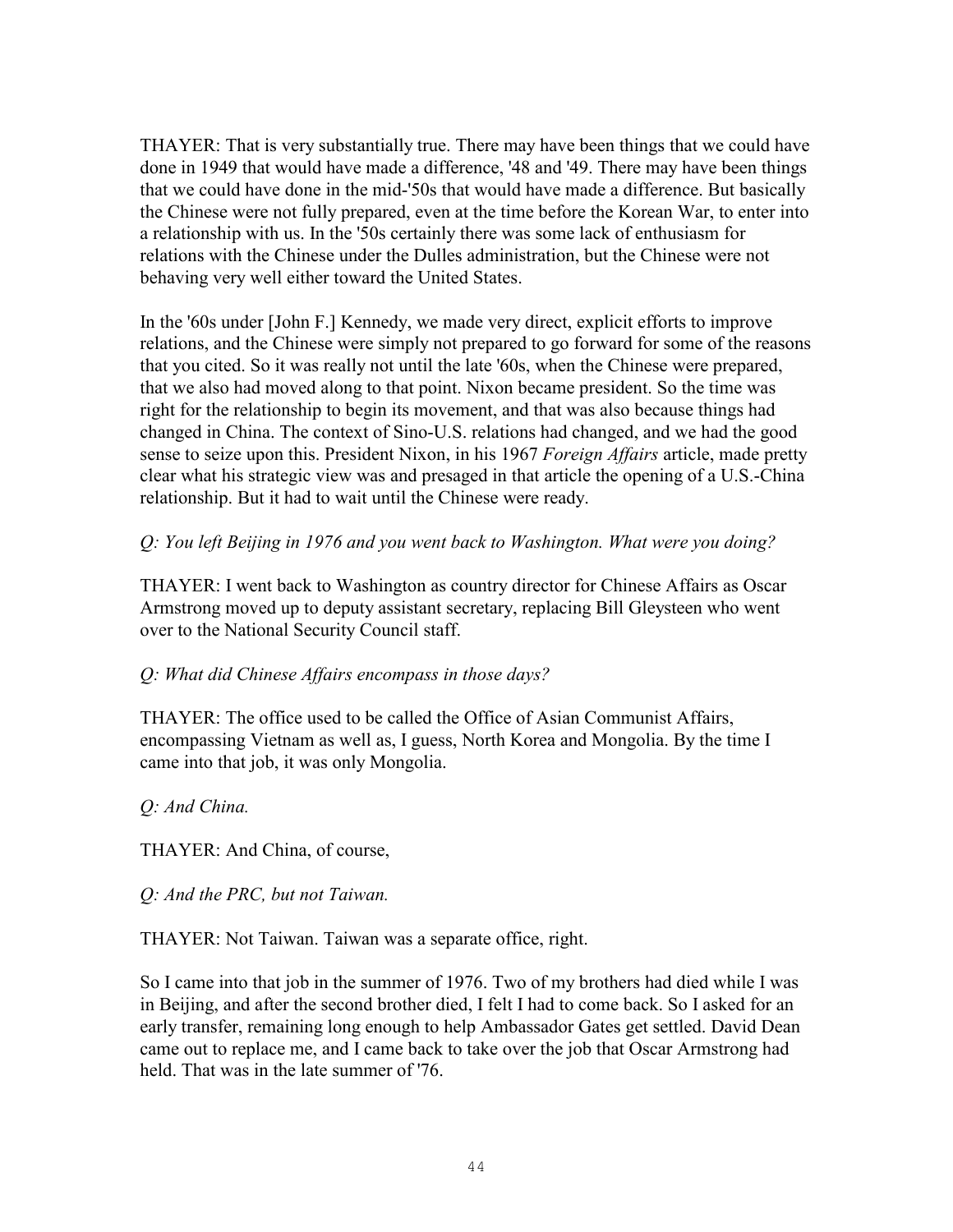THAYER: That is very substantially true. There may have been things that we could have done in 1949 that would have made a difference, '48 and '49. There may have been things that we could have done in the mid-'50s that would have made a difference. But basically the Chinese were not fully prepared, even at the time before the Korean War, to enter into a relationship with us. In the '50s certainly there was some lack of enthusiasm for relations with the Chinese under the Dulles administration, but the Chinese were not behaving very well either toward the United States.

In the '60s under [John F.] Kennedy, we made very direct, explicit efforts to improve relations, and the Chinese were simply not prepared to go forward for some of the reasons that you cited. So it was really not until the late '60s, when the Chinese were prepared, that we also had moved along to that point. Nixon became president. So the time was right for the relationship to begin its movement, and that was also because things had changed in China. The context of Sino-U.S. relations had changed, and we had the good sense to seize upon this. President Nixon, in his 1967 *Foreign Affairs* article, made pretty clear what his strategic view was and presaged in that article the opening of a U.S.-China relationship. But it had to wait until the Chinese were ready.

*Q: You left Beijing in 1976 and you went back to Washington. What were you doing?*

THAYER: I went back to Washington as country director for Chinese Affairs as Oscar Armstrong moved up to deputy assistant secretary, replacing Bill Gleysteen who went over to the National Security Council staff.

*Q: What did Chinese Affairs encompass in those days?*

THAYER: The office used to be called the Office of Asian Communist Affairs, encompassing Vietnam as well as, I guess, North Korea and Mongolia. By the time I came into that job, it was only Mongolia.

*Q: And China.*

THAYER: And China, of course,

*Q: And the PRC, but not Taiwan.*

THAYER: Not Taiwan. Taiwan was a separate office, right.

So I came into that job in the summer of 1976. Two of my brothers had died while I was in Beijing, and after the second brother died, I felt I had to come back. So I asked for an early transfer, remaining long enough to help Ambassador Gates get settled. David Dean came out to replace me, and I came back to take over the job that Oscar Armstrong had held. That was in the late summer of '76.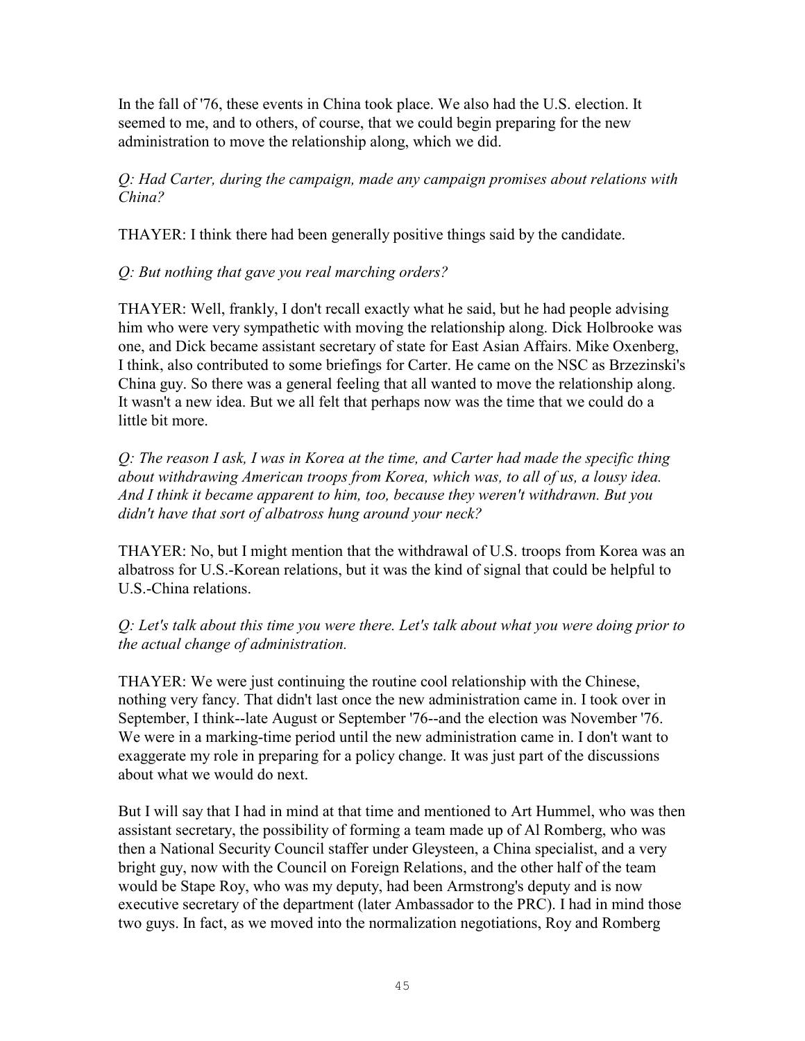In the fall of '76, these events in China took place. We also had the U.S. election. It seemed to me, and to others, of course, that we could begin preparing for the new administration to move the relationship along, which we did.

*Q: Had Carter, during the campaign, made any campaign promises about relations with China?*

THAYER: I think there had been generally positive things said by the candidate.

*Q: But nothing that gave you real marching orders?*

THAYER: Well, frankly, I don't recall exactly what he said, but he had people advising him who were very sympathetic with moving the relationship along. Dick Holbrooke was one, and Dick became assistant secretary of state for East Asian Affairs. Mike Oxenberg, I think, also contributed to some briefings for Carter. He came on the NSC as Brzezinski's China guy. So there was a general feeling that all wanted to move the relationship along. It wasn't a new idea. But we all felt that perhaps now was the time that we could do a little bit more.

*Q: The reason I ask, I was in Korea at the time, and Carter had made the specific thing about withdrawing American troops from Korea, which was, to all of us, a lousy idea. And I think it became apparent to him, too, because they weren't withdrawn. But you didn't have that sort of albatross hung around your neck?*

THAYER: No, but I might mention that the withdrawal of U.S. troops from Korea was an albatross for U.S.-Korean relations, but it was the kind of signal that could be helpful to U.S.-China relations.

*Q: Let's talk about this time you were there. Let's talk about what you were doing prior to the actual change of administration.*

THAYER: We were just continuing the routine cool relationship with the Chinese, nothing very fancy. That didn't last once the new administration came in. I took over in September, I think--late August or September '76--and the election was November '76. We were in a marking-time period until the new administration came in. I don't want to exaggerate my role in preparing for a policy change. It was just part of the discussions about what we would do next.

But I will say that I had in mind at that time and mentioned to Art Hummel, who was then assistant secretary, the possibility of forming a team made up of Al Romberg, who was then a National Security Council staffer under Gleysteen, a China specialist, and a very bright guy, now with the Council on Foreign Relations, and the other half of the team would be Stape Roy, who was my deputy, had been Armstrong's deputy and is now executive secretary of the department (later Ambassador to the PRC). I had in mind those two guys. In fact, as we moved into the normalization negotiations, Roy and Romberg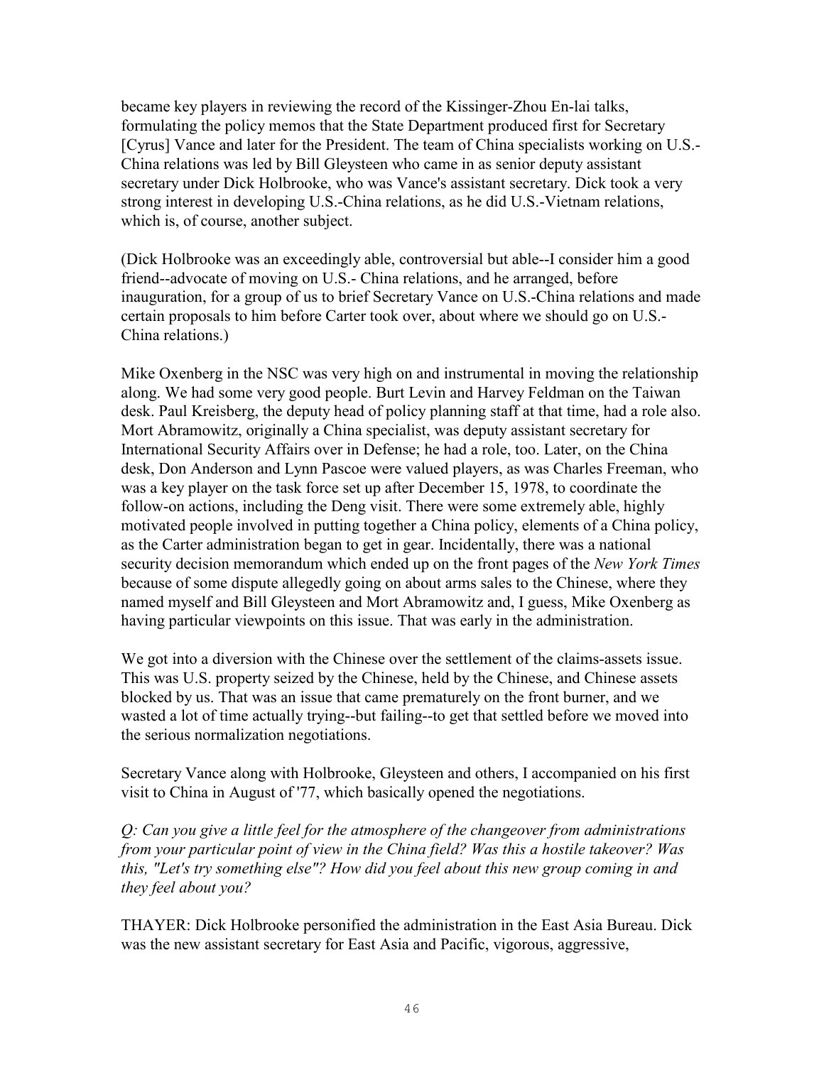became key players in reviewing the record of the Kissinger-Zhou En-lai talks, formulating the policy memos that the State Department produced first for Secretary [Cyrus] Vance and later for the President. The team of China specialists working on U.S.-China relations was led by Bill Gleysteen who came in as senior deputy assistant secretary under Dick Holbrooke, who was Vance's assistant secretary. Dick took a very strong interest in developing U.S.-China relations, as he did U.S.-Vietnam relations, which is, of course, another subject.

(Dick Holbrooke was an exceedingly able, controversial but able--I consider him a good friend--advocate of moving on U.S.- China relations, and he arranged, before inauguration, for a group of us to brief Secretary Vance on U.S.-China relations and made certain proposals to him before Carter took over, about where we should go on U.S.-China relations.)

Mike Oxenberg in the NSC was very high on and instrumental in moving the relationship along. We had some very good people. Burt Levin and Harvey Feldman on the Taiwan desk. Paul Kreisberg, the deputy head of policy planning staff at that time, had a role also. Mort Abramowitz, originally a China specialist, was deputy assistant secretary for International Security Affairs over in Defense; he had a role, too. Later, on the China desk, Don Anderson and Lynn Pascoe were valued players, as was Charles Freeman, who was a key player on the task force set up after December 15, 1978, to coordinate the follow-on actions, including the Deng visit. There were some extremely able, highly motivated people involved in putting together a China policy, elements of a China policy, as the Carter administration began to get in gear. Incidentally, there was a national security decision memorandum which ended up on the front pages of the *New York Times* because of some dispute allegedly going on about arms sales to the Chinese, where they named myself and Bill Gleysteen and Mort Abramowitz and, I guess, Mike Oxenberg as having particular viewpoints on this issue. That was early in the administration.

We got into a diversion with the Chinese over the settlement of the claims-assets issue. This was U.S. property seized by the Chinese, held by the Chinese, and Chinese assets blocked by us. That was an issue that came prematurely on the front burner, and we wasted a lot of time actually trying--but failing--to get that settled before we moved into the serious normalization negotiations.

Secretary Vance along with Holbrooke, Gleysteen and others, I accompanied on his first visit to China in August of '77, which basically opened the negotiations.

*Q: Can you give a little feel for the atmosphere of the changeover from administrations from your particular point of view in the China field? Was this a hostile takeover? Was this, "Let's try something else"? How did you feel about this new group coming in and they feel about you?*

THAYER: Dick Holbrooke personified the administration in the East Asia Bureau. Dick was the new assistant secretary for East Asia and Pacific, vigorous, aggressive,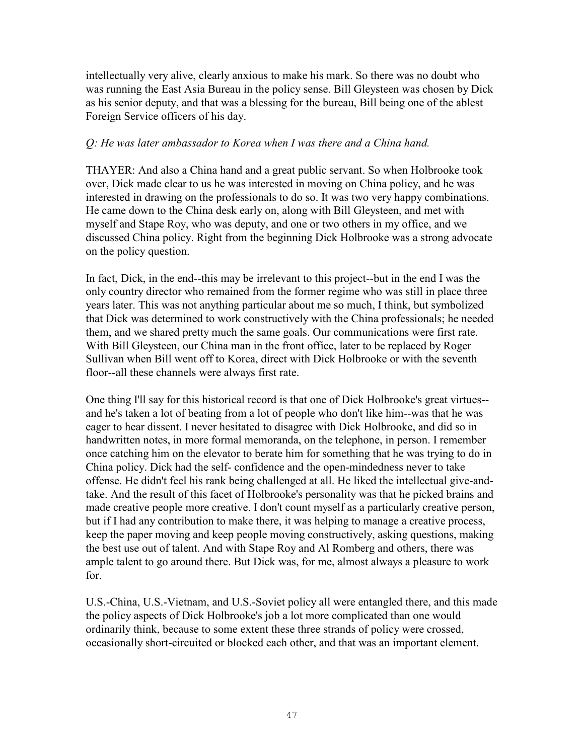intellectually very alive, clearly anxious to make his mark. So there was no doubt who was running the East Asia Bureau in the policy sense. Bill Gleysteen was chosen by Dick as his senior deputy, and that was a blessing for the bureau, Bill being one of the ablest Foreign Service officers of his day.

*Q: He was later ambassador to Korea when I was there and a China hand.*

THAYER: And also a China hand and a great public servant. So when Holbrooke took over, Dick made clear to us he was interested in moving on China policy, and he was interested in drawing on the professionals to do so. It was two very happy combinations. He came down to the China desk early on, along with Bill Gleysteen, and met with myself and Stape Roy, who was deputy, and one or two others in my office, and we discussed China policy. Right from the beginning Dick Holbrooke was a strong advocate on the policy question.

In fact, Dick, in the end--this may be irrelevant to this project--but in the end I was the only country director who remained from the former regime who was still in place three years later. This was not anything particular about me so much, I think, but symbolized that Dick was determined to work constructively with the China professionals; he needed them, and we shared pretty much the same goals. Our communications were first rate. With Bill Gleysteen, our China man in the front office, later to be replaced by Roger Sullivan when Bill went off to Korea, direct with Dick Holbrooke or with the seventh floor--all these channels were always first rate.

One thing I'll say for this historical record is that one of Dick Holbrooke's great virtues--and he's taken a lot of beating from a lot of people who don't like him--was that he was eager to hear dissent. I never hesitated to disagree with Dick Holbrooke, and did so in handwritten notes, in more formal memoranda, on the telephone, in person. I remember once catching him on the elevator to berate him for something that he was trying to do in China policy. Dick had the self- confidence and the open-mindedness never to take offense. He didn't feel his rank being challenged at all. He liked the intellectual give-and-take. And the result of this facet of Holbrooke's personality was that he picked brains and made creative people more creative. I don't count myself as a particularly creative person, but if I had any contribution to make there, it was helping to manage a creative process, keep the paper moving and keep people moving constructively, asking questions, making the best use out of talent. And with Stape Roy and Al Romberg and others, there was ample talent to go around there. But Dick was, for me, almost always a pleasure to work for.

U.S.-China, U.S.-Vietnam, and U.S.-Soviet policy all were entangled there, and this made the policy aspects of Dick Holbrooke's job a lot more complicated than one would ordinarily think, because to some extent these three strands of policy were crossed, occasionally short-circuited or blocked each other, and that was an important element.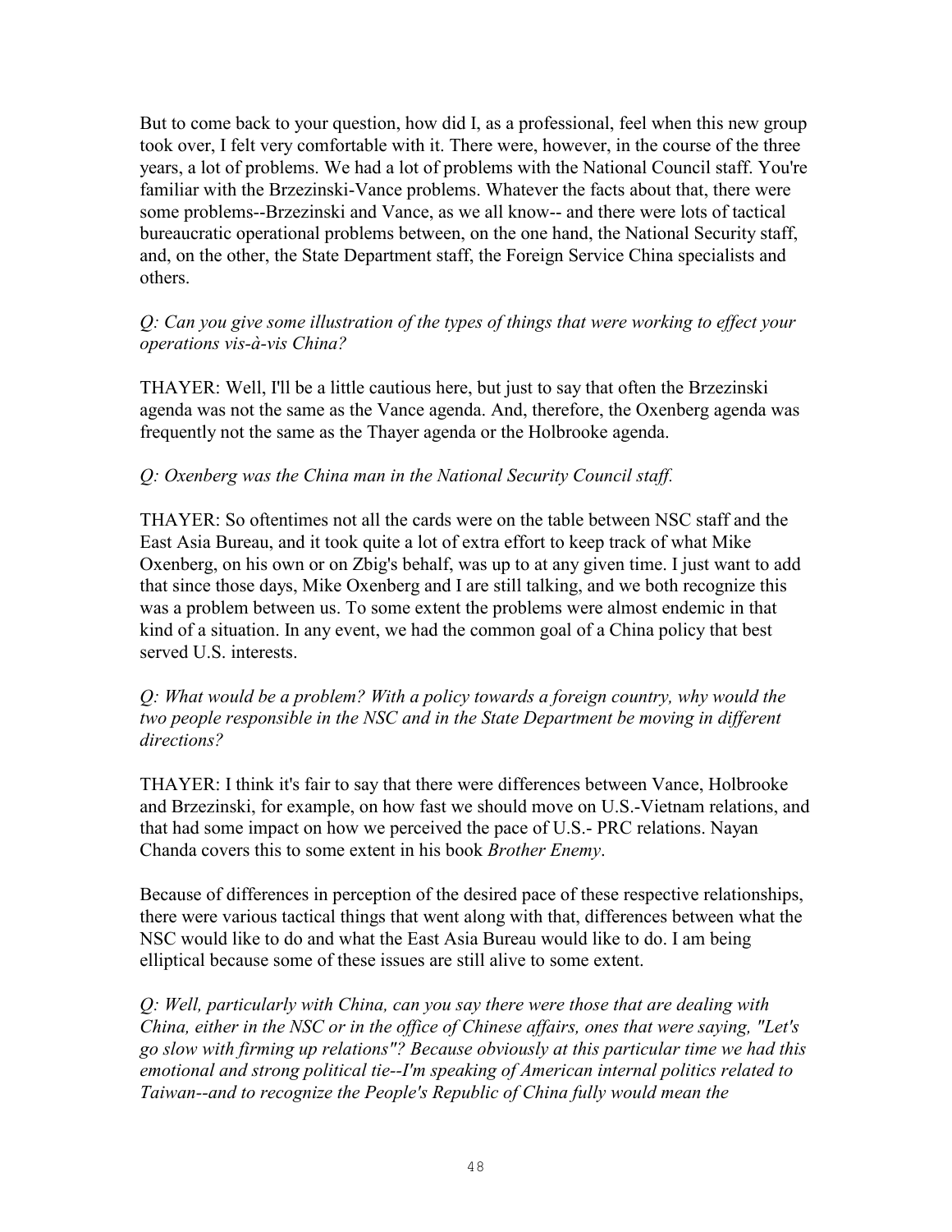But to come back to your question, how did I, as a professional, feel when this new group took over, I felt very comfortable with it. There were, however, in the course of the three years, a lot of problems. We had a lot of problems with the National Council staff. You're familiar with the Brzezinski-Vance problems. Whatever the facts about that, there were some problems--Brzezinski and Vance, as we all know-- and there were lots of tactical bureaucratic operational problems between, on the one hand, the National Security staff, and, on the other, the State Department staff, the Foreign Service China specialists and others.

*Q: Can you give some illustration of the types of things that were working to effect your operations vis-à-vis China?*

THAYER: Well, I'll be a little cautious here, but just to say that often the Brzezinski agenda was not the same as the Vance agenda. And, therefore, the Oxenberg agenda was frequently not the same as the Thayer agenda or the Holbrooke agenda.

*Q: Oxenberg was the China man in the National Security Council staff.*

THAYER: So oftentimes not all the cards were on the table between NSC staff and the East Asia Bureau, and it took quite a lot of extra effort to keep track of what Mike Oxenberg, on his own or on Zbig's behalf, was up to at any given time. I just want to add that since those days, Mike Oxenberg and I are still talking, and we both recognize this was a problem between us. To some extent the problems were almost endemic in that kind of a situation. In any event, we had the common goal of a China policy that best served U.S. interests.

*Q: What would be a problem? With a policy towards a foreign country, why would the two people responsible in the NSC and in the State Department be moving in different directions?*

THAYER: I think it's fair to say that there were differences between Vance, Holbrooke and Brzezinski, for example, on how fast we should move on U.S.-Vietnam relations, and that had some impact on how we perceived the pace of U.S.- PRC relations. Nayan Chanda covers this to some extent in his book *Brother Enemy*.

Because of differences in perception of the desired pace of these respective relationships, there were various tactical things that went along with that, differences between what the NSC would like to do and what the East Asia Bureau would like to do. I am being elliptical because some of these issues are still alive to some extent.

*Q: Well, particularly with China, can you say there were those that are dealing with China, either in the NSC or in the office of Chinese affairs, ones that were saying, "Let's go slow with firming up relations"? Because obviously at this particular time we had this emotional and strong political tie--I'm speaking of American internal politics related to Taiwan--and to recognize the People's Republic of China fully would mean the*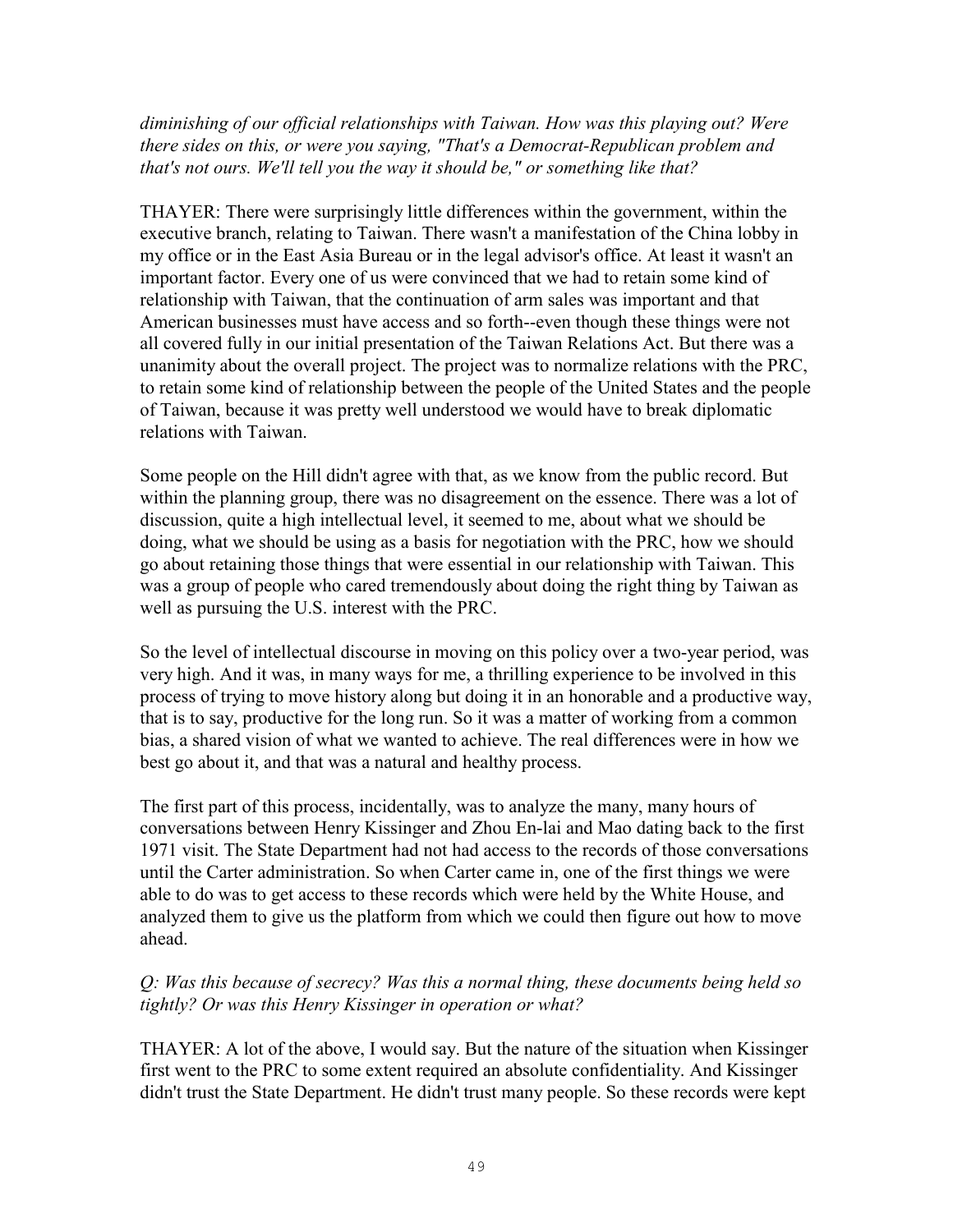*diminishing of our official relationships with Taiwan. How was this playing out? Were there sides on this, or were you saying, "That's a Democrat-Republican problem and that's not ours. We'll tell you the way it should be," or something like that?*

THAYER: There were surprisingly little differences within the government, within the executive branch, relating to Taiwan. There wasn't a manifestation of the China lobby in my office or in the East Asia Bureau or in the legal advisor's office. At least it wasn't an important factor. Every one of us were convinced that we had to retain some kind of relationship with Taiwan, that the continuation of arm sales was important and that American businesses must have access and so forth--even though these things were not all covered fully in our initial presentation of the Taiwan Relations Act. But there was a unanimity about the overall project. The project was to normalize relations with the PRC, to retain some kind of relationship between the people of the United States and the people of Taiwan, because it was pretty well understood we would have to break diplomatic relations with Taiwan.

Some people on the Hill didn't agree with that, as we know from the public record. But within the planning group, there was no disagreement on the essence. There was a lot of discussion, quite a high intellectual level, it seemed to me, about what we should be doing, what we should be using as a basis for negotiation with the PRC, how we should go about retaining those things that were essential in our relationship with Taiwan. This was a group of people who cared tremendously about doing the right thing by Taiwan as well as pursuing the U.S. interest with the PRC.

So the level of intellectual discourse in moving on this policy over a two-year period, was very high. And it was, in many ways for me, a thrilling experience to be involved in this process of trying to move history along but doing it in an honorable and a productive way, that is to say, productive for the long run. So it was a matter of working from a common bias, a shared vision of what we wanted to achieve. The real differences were in how we best go about it, and that was a natural and healthy process.

The first part of this process, incidentally, was to analyze the many, many hours of conversations between Henry Kissinger and Zhou En-lai and Mao dating back to the first 1971 visit. The State Department had not had access to the records of those conversations until the Carter administration. So when Carter came in, one of the first things we were able to do was to get access to these records which were held by the White House, and analyzed them to give us the platform from which we could then figure out how to move ahead.

*Q: Was this because of secrecy? Was this a normal thing, these documents being held so tightly? Or was this Henry Kissinger in operation or what?*

THAYER: A lot of the above, I would say. But the nature of the situation when Kissinger first went to the PRC to some extent required an absolute confidentiality. And Kissinger didn't trust the State Department. He didn't trust many people. So these records were kept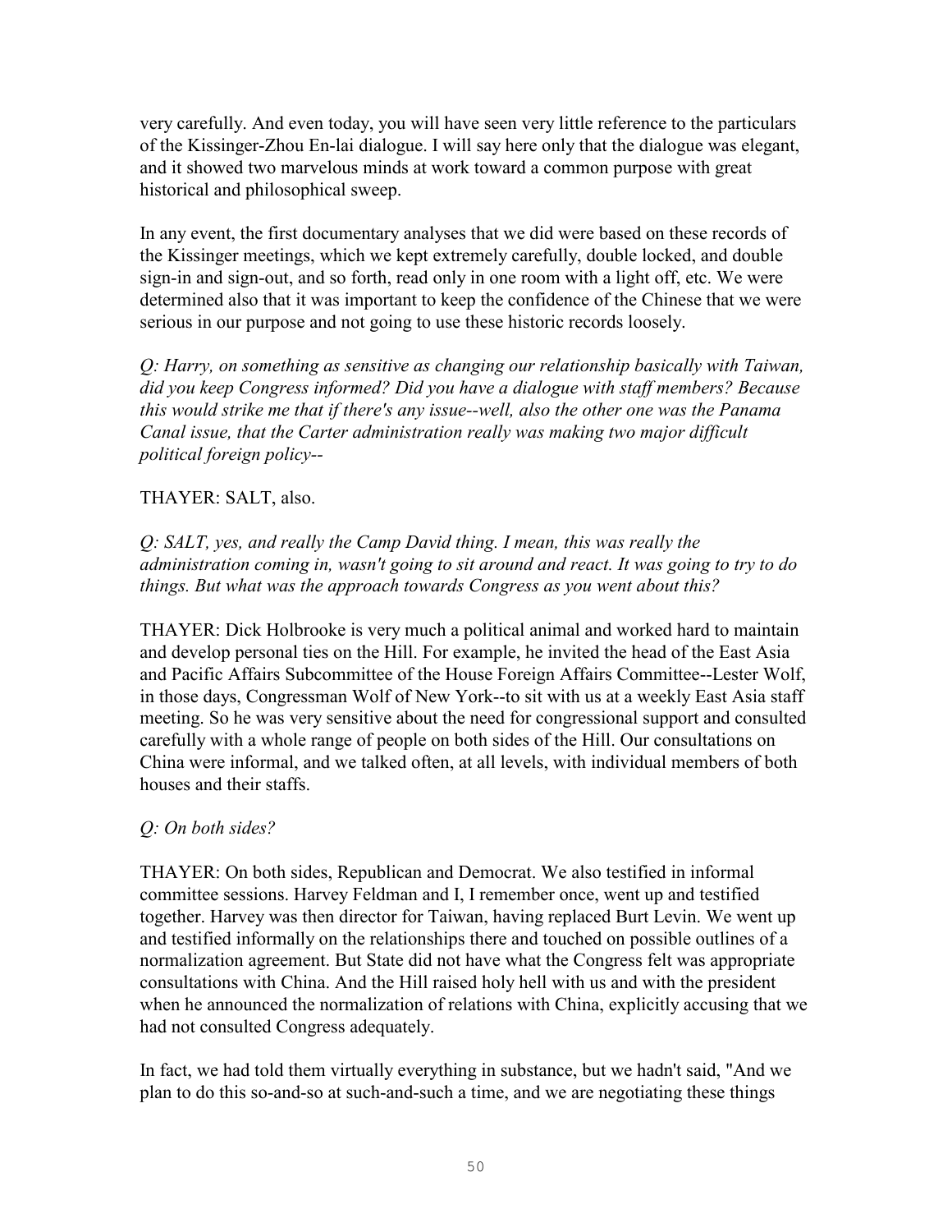very carefully. And even today, you will have seen very little reference to the particulars of the Kissinger-Zhou En-lai dialogue. I will say here only that the dialogue was elegant, and it showed two marvelous minds at work toward a common purpose with great historical and philosophical sweep.

In any event, the first documentary analyses that we did were based on these records of the Kissinger meetings, which we kept extremely carefully, double locked, and double sign-in and sign-out, and so forth, read only in one room with a light off, etc. We were determined also that it was important to keep the confidence of the Chinese that we were serious in our purpose and not going to use these historic records loosely.

*Q: Harry, on something as sensitive as changing our relationship basically with Taiwan, did you keep Congress informed? Did you have a dialogue with staff members? Because this would strike me that if there's any issue--well, also the other one was the Panama Canal issue, that the Carter administration really was making two major difficult political foreign policy--*

THAYER: SALT, also.

*Q: SALT, yes, and really the Camp David thing. I mean, this was really the administration coming in, wasn't going to sit around and react. It was going to try to do things. But what was the approach towards Congress as you went about this?*

THAYER: Dick Holbrooke is very much a political animal and worked hard to maintain and develop personal ties on the Hill. For example, he invited the head of the East Asia and Pacific Affairs Subcommittee of the House Foreign Affairs Committee--Lester Wolf, in those days, Congressman Wolf of New York--to sit with us at a weekly East Asia staff meeting. So he was very sensitive about the need for congressional support and consulted carefully with a whole range of people on both sides of the Hill. Our consultations on China were informal, and we talked often, at all levels, with individual members of both houses and their staffs.

*Q: On both sides?*

THAYER: On both sides, Republican and Democrat. We also testified in informal committee sessions. Harvey Feldman and I, I remember once, went up and testified together. Harvey was then director for Taiwan, having replaced Burt Levin. We went up and testified informally on the relationships there and touched on possible outlines of a normalization agreement. But State did not have what the Congress felt was appropriate consultations with China. And the Hill raised holy hell with us and with the president when he announced the normalization of relations with China, explicitly accusing that we had not consulted Congress adequately.

In fact, we had told them virtually everything in substance, but we hadn't said, "And we plan to do this so-and-so at such-and-such a time, and we are negotiating these things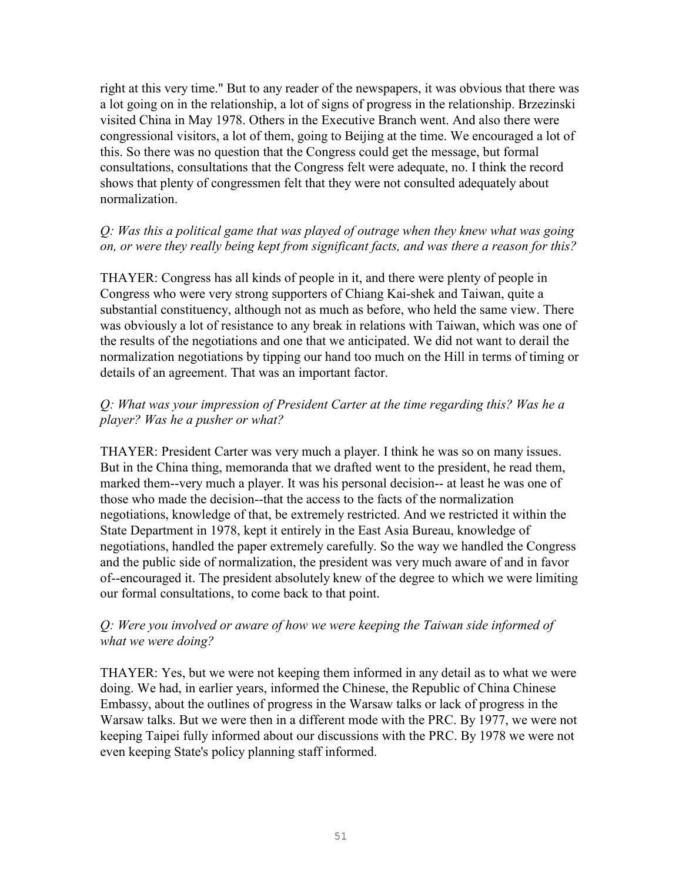right at this very time." But to any reader of the newspapers, it was obvious that there was a lot going on in the relationship, a lot of signs of progress in the relationship. Brzezinski visited China in May 1978. Others in the Executive Branch went. And also there were congressional visitors, a lot of them, going to Beijing at the time. We encouraged a lot of this. So there was no question that the Congress could get the message, but formal consultations, consultations that the Congress felt were adequate, no. I think the record shows that plenty of congressmen felt that they were not consulted adequately about normalization.

*Q: Was this a political game that was played of outrage when they knew what was going on, or were they really being kept from significant facts, and was there a reason for this?*

THAYER: Congress has all kinds of people in it, and there were plenty of people in Congress who were very strong supporters of Chiang Kai-shek and Taiwan, quite a substantial constituency, although not as much as before, who held the same view. There was obviously a lot of resistance to any break in relations with Taiwan, which was one of the results of the negotiations and one that we anticipated. We did not want to derail the normalization negotiations by tipping our hand too much on the Hill in terms of timing or details of an agreement. That was an important factor.

*Q: What was your impression of President Carter at the time regarding this? Was he a player? Was he a pusher or what?*

THAYER: President Carter was very much a player. I think he was so on many issues. But in the China thing, memoranda that we drafted went to the president, he read them, marked them--very much a player. It was his personal decision-- at least he was one of those who made the decision--that the access to the facts of the normalization negotiations, knowledge of that, be extremely restricted. And we restricted it within the State Department in 1978, kept it entirely in the East Asia Bureau, knowledge of negotiations, handled the paper extremely carefully. So the way we handled the Congress and the public side of normalization, the president was very much aware of and in favor of--encouraged it. The president absolutely knew of the degree to which we were limiting our formal consultations, to come back to that point.

*Q: Were you involved or aware of how we were keeping the Taiwan side informed of what we were doing?*

THAYER: Yes, but we were not keeping them informed in any detail as to what we were doing. We had, in earlier years, informed the Chinese, the Republic of China Chinese Embassy, about the outlines of progress in the Warsaw talks or lack of progress in the Warsaw talks. But we were then in a different mode with the PRC. By 1977, we were not keeping Taipei fully informed about our discussions with the PRC. By 1978 we were not even keeping State's policy planning staff informed.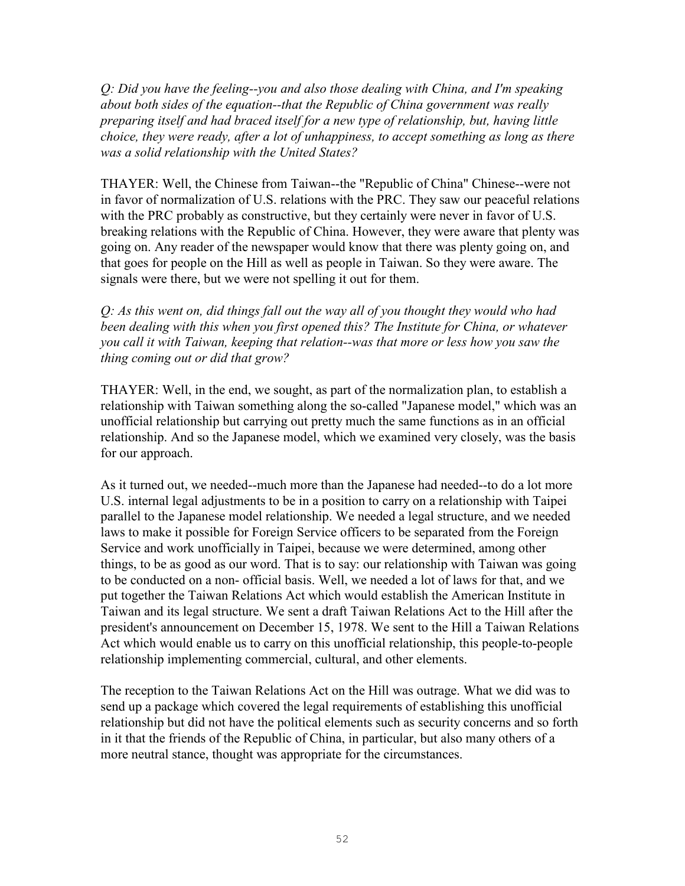*Q: Did you have the feeling--you and also those dealing with China, and I'm speaking about both sides of the equation--that the Republic of China government was really preparing itself and had braced itself for a new type of relationship, but, having little choice, they were ready, after a lot of unhappiness, to accept something as long as there was a solid relationship with the United States?*

THAYER: Well, the Chinese from Taiwan--the "Republic of China" Chinese--were not in favor of normalization of U.S. relations with the PRC. They saw our peaceful relations with the PRC probably as constructive, but they certainly were never in favor of U.S. breaking relations with the Republic of China. However, they were aware that plenty was going on. Any reader of the newspaper would know that there was plenty going on, and that goes for people on the Hill as well as people in Taiwan. So they were aware. The signals were there, but we were not spelling it out for them.

*Q: As this went on, did things fall out the way all of you thought they would who had been dealing with this when you first opened this? The Institute for China, or whatever you call it with Taiwan, keeping that relation--was that more or less how you saw the thing coming out or did that grow?*

THAYER: Well, in the end, we sought, as part of the normalization plan, to establish a relationship with Taiwan something along the so-called "Japanese model," which was an unofficial relationship but carrying out pretty much the same functions as in an official relationship. And so the Japanese model, which we examined very closely, was the basis for our approach.

As it turned out, we needed--much more than the Japanese had needed--to do a lot more U.S. internal legal adjustments to be in a position to carry on a relationship with Taipei parallel to the Japanese model relationship. We needed a legal structure, and we needed laws to make it possible for Foreign Service officers to be separated from the Foreign Service and work unofficially in Taipei, because we were determined, among other things, to be as good as our word. That is to say: our relationship with Taiwan was going to be conducted on a non- official basis. Well, we needed a lot of laws for that, and we put together the Taiwan Relations Act which would establish the American Institute in Taiwan and its legal structure. We sent a draft Taiwan Relations Act to the Hill after the president's announcement on December 15, 1978. We sent to the Hill a Taiwan Relations Act which would enable us to carry on this unofficial relationship, this people-to-people relationship implementing commercial, cultural, and other elements.

The reception to the Taiwan Relations Act on the Hill was outrage. What we did was to send up a package which covered the legal requirements of establishing this unofficial relationship but did not have the political elements such as security concerns and so forth in it that the friends of the Republic of China, in particular, but also many others of a more neutral stance, thought was appropriate for the circumstances.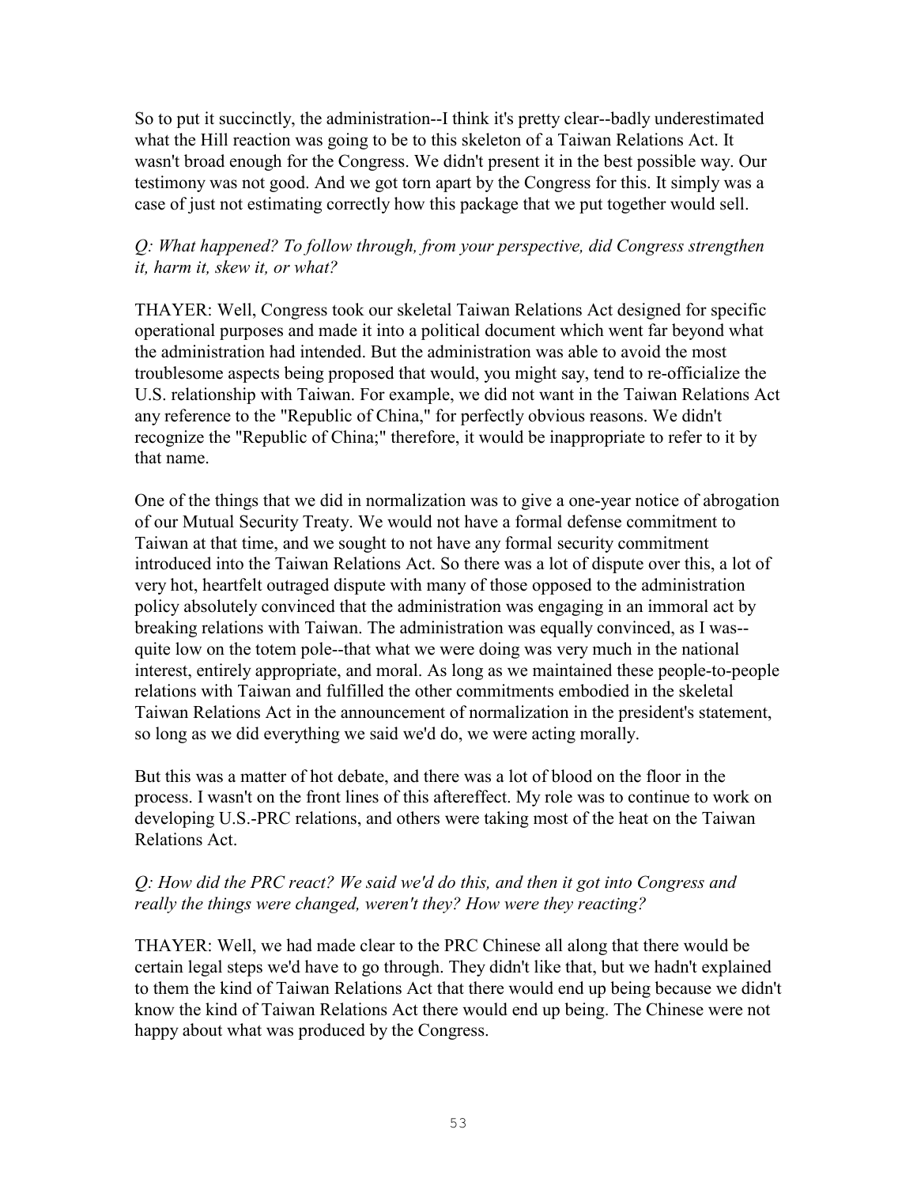So to put it succinctly, the administration--I think it's pretty clear--badly underestimated what the Hill reaction was going to be to this skeleton of a Taiwan Relations Act. It wasn't broad enough for the Congress. We didn't present it in the best possible way. Our testimony was not good. And we got torn apart by the Congress for this. It simply was a case of just not estimating correctly how this package that we put together would sell.

*Q: What happened? To follow through, from your perspective, did Congress strengthen it, harm it, skew it, or what?*

THAYER: Well, Congress took our skeletal Taiwan Relations Act designed for specific operational purposes and made it into a political document which went far beyond what the administration had intended. But the administration was able to avoid the most troublesome aspects being proposed that would, you might say, tend to re-officialize the U.S. relationship with Taiwan. For example, we did not want in the Taiwan Relations Act any reference to the "Republic of China," for perfectly obvious reasons. We didn't recognize the "Republic of China;" therefore, it would be inappropriate to refer to it by that name.

One of the things that we did in normalization was to give a one-year notice of abrogation of our Mutual Security Treaty. We would not have a formal defense commitment to Taiwan at that time, and we sought to not have any formal security commitment introduced into the Taiwan Relations Act. So there was a lot of dispute over this, a lot of very hot, heartfelt outraged dispute with many of those opposed to the administration policy absolutely convinced that the administration was engaging in an immoral act by breaking relations with Taiwan. The administration was equally convinced, as I was--quite low on the totem pole--that what we were doing was very much in the national interest, entirely appropriate, and moral. As long as we maintained these people-to-people relations with Taiwan and fulfilled the other commitments embodied in the skeletal Taiwan Relations Act in the announcement of normalization in the president's statement, so long as we did everything we said we'd do, we were acting morally.

But this was a matter of hot debate, and there was a lot of blood on the floor in the process. I wasn't on the front lines of this aftereffect. My role was to continue to work on developing U.S.-PRC relations, and others were taking most of the heat on the Taiwan Relations Act.

*Q: How did the PRC react? We said we'd do this, and then it got into Congress and really the things were changed, weren't they? How were they reacting?*

THAYER: Well, we had made clear to the PRC Chinese all along that there would be certain legal steps we'd have to go through. They didn't like that, but we hadn't explained to them the kind of Taiwan Relations Act that there would end up being because we didn't know the kind of Taiwan Relations Act there would end up being. The Chinese were not happy about what was produced by the Congress.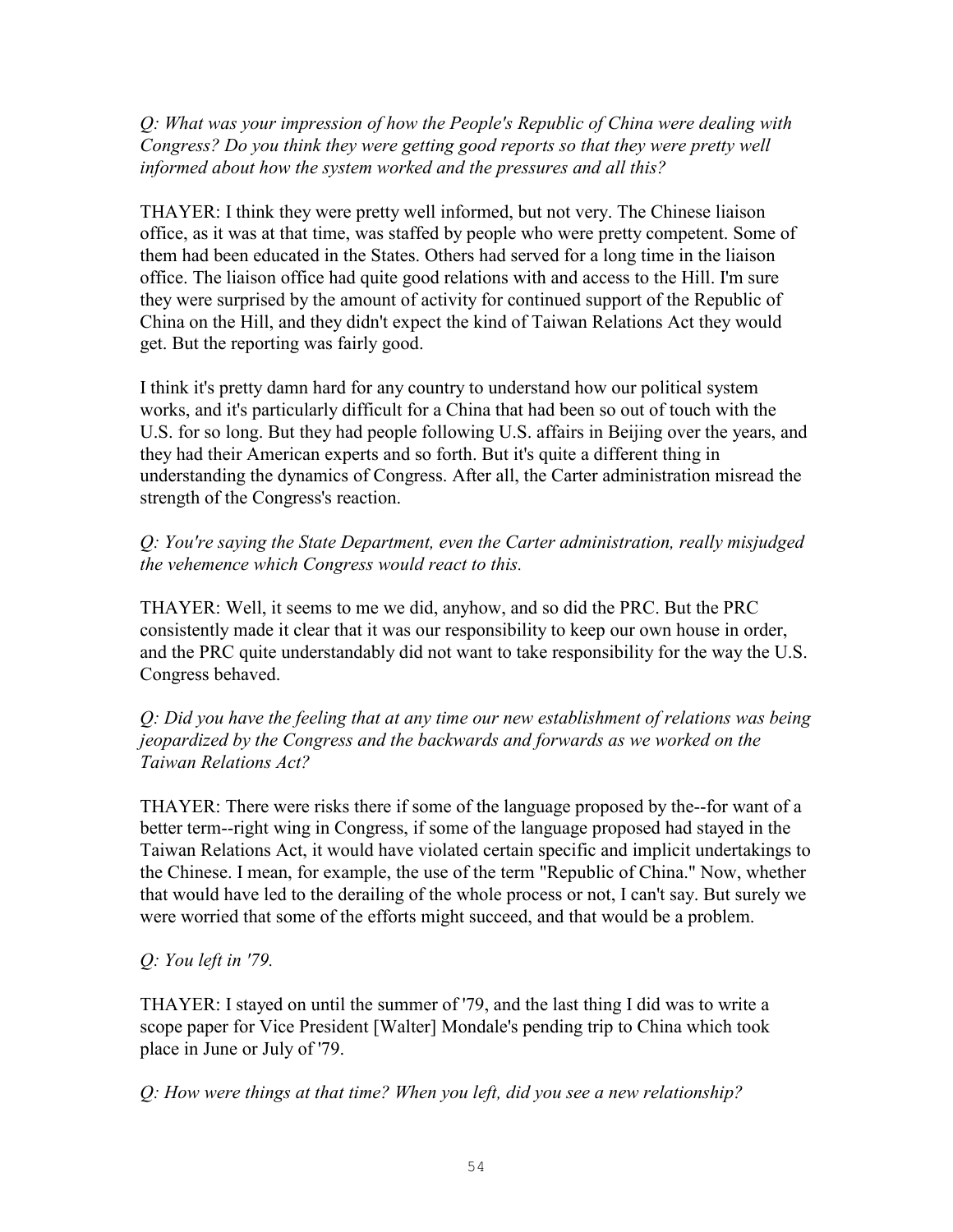*Q: What was your impression of how the People's Republic of China were dealing with Congress? Do you think they were getting good reports so that they were pretty well informed about how the system worked and the pressures and all this?*

THAYER: I think they were pretty well informed, but not very. The Chinese liaison office, as it was at that time, was staffed by people who were pretty competent. Some of them had been educated in the States. Others had served for a long time in the liaison office. The liaison office had quite good relations with and access to the Hill. I'm sure they were surprised by the amount of activity for continued support of the Republic of China on the Hill, and they didn't expect the kind of Taiwan Relations Act they would get. But the reporting was fairly good.

I think it's pretty damn hard for any country to understand how our political system works, and it's particularly difficult for a China that had been so out of touch with the U.S. for so long. But they had people following U.S. affairs in Beijing over the years, and they had their American experts and so forth. But it's quite a different thing in understanding the dynamics of Congress. After all, the Carter administration misread the strength of the Congress's reaction.

*Q: You're saying the State Department, even the Carter administration, really misjudged the vehemence which Congress would react to this.*

THAYER: Well, it seems to me we did, anyhow, and so did the PRC. But the PRC consistently made it clear that it was our responsibility to keep our own house in order, and the PRC quite understandably did not want to take responsibility for the way the U.S. Congress behaved.

*Q: Did you have the feeling that at any time our new establishment of relations was being jeopardized by the Congress and the backwards and forwards as we worked on the Taiwan Relations Act?*

THAYER: There were risks there if some of the language proposed by the--for want of a better term--right wing in Congress, if some of the language proposed had stayed in the Taiwan Relations Act, it would have violated certain specific and implicit undertakings to the Chinese. I mean, for example, the use of the term "Republic of China." Now, whether that would have led to the derailing of the whole process or not, I can't say. But surely we were worried that some of the efforts might succeed, and that would be a problem.

*Q: You left in '79.*

THAYER: I stayed on until the summer of '79, and the last thing I did was to write a scope paper for Vice President [Walter] Mondale's pending trip to China which took place in June or July of '79.

*Q: How were things at that time? When you left, did you see a new relationship?*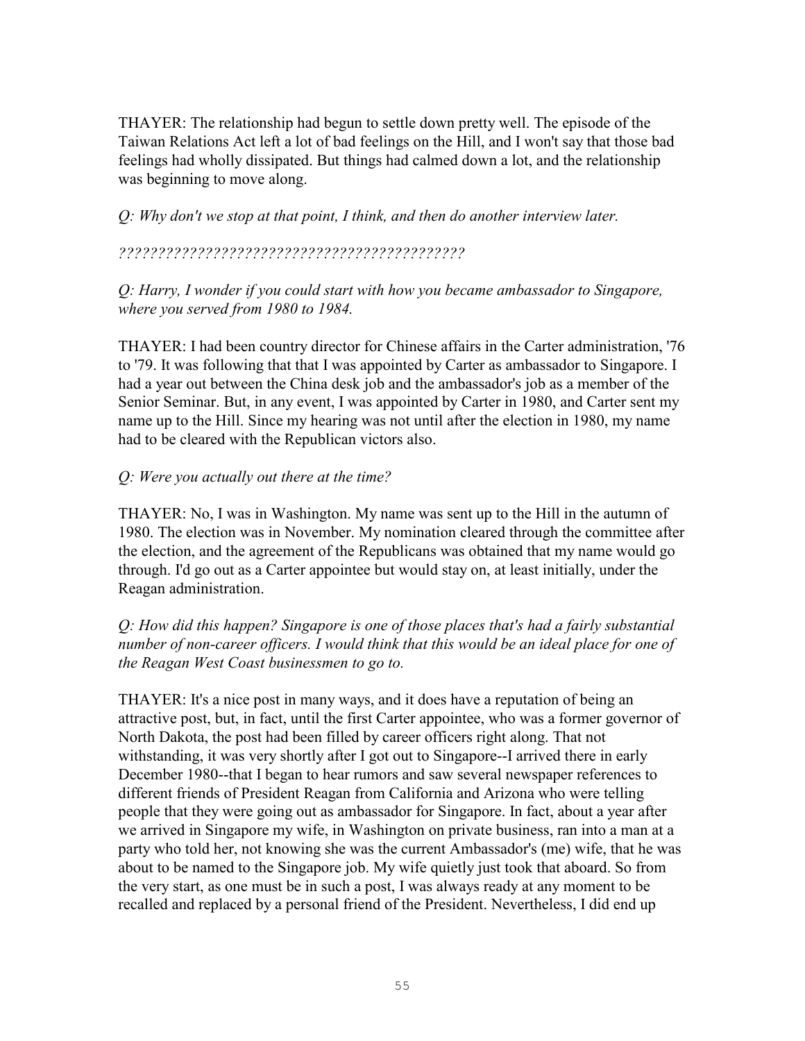THAYER: The relationship had begun to settle down pretty well. The episode of the Taiwan Relations Act left a lot of bad feelings on the Hill, and I won't say that those bad feelings had wholly dissipated. But things had calmed down a lot, and the relationship was beginning to move along.

*Q: Why don't we stop at that point, I think, and then do another interview later.*

*????????????????????????????????????????????*

*Q: Harry, I wonder if you could start with how you became ambassador to Singapore, where you served from 1980 to 1984.*

THAYER: I had been country director for Chinese affairs in the Carter administration, '76 to '79. It was following that that I was appointed by Carter as ambassador to Singapore. I had a year out between the China desk job and the ambassador's job as a member of the Senior Seminar. But, in any event, I was appointed by Carter in 1980, and Carter sent my name up to the Hill. Since my hearing was not until after the election in 1980, my name had to be cleared with the Republican victors also.

*Q: Were you actually out there at the time?*

THAYER: No, I was in Washington. My name was sent up to the Hill in the autumn of 1980. The election was in November. My nomination cleared through the committee after the election, and the agreement of the Republicans was obtained that my name would go through. I'd go out as a Carter appointee but would stay on, at least initially, under the Reagan administration.

*Q: How did this happen? Singapore is one of those places that's had a fairly substantial number of non-career officers. I would think that this would be an ideal place for one of the Reagan West Coast businessmen to go to.*

THAYER: It's a nice post in many ways, and it does have a reputation of being an attractive post, but, in fact, until the first Carter appointee, who was a former governor of North Dakota, the post had been filled by career officers right along. That not withstanding, it was very shortly after I got out to Singapore--I arrived there in early December 1980--that I began to hear rumors and saw several newspaper references to different friends of President Reagan from California and Arizona who were telling people that they were going out as ambassador for Singapore. In fact, about a year after we arrived in Singapore my wife, in Washington on private business, ran into a man at a party who told her, not knowing she was the current Ambassador's (me) wife, that he was about to be named to the Singapore job. My wife quietly just took that aboard. So from the very start, as one must be in such a post, I was always ready at any moment to be recalled and replaced by a personal friend of the President. Nevertheless, I did end up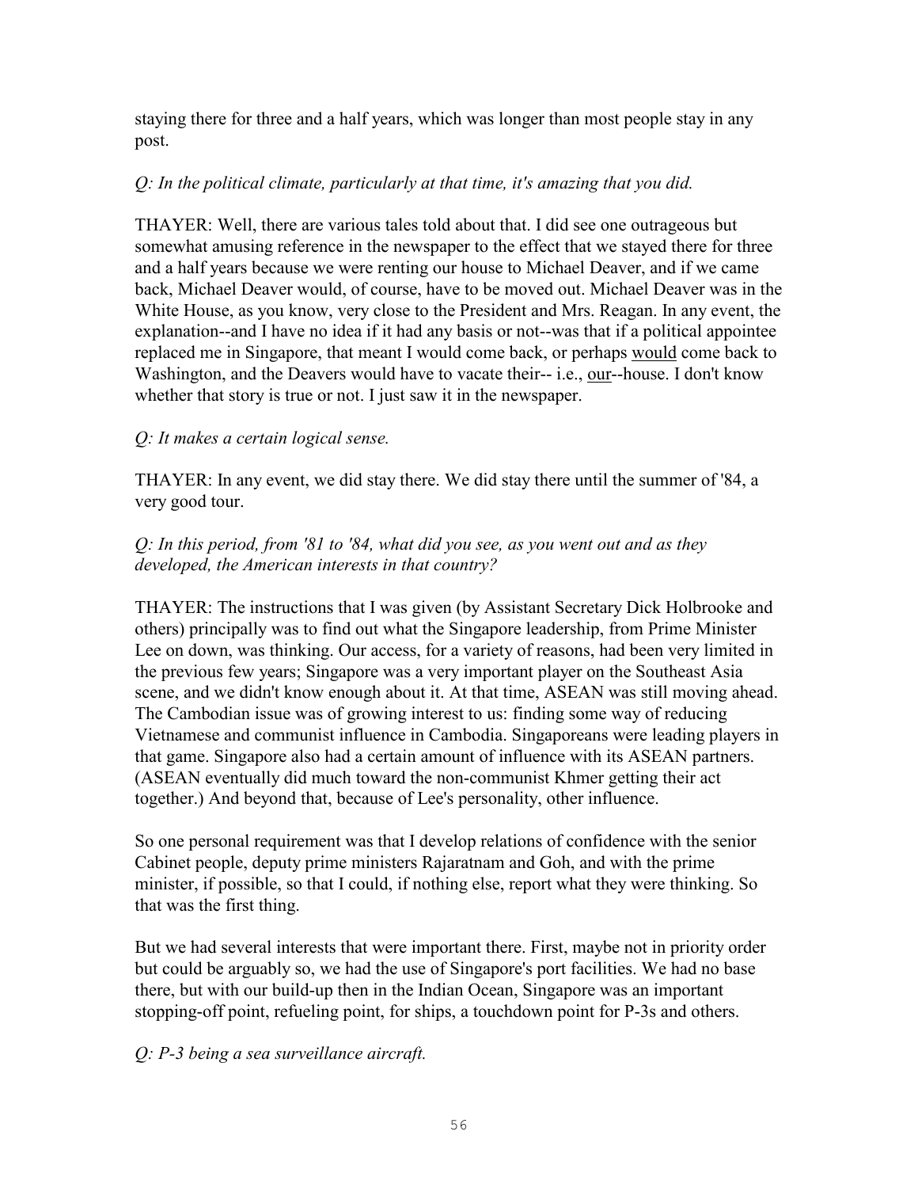staying there for three and a half years, which was longer than most people stay in any post.

*Q: In the political climate, particularly at that time, it's amazing that you did.*

THAYER: Well, there are various tales told about that. I did see one outrageous but somewhat amusing reference in the newspaper to the effect that we stayed there for three and a half years because we were renting our house to Michael Deaver, and if we came back, Michael Deaver would, of course, have to be moved out. Michael Deaver was in the White House, as you know, very close to the President and Mrs. Reagan. In any event, the explanation--and I have no idea if it had any basis or not--was that if a political appointee replaced me in Singapore, that meant I would come back, or perhaps would come back to Washington, and the Deavers would have to vacate their-- i.e., our--house. I don't know whether that story is true or not. I just saw it in the newspaper.

*Q: It makes a certain logical sense.*

THAYER: In any event, we did stay there. We did stay there until the summer of '84, a very good tour.

*Q: In this period, from '81 to '84, what did you see, as you went out and as they developed, the American interests in that country?*

THAYER: The instructions that I was given (by Assistant Secretary Dick Holbrooke and others) principally was to find out what the Singapore leadership, from Prime Minister Lee on down, was thinking. Our access, for a variety of reasons, had been very limited in the previous few years; Singapore was a very important player on the Southeast Asia scene, and we didn't know enough about it. At that time, ASEAN was still moving ahead. The Cambodian issue was of growing interest to us: finding some way of reducing Vietnamese and communist influence in Cambodia. Singaporeans were leading players in that game. Singapore also had a certain amount of influence with its ASEAN partners. (ASEAN eventually did much toward the non-communist Khmer getting their act together.) And beyond that, because of Lee's personality, other influence.

So one personal requirement was that I develop relations of confidence with the senior Cabinet people, deputy prime ministers Rajaratnam and Goh, and with the prime minister, if possible, so that I could, if nothing else, report what they were thinking. So that was the first thing.

But we had several interests that were important there. First, maybe not in priority order but could be arguably so, we had the use of Singapore's port facilities. We had no base there, but with our build-up then in the Indian Ocean, Singapore was an important stopping-off point, refueling point, for ships, a touchdown point for P-3s and others.

*Q: P-3 being a sea surveillance aircraft.*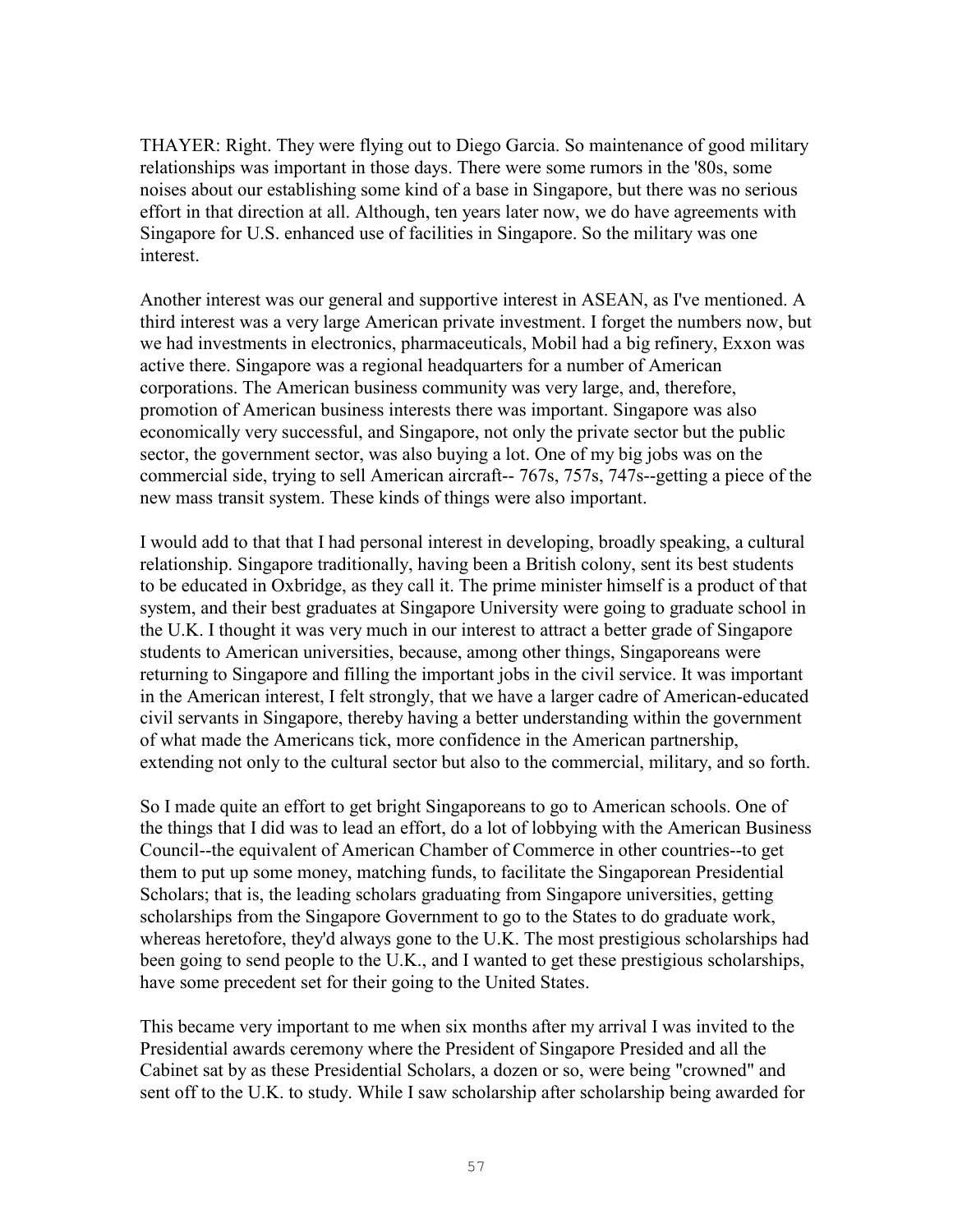THAYER: Right. They were flying out to Diego Garcia. So maintenance of good military relationships was important in those days. There were some rumors in the '80s, some noises about our establishing some kind of a base in Singapore, but there was no serious effort in that direction at all. Although, ten years later now, we do have agreements with Singapore for U.S. enhanced use of facilities in Singapore. So the military was one interest.

Another interest was our general and supportive interest in ASEAN, as I've mentioned. A third interest was a very large American private investment. I forget the numbers now, but we had investments in electronics, pharmaceuticals, Mobil had a big refinery, Exxon was active there. Singapore was a regional headquarters for a number of American corporations. The American business community was very large, and, therefore, promotion of American business interests there was important. Singapore was also economically very successful, and Singapore, not only the private sector but the public sector, the government sector, was also buying a lot. One of my big jobs was on the commercial side, trying to sell American aircraft-- 767s, 757s, 747s--getting a piece of the new mass transit system. These kinds of things were also important.

I would add to that that I had personal interest in developing, broadly speaking, a cultural relationship. Singapore traditionally, having been a British colony, sent its best students to be educated in Oxbridge, as they call it. The prime minister himself is a product of that system, and their best graduates at Singapore University were going to graduate school in the U.K. I thought it was very much in our interest to attract a better grade of Singapore students to American universities, because, among other things, Singaporeans were returning to Singapore and filling the important jobs in the civil service. It was important in the American interest, I felt strongly, that we have a larger cadre of American-educated civil servants in Singapore, thereby having a better understanding within the government of what made the Americans tick, more confidence in the American partnership, extending not only to the cultural sector but also to the commercial, military, and so forth.

So I made quite an effort to get bright Singaporeans to go to American schools. One of the things that I did was to lead an effort, do a lot of lobbying with the American Business Council--the equivalent of American Chamber of Commerce in other countries--to get them to put up some money, matching funds, to facilitate the Singaporean Presidential Scholars; that is, the leading scholars graduating from Singapore universities, getting scholarships from the Singapore Government to go to the States to do graduate work, whereas heretofore, they'd always gone to the U.K. The most prestigious scholarships had been going to send people to the U.K., and I wanted to get these prestigious scholarships, have some precedent set for their going to the United States.

This became very important to me when six months after my arrival I was invited to the Presidential awards ceremony where the President of Singapore Presided and all the Cabinet sat by as these Presidential Scholars, a dozen or so, were being "crowned" and sent off to the U.K. to study. While I saw scholarship after scholarship being awarded for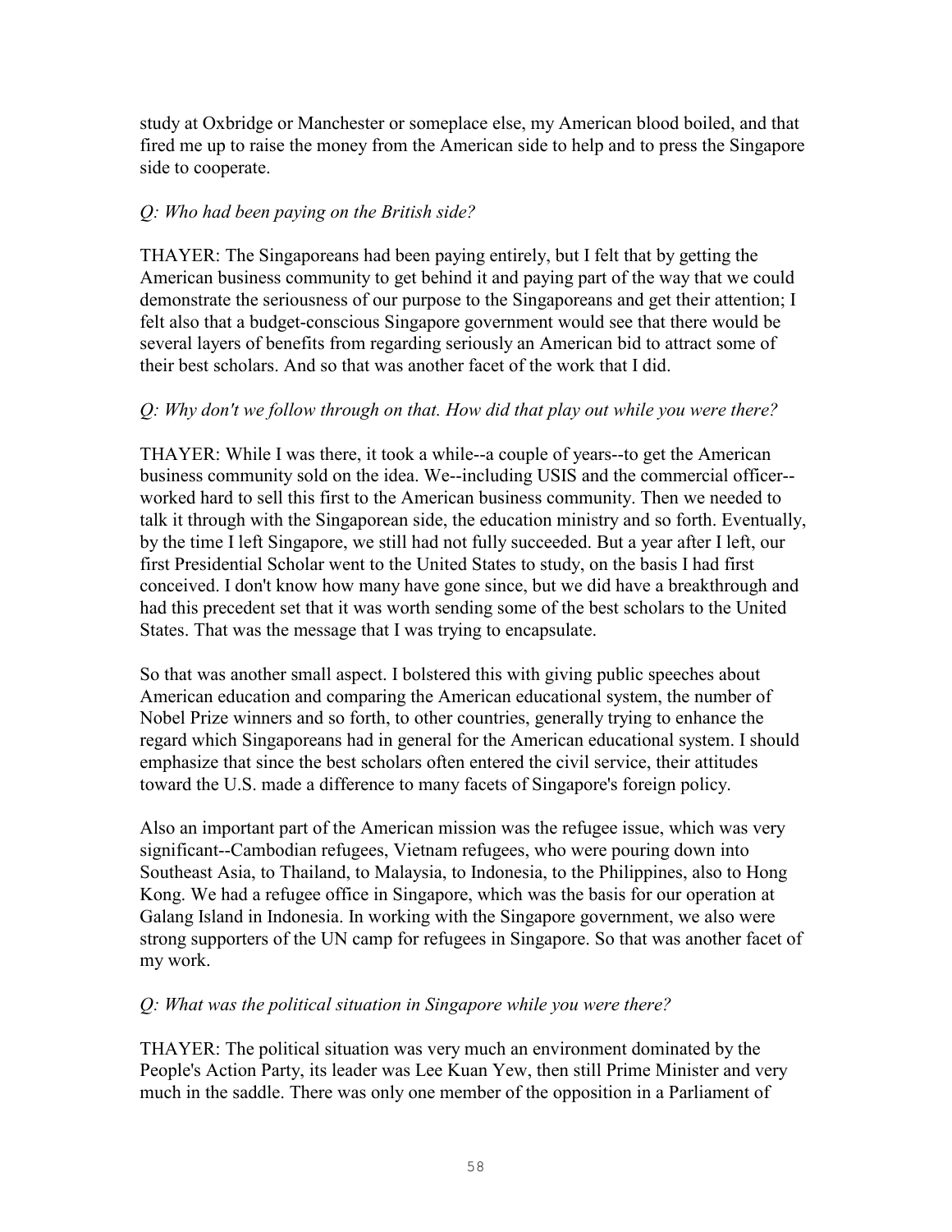study at Oxbridge or Manchester or someplace else, my American blood boiled, and that fired me up to raise the money from the American side to help and to press the Singapore side to cooperate.

*Q: Who had been paying on the British side?*

THAYER: The Singaporeans had been paying entirely, but I felt that by getting the American business community to get behind it and paying part of the way that we could demonstrate the seriousness of our purpose to the Singaporeans and get their attention; I felt also that a budget-conscious Singapore government would see that there would be several layers of benefits from regarding seriously an American bid to attract some of their best scholars. And so that was another facet of the work that I did.

*Q: Why don't we follow through on that. How did that play out while you were there?*

THAYER: While I was there, it took a while--a couple of years--to get the American business community sold on the idea. We--including USIS and the commercial officer--worked hard to sell this first to the American business community. Then we needed to talk it through with the Singaporean side, the education ministry and so forth. Eventually, by the time I left Singapore, we still had not fully succeeded. But a year after I left, our first Presidential Scholar went to the United States to study, on the basis I had first conceived. I don't know how many have gone since, but we did have a breakthrough and had this precedent set that it was worth sending some of the best scholars to the United States. That was the message that I was trying to encapsulate.

So that was another small aspect. I bolstered this with giving public speeches about American education and comparing the American educational system, the number of Nobel Prize winners and so forth, to other countries, generally trying to enhance the regard which Singaporeans had in general for the American educational system. I should emphasize that since the best scholars often entered the civil service, their attitudes toward the U.S. made a difference to many facets of Singapore's foreign policy.

Also an important part of the American mission was the refugee issue, which was very significant--Cambodian refugees, Vietnam refugees, who were pouring down into Southeast Asia, to Thailand, to Malaysia, to Indonesia, to the Philippines, also to Hong Kong. We had a refugee office in Singapore, which was the basis for our operation at Galang Island in Indonesia. In working with the Singapore government, we also were strong supporters of the UN camp for refugees in Singapore. So that was another facet of my work.

*Q: What was the political situation in Singapore while you were there?*

THAYER: The political situation was very much an environment dominated by the People's Action Party, its leader was Lee Kuan Yew, then still Prime Minister and very much in the saddle. There was only one member of the opposition in a Parliament of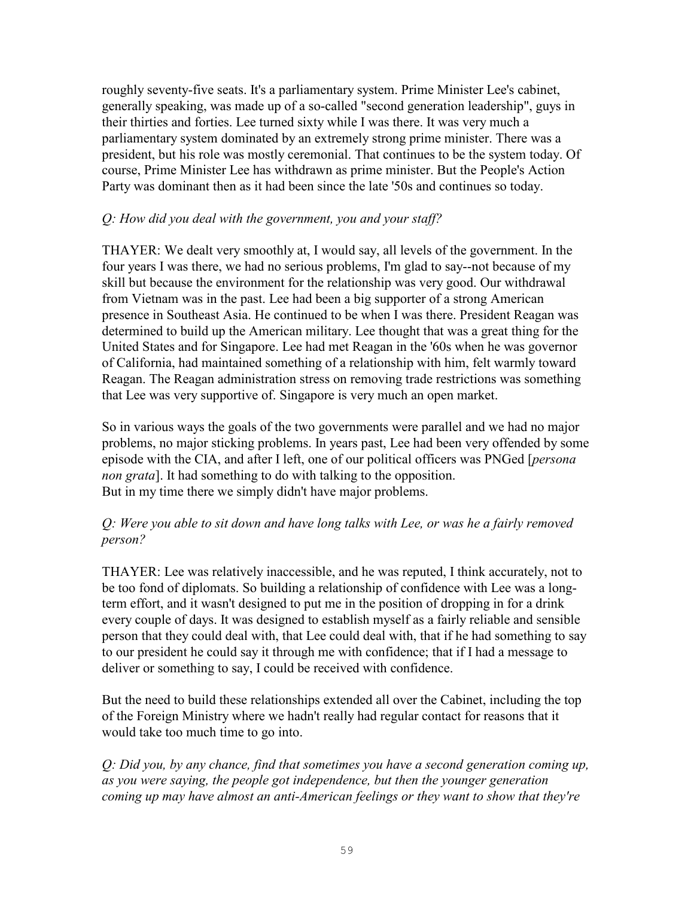roughly seventy-five seats. It's a parliamentary system. Prime Minister Lee's cabinet, generally speaking, was made up of a so-called "second generation leadership", guys in their thirties and forties. Lee turned sixty while I was there. It was very much a parliamentary system dominated by an extremely strong prime minister. There was a president, but his role was mostly ceremonial. That continues to be the system today. Of course, Prime Minister Lee has withdrawn as prime minister. But the People's Action Party was dominant then as it had been since the late '50s and continues so today.

*Q: How did you deal with the government, you and your staff?*

THAYER: We dealt very smoothly at, I would say, all levels of the government. In the four years I was there, we had no serious problems, I'm glad to say--not because of my skill but because the environment for the relationship was very good. Our withdrawal from Vietnam was in the past. Lee had been a big supporter of a strong American presence in Southeast Asia. He continued to be when I was there. President Reagan was determined to build up the American military. Lee thought that was a great thing for the United States and for Singapore. Lee had met Reagan in the '60s when he was governor of California, had maintained something of a relationship with him, felt warmly toward Reagan. The Reagan administration stress on removing trade restrictions was something that Lee was very supportive of. Singapore is very much an open market.

So in various ways the goals of the two governments were parallel and we had no major problems, no major sticking problems. In years past, Lee had been very offended by some episode with the CIA, and after I left, one of our political officers was PNGed [*persona non grata*]. It had something to do with talking to the opposition.
But in my time there we simply didn't have major problems.

*Q: Were you able to sit down and have long talks with Lee, or was he a fairly removed person?*

THAYER: Lee was relatively inaccessible, and he was reputed, I think accurately, not to be too fond of diplomats. So building a relationship of confidence with Lee was a long-term effort, and it wasn't designed to put me in the position of dropping in for a drink every couple of days. It was designed to establish myself as a fairly reliable and sensible person that they could deal with, that Lee could deal with, that if he had something to say to our president he could say it through me with confidence; that if I had a message to deliver or something to say, I could be received with confidence.

But the need to build these relationships extended all over the Cabinet, including the top of the Foreign Ministry where we hadn't really had regular contact for reasons that it would take too much time to go into.

*Q: Did you, by any chance, find that sometimes you have a second generation coming up, as you were saying, the people got independence, but then the younger generation coming up may have almost an anti-American feelings or they want to show that they're*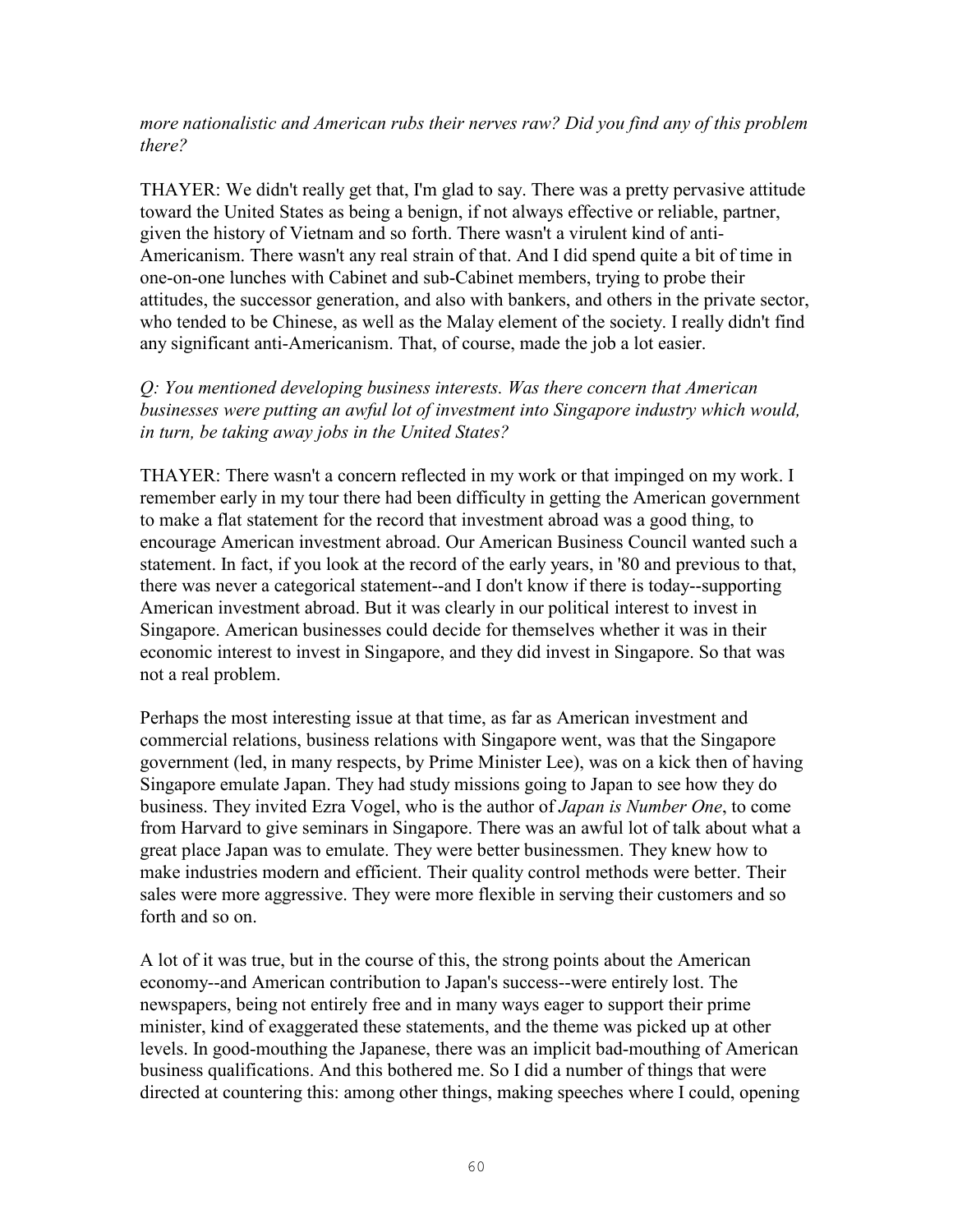*more nationalistic and American rubs their nerves raw? Did you find any of this problem there?*

THAYER: We didn't really get that, I'm glad to say. There was a pretty pervasive attitude toward the United States as being a benign, if not always effective or reliable, partner, given the history of Vietnam and so forth. There wasn't a virulent kind of anti-Americanism. There wasn't any real strain of that. And I did spend quite a bit of time in one-on-one lunches with Cabinet and sub-Cabinet members, trying to probe their attitudes, the successor generation, and also with bankers, and others in the private sector, who tended to be Chinese, as well as the Malay element of the society. I really didn't find any significant anti-Americanism. That, of course, made the job a lot easier.

*Q: You mentioned developing business interests. Was there concern that American businesses were putting an awful lot of investment into Singapore industry which would, in turn, be taking away jobs in the United States?*

THAYER: There wasn't a concern reflected in my work or that impinged on my work. I remember early in my tour there had been difficulty in getting the American government to make a flat statement for the record that investment abroad was a good thing, to encourage American investment abroad. Our American Business Council wanted such a statement. In fact, if you look at the record of the early years, in '80 and previous to that, there was never a categorical statement--and I don't know if there is today--supporting American investment abroad. But it was clearly in our political interest to invest in Singapore. American businesses could decide for themselves whether it was in their economic interest to invest in Singapore, and they did invest in Singapore. So that was not a real problem.

Perhaps the most interesting issue at that time, as far as American investment and commercial relations, business relations with Singapore went, was that the Singapore government (led, in many respects, by Prime Minister Lee), was on a kick then of having Singapore emulate Japan. They had study missions going to Japan to see how they do business. They invited Ezra Vogel, who is the author of *Japan is Number One*, to come from Harvard to give seminars in Singapore. There was an awful lot of talk about what a great place Japan was to emulate. They were better businessmen. They knew how to make industries modern and efficient. Their quality control methods were better. Their sales were more aggressive. They were more flexible in serving their customers and so forth and so on.

A lot of it was true, but in the course of this, the strong points about the American economy--and American contribution to Japan's success--were entirely lost. The newspapers, being not entirely free and in many ways eager to support their prime minister, kind of exaggerated these statements, and the theme was picked up at other levels. In good-mouthing the Japanese, there was an implicit bad-mouthing of American business qualifications. And this bothered me. So I did a number of things that were directed at countering this: among other things, making speeches where I could, opening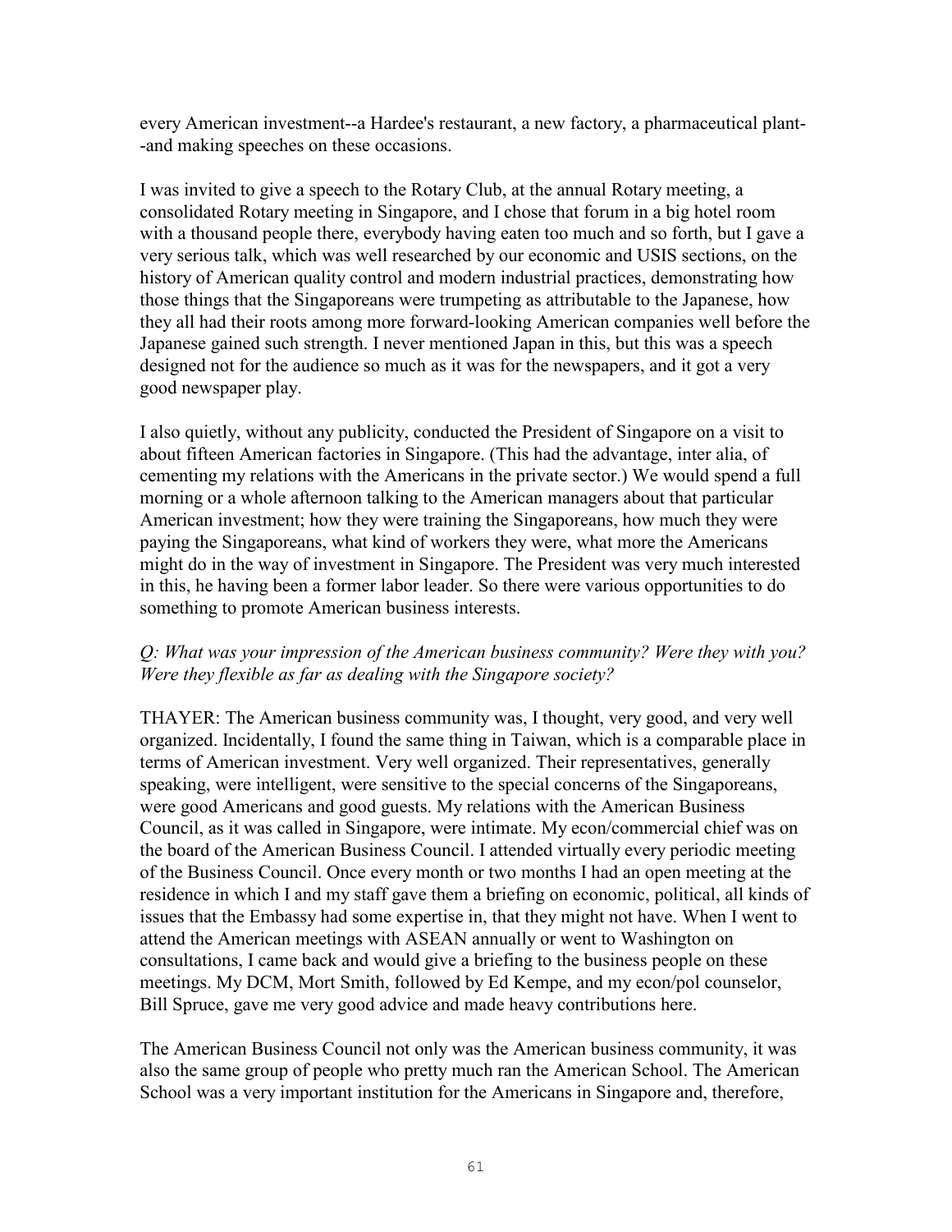every American investment--a Hardee's restaurant, a new factory, a pharmaceutical plant--and making speeches on these occasions.

I was invited to give a speech to the Rotary Club, at the annual Rotary meeting, a consolidated Rotary meeting in Singapore, and I chose that forum in a big hotel room with a thousand people there, everybody having eaten too much and so forth, but I gave a very serious talk, which was well researched by our economic and USIS sections, on the history of American quality control and modern industrial practices, demonstrating how those things that the Singaporeans were trumpeting as attributable to the Japanese, how they all had their roots among more forward-looking American companies well before the Japanese gained such strength. I never mentioned Japan in this, but this was a speech designed not for the audience so much as it was for the newspapers, and it got a very good newspaper play.

I also quietly, without any publicity, conducted the President of Singapore on a visit to about fifteen American factories in Singapore. (This had the advantage, inter alia, of cementing my relations with the Americans in the private sector.) We would spend a full morning or a whole afternoon talking to the American managers about that particular American investment; how they were training the Singaporeans, how much they were paying the Singaporeans, what kind of workers they were, what more the Americans might do in the way of investment in Singapore. The President was very much interested in this, he having been a former labor leader. So there were various opportunities to do something to promote American business interests.

*Q: What was your impression of the American business community? Were they with you? Were they flexible as far as dealing with the Singapore society?*

THAYER: The American business community was, I thought, very good, and very well organized. Incidentally, I found the same thing in Taiwan, which is a comparable place in terms of American investment. Very well organized. Their representatives, generally speaking, were intelligent, were sensitive to the special concerns of the Singaporeans, were good Americans and good guests. My relations with the American Business Council, as it was called in Singapore, were intimate. My econ/commercial chief was on the board of the American Business Council. I attended virtually every periodic meeting of the Business Council. Once every month or two months I had an open meeting at the residence in which I and my staff gave them a briefing on economic, political, all kinds of issues that the Embassy had some expertise in, that they might not have. When I went to attend the American meetings with ASEAN annually or went to Washington on consultations, I came back and would give a briefing to the business people on these meetings. My DCM, Mort Smith, followed by Ed Kempe, and my econ/pol counselor, Bill Spruce, gave me very good advice and made heavy contributions here.

The American Business Council not only was the American business community, it was also the same group of people who pretty much ran the American School. The American School was a very important institution for the Americans in Singapore and, therefore,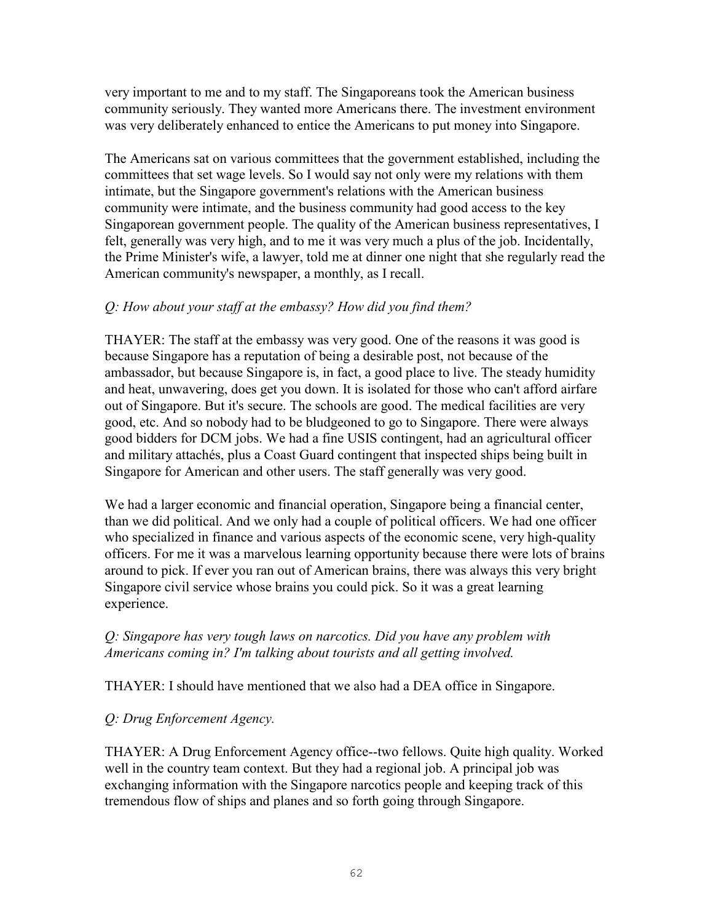very important to me and to my staff. The Singaporeans took the American business community seriously. They wanted more Americans there. The investment environment was very deliberately enhanced to entice the Americans to put money into Singapore.

The Americans sat on various committees that the government established, including the committees that set wage levels. So I would say not only were my relations with them intimate, but the Singapore government's relations with the American business community were intimate, and the business community had good access to the key Singaporean government people. The quality of the American business representatives, I felt, generally was very high, and to me it was very much a plus of the job. Incidentally, the Prime Minister's wife, a lawyer, told me at dinner one night that she regularly read the American community's newspaper, a monthly, as I recall.

*Q: How about your staff at the embassy? How did you find them?*

THAYER: The staff at the embassy was very good. One of the reasons it was good is because Singapore has a reputation of being a desirable post, not because of the ambassador, but because Singapore is, in fact, a good place to live. The steady humidity and heat, unwavering, does get you down. It is isolated for those who can't afford airfare out of Singapore. But it's secure. The schools are good. The medical facilities are very good, etc. And so nobody had to be bludgeoned to go to Singapore. There were always good bidders for DCM jobs. We had a fine USIS contingent, had an agricultural officer and military attachés, plus a Coast Guard contingent that inspected ships being built in Singapore for American and other users. The staff generally was very good.

We had a larger economic and financial operation, Singapore being a financial center, than we did political. And we only had a couple of political officers. We had one officer who specialized in finance and various aspects of the economic scene, very high-quality officers. For me it was a marvelous learning opportunity because there were lots of brains around to pick. If ever you ran out of American brains, there was always this very bright Singapore civil service whose brains you could pick. So it was a great learning experience.

*Q: Singapore has very tough laws on narcotics. Did you have any problem with Americans coming in? I'm talking about tourists and all getting involved.*

THAYER: I should have mentioned that we also had a DEA office in Singapore.

*Q: Drug Enforcement Agency.*

THAYER: A Drug Enforcement Agency office--two fellows. Quite high quality. Worked well in the country team context. But they had a regional job. A principal job was exchanging information with the Singapore narcotics people and keeping track of this tremendous flow of ships and planes and so forth going through Singapore.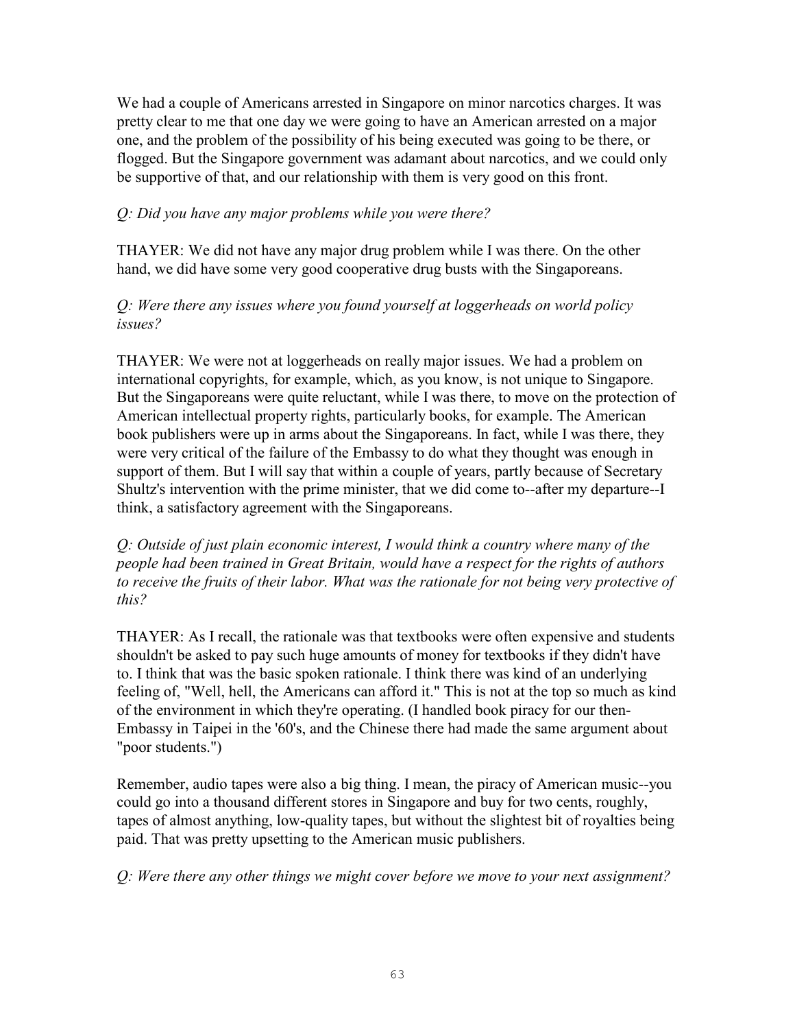We had a couple of Americans arrested in Singapore on minor narcotics charges. It was pretty clear to me that one day we were going to have an American arrested on a major one, and the problem of the possibility of his being executed was going to be there, or flogged. But the Singapore government was adamant about narcotics, and we could only be supportive of that, and our relationship with them is very good on this front.

*Q: Did you have any major problems while you were there?*

THAYER: We did not have any major drug problem while I was there. On the other hand, we did have some very good cooperative drug busts with the Singaporeans.

*Q: Were there any issues where you found yourself at loggerheads on world policy issues?*

THAYER: We were not at loggerheads on really major issues. We had a problem on international copyrights, for example, which, as you know, is not unique to Singapore. But the Singaporeans were quite reluctant, while I was there, to move on the protection of American intellectual property rights, particularly books, for example. The American book publishers were up in arms about the Singaporeans. In fact, while I was there, they were very critical of the failure of the Embassy to do what they thought was enough in support of them. But I will say that within a couple of years, partly because of Secretary Shultz's intervention with the prime minister, that we did come to--after my departure--I think, a satisfactory agreement with the Singaporeans.

*Q: Outside of just plain economic interest, I would think a country where many of the people had been trained in Great Britain, would have a respect for the rights of authors to receive the fruits of their labor. What was the rationale for not being very protective of this?*

THAYER: As I recall, the rationale was that textbooks were often expensive and students shouldn't be asked to pay such huge amounts of money for textbooks if they didn't have to. I think that was the basic spoken rationale. I think there was kind of an underlying feeling of, "Well, hell, the Americans can afford it." This is not at the top so much as kind of the environment in which they're operating. (I handled book piracy for our then-Embassy in Taipei in the '60's, and the Chinese there had made the same argument about "poor students.")

Remember, audio tapes were also a big thing. I mean, the piracy of American music--you could go into a thousand different stores in Singapore and buy for two cents, roughly, tapes of almost anything, low-quality tapes, but without the slightest bit of royalties being paid. That was pretty upsetting to the American music publishers.

*Q: Were there any other things we might cover before we move to your next assignment?*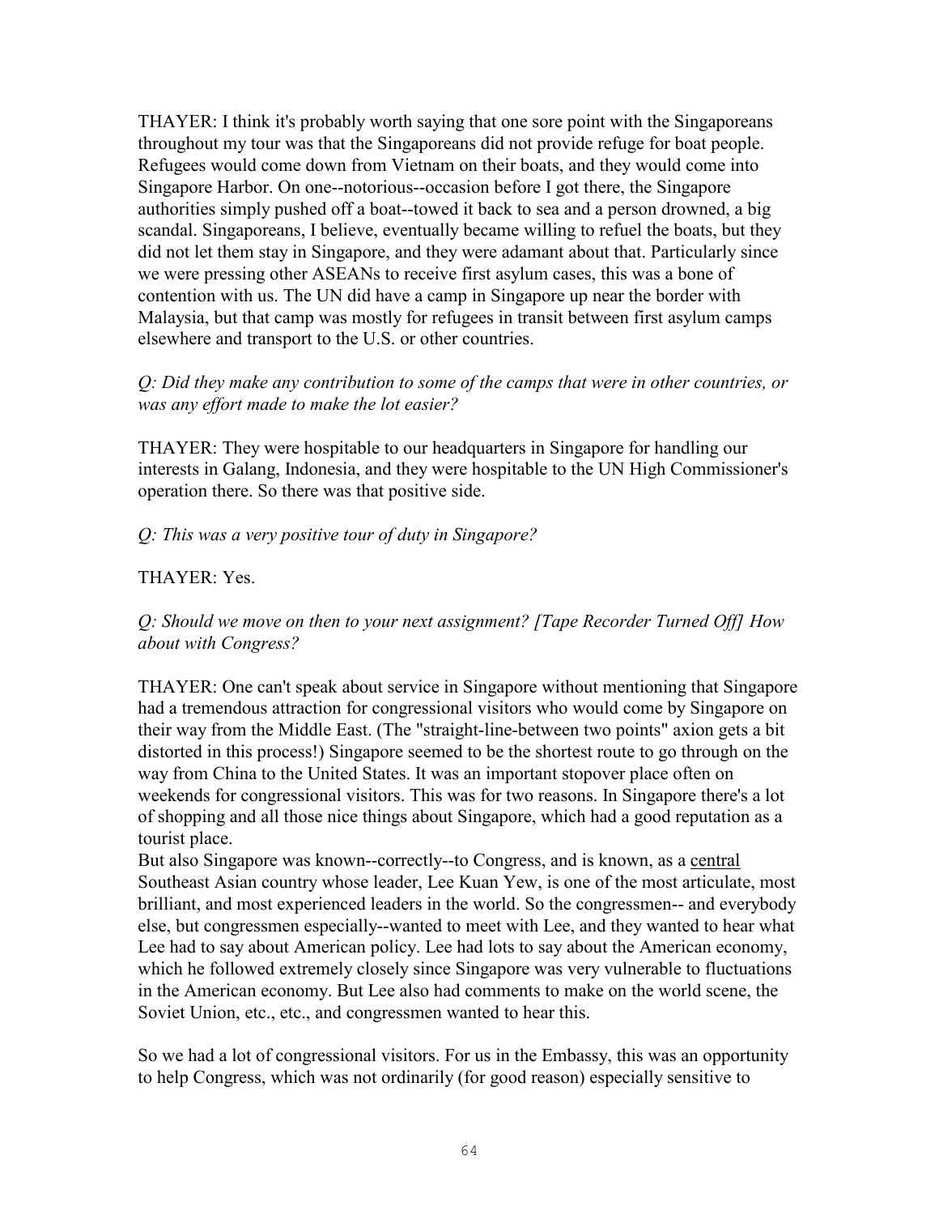THAYER: I think it's probably worth saying that one sore point with the Singaporeans throughout my tour was that the Singaporeans did not provide refuge for boat people. Refugees would come down from Vietnam on their boats, and they would come into Singapore Harbor. On one--notorious--occasion before I got there, the Singapore authorities simply pushed off a boat--towed it back to sea and a person drowned, a big scandal. Singaporeans, I believe, eventually became willing to refuel the boats, but they did not let them stay in Singapore, and they were adamant about that. Particularly since we were pressing other ASEANs to receive first asylum cases, this was a bone of contention with us. The UN did have a camp in Singapore up near the border with Malaysia, but that camp was mostly for refugees in transit between first asylum camps elsewhere and transport to the U.S. or other countries.

*Q: Did they make any contribution to some of the camps that were in other countries, or was any effort made to make the lot easier?*

THAYER: They were hospitable to our headquarters in Singapore for handling our interests in Galang, Indonesia, and they were hospitable to the UN High Commissioner's operation there. So there was that positive side.

*Q: This was a very positive tour of duty in Singapore?*

THAYER: Yes.

*Q: Should we move on then to your next assignment? [Tape Recorder Turned Off] How about with Congress?*

THAYER: One can't speak about service in Singapore without mentioning that Singapore had a tremendous attraction for congressional visitors who would come by Singapore on their way from the Middle East. (The "straight-line-between two points" axion gets a bit distorted in this process!) Singapore seemed to be the shortest route to go through on the way from China to the United States. It was an important stopover place often on weekends for congressional visitors. This was for two reasons. In Singapore there's a lot of shopping and all those nice things about Singapore, which had a good reputation as a tourist place.

But also Singapore was known--correctly--to Congress, and is known, as a central Southeast Asian country whose leader, Lee Kuan Yew, is one of the most articulate, most brilliant, and most experienced leaders in the world. So the congressmen-- and everybody else, but congressmen especially--wanted to meet with Lee, and they wanted to hear what Lee had to say about American policy. Lee had lots to say about the American economy, which he followed extremely closely since Singapore was very vulnerable to fluctuations in the American economy. But Lee also had comments to make on the world scene, the Soviet Union, etc., etc., and congressmen wanted to hear this.

So we had a lot of congressional visitors. For us in the Embassy, this was an opportunity to help Congress, which was not ordinarily (for good reason) especially sensitive to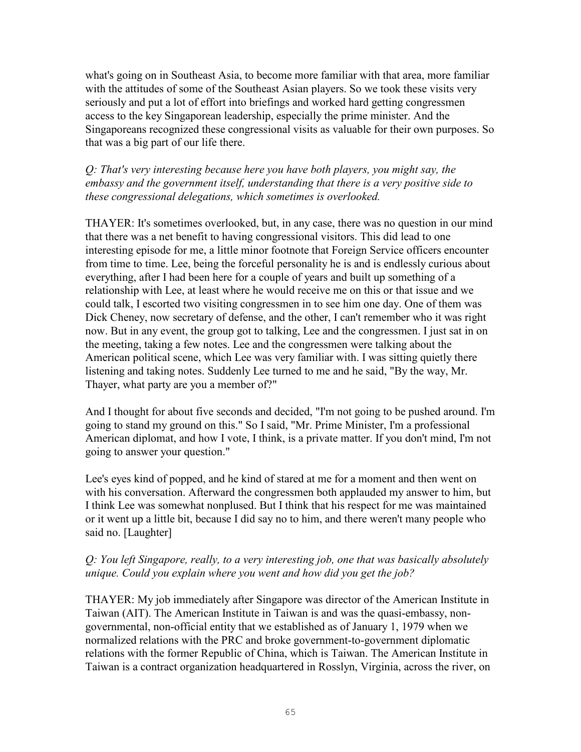what's going on in Southeast Asia, to become more familiar with that area, more familiar with the attitudes of some of the Southeast Asian players. So we took these visits very seriously and put a lot of effort into briefings and worked hard getting congressmen access to the key Singaporean leadership, especially the prime minister. And the Singaporeans recognized these congressional visits as valuable for their own purposes. So that was a big part of our life there.

*Q: That's very interesting because here you have both players, you might say, the embassy and the government itself, understanding that there is a very positive side to these congressional delegations, which sometimes is overlooked.*

THAYER: It's sometimes overlooked, but, in any case, there was no question in our mind that there was a net benefit to having congressional visitors. This did lead to one interesting episode for me, a little minor footnote that Foreign Service officers encounter from time to time. Lee, being the forceful personality he is and is endlessly curious about everything, after I had been here for a couple of years and built up something of a relationship with Lee, at least where he would receive me on this or that issue and we could talk, I escorted two visiting congressmen in to see him one day. One of them was Dick Cheney, now secretary of defense, and the other, I can't remember who it was right now. But in any event, the group got to talking, Lee and the congressmen. I just sat in on the meeting, taking a few notes. Lee and the congressmen were talking about the American political scene, which Lee was very familiar with. I was sitting quietly there listening and taking notes. Suddenly Lee turned to me and he said, "By the way, Mr. Thayer, what party are you a member of?"

And I thought for about five seconds and decided, "I'm not going to be pushed around. I'm going to stand my ground on this." So I said, "Mr. Prime Minister, I'm a professional American diplomat, and how I vote, I think, is a private matter. If you don't mind, I'm not going to answer your question."

Lee's eyes kind of popped, and he kind of stared at me for a moment and then went on with his conversation. Afterward the congressmen both applauded my answer to him, but I think Lee was somewhat nonplused. But I think that his respect for me was maintained or it went up a little bit, because I did say no to him, and there weren't many people who said no. [Laughter]

*Q: You left Singapore, really, to a very interesting job, one that was basically absolutely unique. Could you explain where you went and how did you get the job?*

THAYER: My job immediately after Singapore was director of the American Institute in Taiwan (AIT). The American Institute in Taiwan is and was the quasi-embassy, non-governmental, non-official entity that we established as of January 1, 1979 when we normalized relations with the PRC and broke government-to-government diplomatic relations with the former Republic of China, which is Taiwan. The American Institute in Taiwan is a contract organization headquartered in Rosslyn, Virginia, across the river, on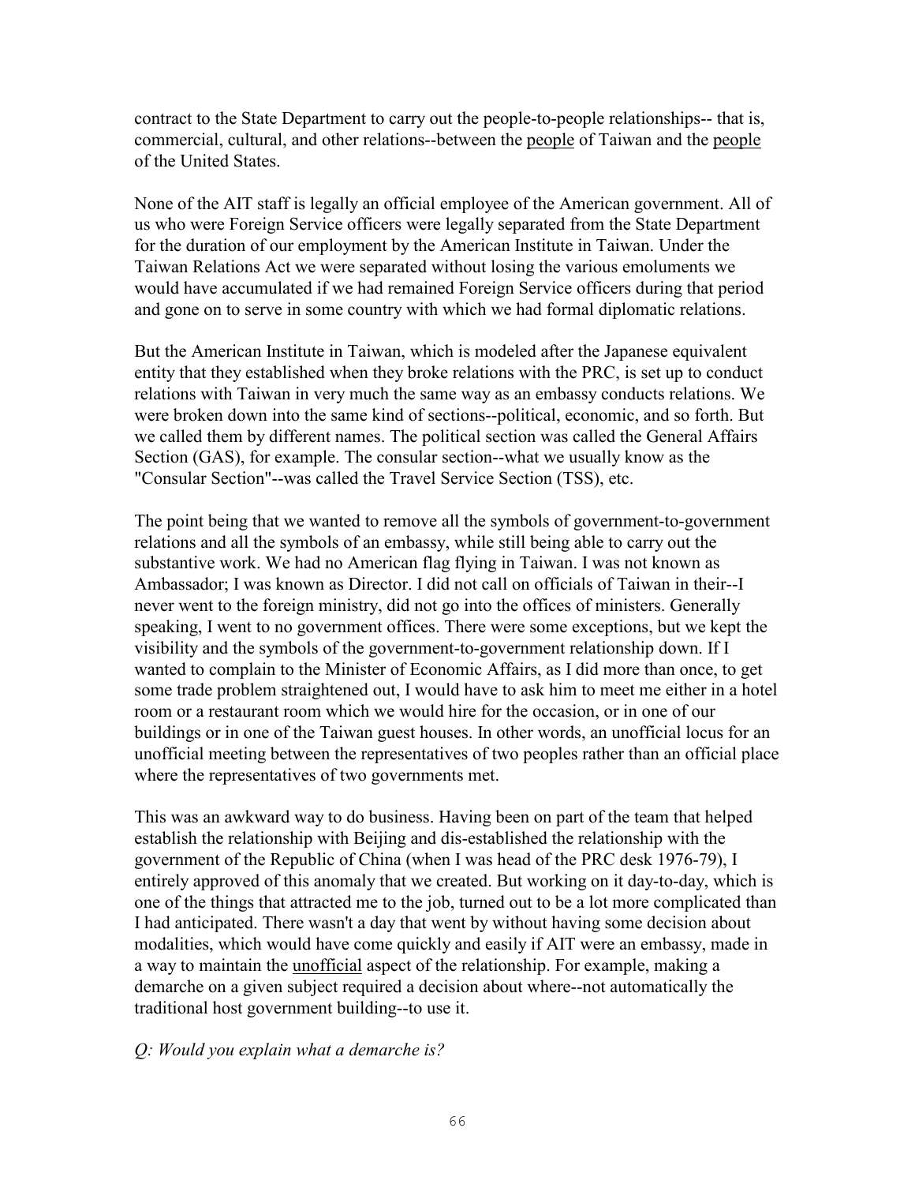contract to the State Department to carry out the people-to-people relationships-- that is, commercial, cultural, and other relations--between the <u>people</u> of Taiwan and the <u>people</u> of the United States.

None of the AIT staff is legally an official employee of the American government. All of us who were Foreign Service officers were legally separated from the State Department for the duration of our employment by the American Institute in Taiwan. Under the Taiwan Relations Act we were separated without losing the various emoluments we would have accumulated if we had remained Foreign Service officers during that period and gone on to serve in some country with which we had formal diplomatic relations.

But the American Institute in Taiwan, which is modeled after the Japanese equivalent entity that they established when they broke relations with the PRC, is set up to conduct relations with Taiwan in very much the same way as an embassy conducts relations. We were broken down into the same kind of sections--political, economic, and so forth. But we called them by different names. The political section was called the General Affairs Section (GAS), for example. The consular section--what we usually know as the "Consular Section"--was called the Travel Service Section (TSS), etc.

The point being that we wanted to remove all the symbols of government-to-government relations and all the symbols of an embassy, while still being able to carry out the substantive work. We had no American flag flying in Taiwan. I was not known as Ambassador; I was known as Director. I did not call on officials of Taiwan in their--I never went to the foreign ministry, did not go into the offices of ministers. Generally speaking, I went to no government offices. There were some exceptions, but we kept the visibility and the symbols of the government-to-government relationship down. If I wanted to complain to the Minister of Economic Affairs, as I did more than once, to get some trade problem straightened out, I would have to ask him to meet me either in a hotel room or a restaurant room which we would hire for the occasion, or in one of our buildings or in one of the Taiwan guest houses. In other words, an unofficial locus for an unofficial meeting between the representatives of two peoples rather than an official place where the representatives of two governments met.

This was an awkward way to do business. Having been on part of the team that helped establish the relationship with Beijing and dis-established the relationship with the government of the Republic of China (when I was head of the PRC desk 1976-79), I entirely approved of this anomaly that we created. But working on it day-to-day, which is one of the things that attracted me to the job, turned out to be a lot more complicated than I had anticipated. There wasn't a day that went by without having some decision about modalities, which would have come quickly and easily if AIT were an embassy, made in a way to maintain the <u>unofficial</u> aspect of the relationship. For example, making a demarche on a given subject required a decision about where--not automatically the traditional host government building--to use it.

*Q: Would you explain what a demarche is?*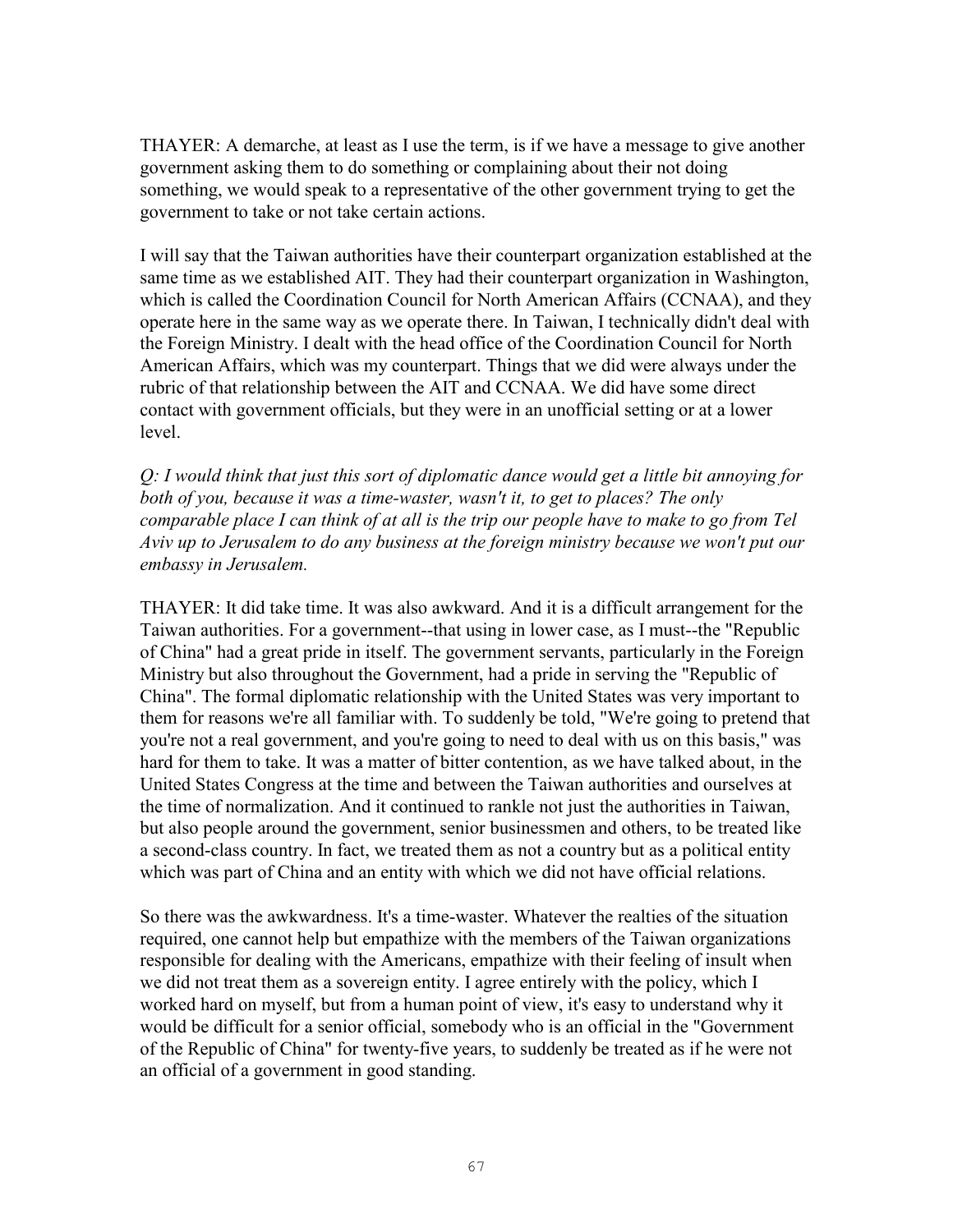THAYER: A demarche, at least as I use the term, is if we have a message to give another government asking them to do something or complaining about their not doing something, we would speak to a representative of the other government trying to get the government to take or not take certain actions.

I will say that the Taiwan authorities have their counterpart organization established at the same time as we established AIT. They had their counterpart organization in Washington, which is called the Coordination Council for North American Affairs (CCNAA), and they operate here in the same way as we operate there. In Taiwan, I technically didn't deal with the Foreign Ministry. I dealt with the head office of the Coordination Council for North American Affairs, which was my counterpart. Things that we did were always under the rubric of that relationship between the AIT and CCNAA. We did have some direct contact with government officials, but they were in an unofficial setting or at a lower level.

*Q: I would think that just this sort of diplomatic dance would get a little bit annoying for both of you, because it was a time-waster, wasn't it, to get to places? The only comparable place I can think of at all is the trip our people have to make to go from Tel Aviv up to Jerusalem to do any business at the foreign ministry because we won't put our embassy in Jerusalem.*

THAYER: It did take time. It was also awkward. And it is a difficult arrangement for the Taiwan authorities. For a government--that using in lower case, as I must--the "Republic of China" had a great pride in itself. The government servants, particularly in the Foreign Ministry but also throughout the Government, had a pride in serving the "Republic of China". The formal diplomatic relationship with the United States was very important to them for reasons we're all familiar with. To suddenly be told, "We're going to pretend that you're not a real government, and you're going to need to deal with us on this basis," was hard for them to take. It was a matter of bitter contention, as we have talked about, in the United States Congress at the time and between the Taiwan authorities and ourselves at the time of normalization. And it continued to rankle not just the authorities in Taiwan, but also people around the government, senior businessmen and others, to be treated like a second-class country. In fact, we treated them as not a country but as a political entity which was part of China and an entity with which we did not have official relations.

So there was the awkwardness. It's a time-waster. Whatever the realties of the situation required, one cannot help but empathize with the members of the Taiwan organizations responsible for dealing with the Americans, empathize with their feeling of insult when we did not treat them as a sovereign entity. I agree entirely with the policy, which I worked hard on myself, but from a human point of view, it's easy to understand why it would be difficult for a senior official, somebody who is an official in the "Government of the Republic of China" for twenty-five years, to suddenly be treated as if he were not an official of a government in good standing.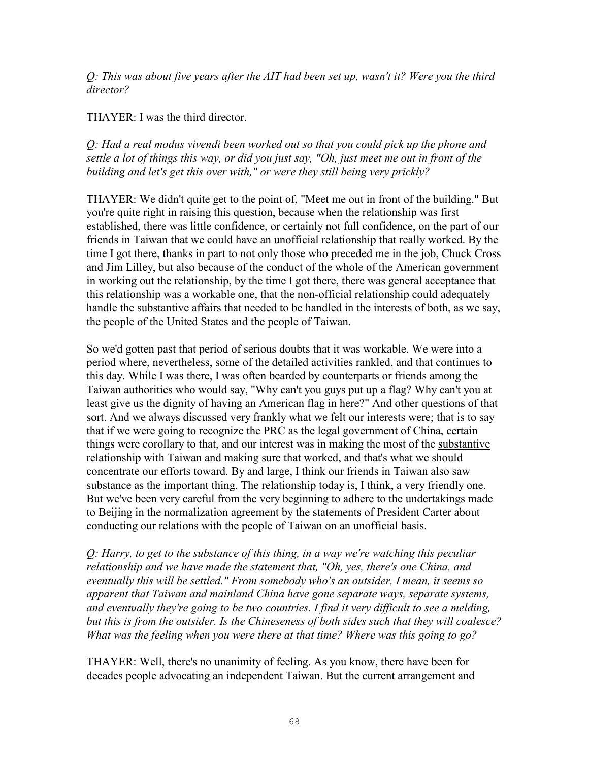*Q: This was about five years after the AIT had been set up, wasn't it? Were you the third director?*

THAYER: I was the third director.

*Q: Had a real modus vivendi been worked out so that you could pick up the phone and settle a lot of things this way, or did you just say, "Oh, just meet me out in front of the building and let's get this over with," or were they still being very prickly?*

THAYER: We didn't quite get to the point of, "Meet me out in front of the building." But you're quite right in raising this question, because when the relationship was first established, there was little confidence, or certainly not full confidence, on the part of our friends in Taiwan that we could have an unofficial relationship that really worked. By the time I got there, thanks in part to not only those who preceded me in the job, Chuck Cross and Jim Lilley, but also because of the conduct of the whole of the American government in working out the relationship, by the time I got there, there was general acceptance that this relationship was a workable one, that the non-official relationship could adequately handle the substantive affairs that needed to be handled in the interests of both, as we say, the people of the United States and the people of Taiwan.

So we'd gotten past that period of serious doubts that it was workable. We were into a period where, nevertheless, some of the detailed activities rankled, and that continues to this day. While I was there, I was often bearded by counterparts or friends among the Taiwan authorities who would say, "Why can't you guys put up a flag? Why can't you at least give us the dignity of having an American flag in here?" And other questions of that sort. And we always discussed very frankly what we felt our interests were; that is to say that if we were going to recognize the PRC as the legal government of China, certain things were corollary to that, and our interest was in making the most of the substantive relationship with Taiwan and making sure that worked, and that's what we should concentrate our efforts toward. By and large, I think our friends in Taiwan also saw substance as the important thing. The relationship today is, I think, a very friendly one. But we've been very careful from the very beginning to adhere to the undertakings made to Beijing in the normalization agreement by the statements of President Carter about conducting our relations with the people of Taiwan on an unofficial basis.

*Q: Harry, to get to the substance of this thing, in a way we're watching this peculiar relationship and we have made the statement that, "Oh, yes, there's one China, and eventually this will be settled." From somebody who's an outsider, I mean, it seems so apparent that Taiwan and mainland China have gone separate ways, separate systems, and eventually they're going to be two countries. I find it very difficult to see a melding, but this is from the outsider. Is the Chineseness of both sides such that they will coalesce? What was the feeling when you were there at that time? Where was this going to go?*

THAYER: Well, there's no unanimity of feeling. As you know, there have been for decades people advocating an independent Taiwan. But the current arrangement and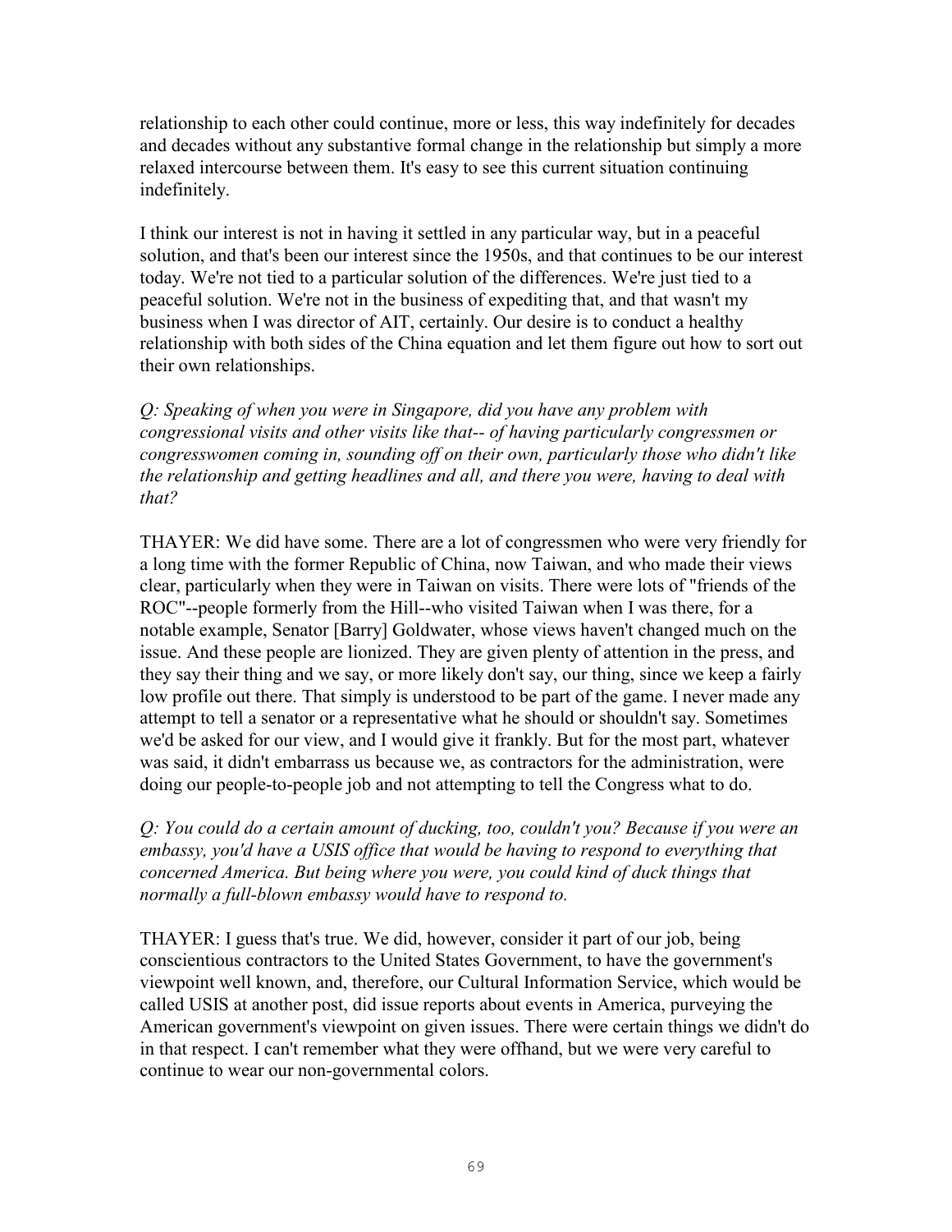relationship to each other could continue, more or less, this way indefinitely for decades and decades without any substantive formal change in the relationship but simply a more relaxed intercourse between them. It's easy to see this current situation continuing indefinitely.

I think our interest is not in having it settled in any particular way, but in a peaceful solution, and that's been our interest since the 1950s, and that continues to be our interest today. We're not tied to a particular solution of the differences. We're just tied to a peaceful solution. We're not in the business of expediting that, and that wasn't my business when I was director of AIT, certainly. Our desire is to conduct a healthy relationship with both sides of the China equation and let them figure out how to sort out their own relationships.

*Q: Speaking of when you were in Singapore, did you have any problem with congressional visits and other visits like that-- of having particularly congressmen or congresswomen coming in, sounding off on their own, particularly those who didn't like the relationship and getting headlines and all, and there you were, having to deal with that?*

THAYER: We did have some. There are a lot of congressmen who were very friendly for a long time with the former Republic of China, now Taiwan, and who made their views clear, particularly when they were in Taiwan on visits. There were lots of "friends of the ROC"--people formerly from the Hill--who visited Taiwan when I was there, for a notable example, Senator [Barry] Goldwater, whose views haven't changed much on the issue. And these people are lionized. They are given plenty of attention in the press, and they say their thing and we say, or more likely don't say, our thing, since we keep a fairly low profile out there. That simply is understood to be part of the game. I never made any attempt to tell a senator or a representative what he should or shouldn't say. Sometimes we'd be asked for our view, and I would give it frankly. But for the most part, whatever was said, it didn't embarrass us because we, as contractors for the administration, were doing our people-to-people job and not attempting to tell the Congress what to do.

*Q: You could do a certain amount of ducking, too, couldn't you? Because if you were an embassy, you'd have a USIS office that would be having to respond to everything that concerned America. But being where you were, you could kind of duck things that normally a full-blown embassy would have to respond to.*

THAYER: I guess that's true. We did, however, consider it part of our job, being conscientious contractors to the United States Government, to have the government's viewpoint well known, and, therefore, our Cultural Information Service, which would be called USIS at another post, did issue reports about events in America, purveying the American government's viewpoint on given issues. There were certain things we didn't do in that respect. I can't remember what they were offhand, but we were very careful to continue to wear our non-governmental colors.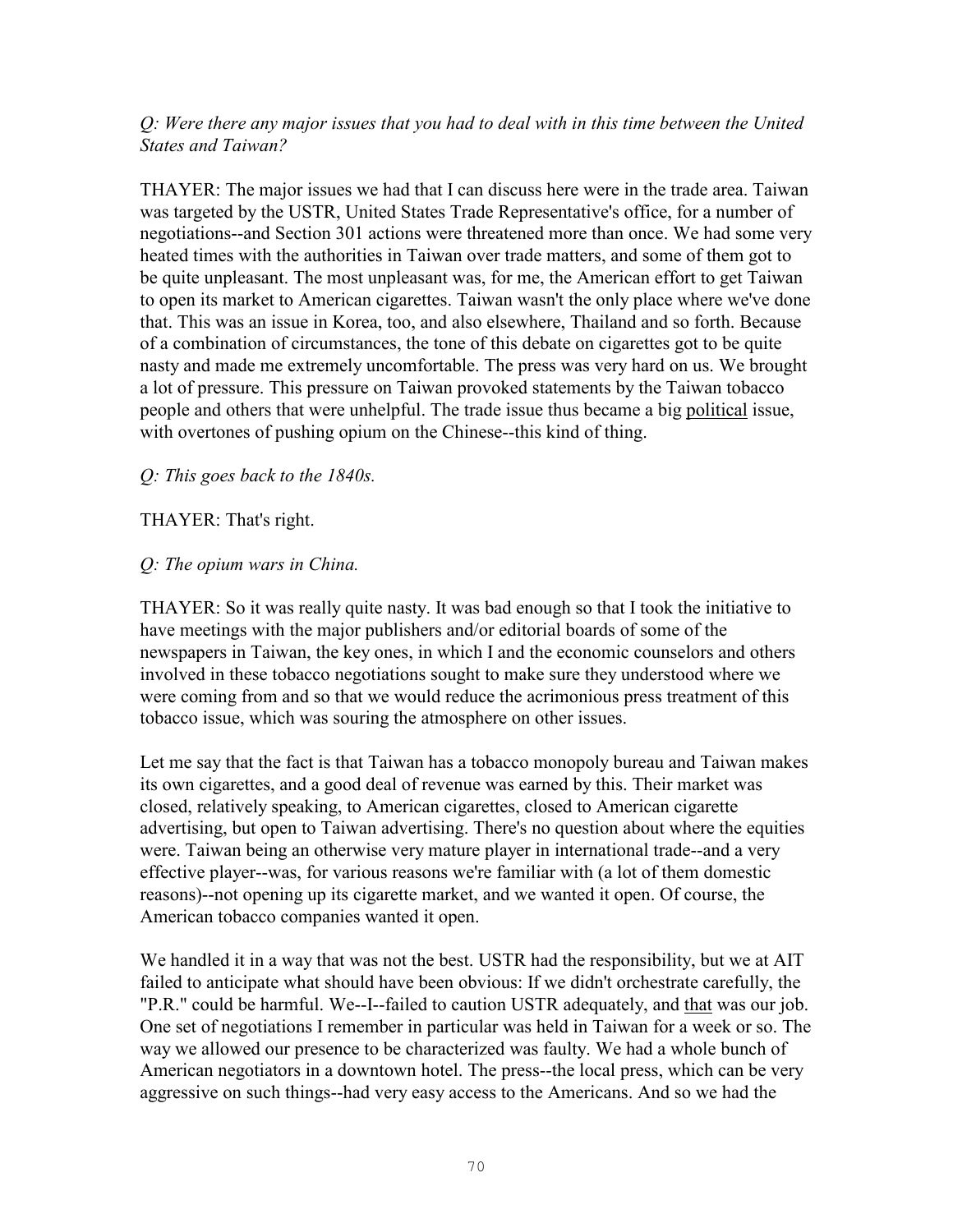*Q: Were there any major issues that you had to deal with in this time between the United States and Taiwan?*

THAYER: The major issues we had that I can discuss here were in the trade area. Taiwan was targeted by the USTR, United States Trade Representative's office, for a number of negotiations--and Section 301 actions were threatened more than once. We had some very heated times with the authorities in Taiwan over trade matters, and some of them got to be quite unpleasant. The most unpleasant was, for me, the American effort to get Taiwan to open its market to American cigarettes. Taiwan wasn't the only place where we've done that. This was an issue in Korea, too, and also elsewhere, Thailand and so forth. Because of a combination of circumstances, the tone of this debate on cigarettes got to be quite nasty and made me extremely uncomfortable. The press was very hard on us. We brought a lot of pressure. This pressure on Taiwan provoked statements by the Taiwan tobacco people and others that were unhelpful. The trade issue thus became a big political issue, with overtones of pushing opium on the Chinese--this kind of thing.

*Q: This goes back to the 1840s.*

THAYER: That's right.

*Q: The opium wars in China.*

THAYER: So it was really quite nasty. It was bad enough so that I took the initiative to have meetings with the major publishers and/or editorial boards of some of the newspapers in Taiwan, the key ones, in which I and the economic counselors and others involved in these tobacco negotiations sought to make sure they understood where we were coming from and so that we would reduce the acrimonious press treatment of this tobacco issue, which was souring the atmosphere on other issues.

Let me say that the fact is that Taiwan has a tobacco monopoly bureau and Taiwan makes its own cigarettes, and a good deal of revenue was earned by this. Their market was closed, relatively speaking, to American cigarettes, closed to American cigarette advertising, but open to Taiwan advertising. There's no question about where the equities were. Taiwan being an otherwise very mature player in international trade--and a very effective player--was, for various reasons we're familiar with (a lot of them domestic reasons)--not opening up its cigarette market, and we wanted it open. Of course, the American tobacco companies wanted it open.

We handled it in a way that was not the best. USTR had the responsibility, but we at AIT failed to anticipate what should have been obvious: If we didn't orchestrate carefully, the "P.R." could be harmful. We--I--failed to caution USTR adequately, and that was our job. One set of negotiations I remember in particular was held in Taiwan for a week or so. The way we allowed our presence to be characterized was faulty. We had a whole bunch of American negotiators in a downtown hotel. The press--the local press, which can be very aggressive on such things--had very easy access to the Americans. And so we had the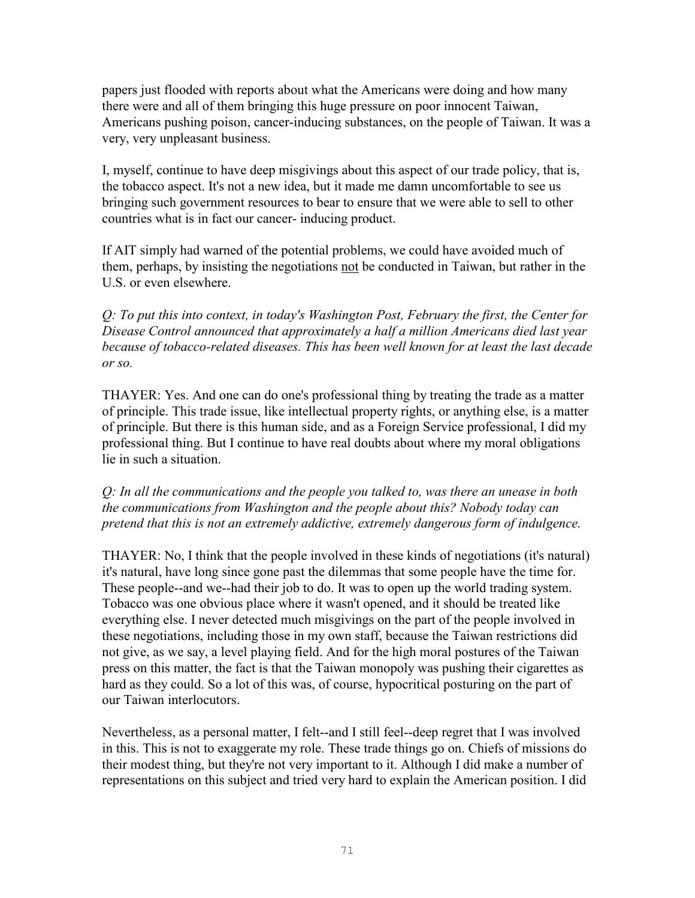papers just flooded with reports about what the Americans were doing and how many there were and all of them bringing this huge pressure on poor innocent Taiwan, Americans pushing poison, cancer-inducing substances, on the people of Taiwan. It was a very, very unpleasant business.

I, myself, continue to have deep misgivings about this aspect of our trade policy, that is, the tobacco aspect. It's not a new idea, but it made me damn uncomfortable to see us bringing such government resources to bear to ensure that we were able to sell to other countries what is in fact our cancer- inducing product.

If AIT simply had warned of the potential problems, we could have avoided much of them, perhaps, by insisting the negotiations <u>not</u> be conducted in Taiwan, but rather in the U.S. or even elsewhere.

*Q: To put this into context, in today's Washington Post, February the first, the Center for Disease Control announced that approximately a half a million Americans died last year because of tobacco-related diseases. This has been well known for at least the last decade or so.*

THAYER: Yes. And one can do one's professional thing by treating the trade as a matter of principle. This trade issue, like intellectual property rights, or anything else, is a matter of principle. But there is this human side, and as a Foreign Service professional, I did my professional thing. But I continue to have real doubts about where my moral obligations lie in such a situation.

*Q: In all the communications and the people you talked to, was there an unease in both the communications from Washington and the people about this? Nobody today can pretend that this is not an extremely addictive, extremely dangerous form of indulgence.*

THAYER: No, I think that the people involved in these kinds of negotiations (it's natural) it's natural, have long since gone past the dilemmas that some people have the time for. These people--and we--had their job to do. It was to open up the world trading system. Tobacco was one obvious place where it wasn't opened, and it should be treated like everything else. I never detected much misgivings on the part of the people involved in these negotiations, including those in my own staff, because the Taiwan restrictions did not give, as we say, a level playing field. And for the high moral postures of the Taiwan press on this matter, the fact is that the Taiwan monopoly was pushing their cigarettes as hard as they could. So a lot of this was, of course, hypocritical posturing on the part of our Taiwan interlocutors.

Nevertheless, as a personal matter, I felt--and I still feel--deep regret that I was involved in this. This is not to exaggerate my role. These trade things go on. Chiefs of missions do their modest thing, but they're not very important to it. Although I did make a number of representations on this subject and tried very hard to explain the American position. I did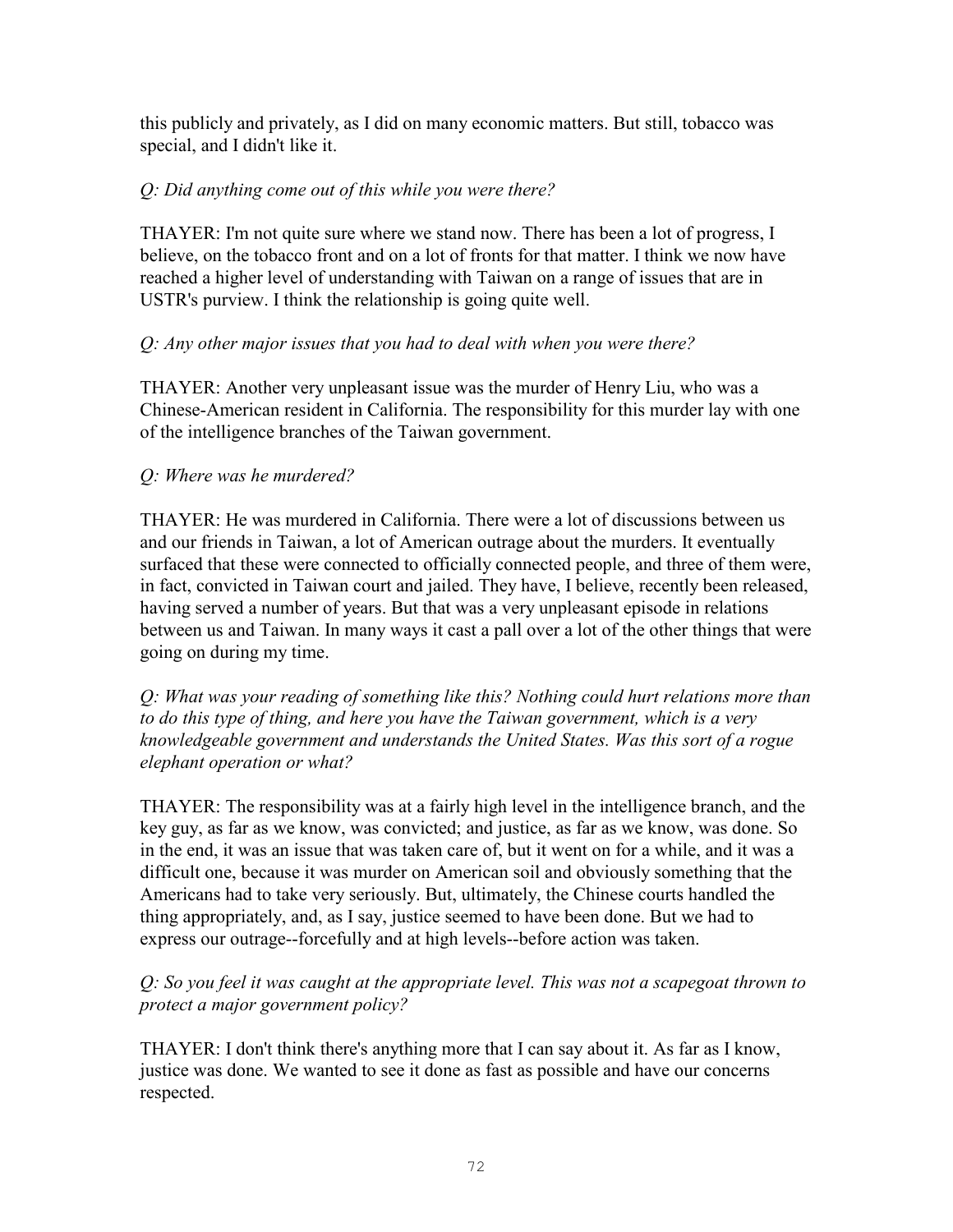this publicly and privately, as I did on many economic matters. But still, tobacco was special, and I didn't like it.

*Q: Did anything come out of this while you were there?*

THAYER: I'm not quite sure where we stand now. There has been a lot of progress, I believe, on the tobacco front and on a lot of fronts for that matter. I think we now have reached a higher level of understanding with Taiwan on a range of issues that are in USTR's purview. I think the relationship is going quite well.

*Q: Any other major issues that you had to deal with when you were there?*

THAYER: Another very unpleasant issue was the murder of Henry Liu, who was a Chinese-American resident in California. The responsibility for this murder lay with one of the intelligence branches of the Taiwan government.

*Q: Where was he murdered?*

THAYER: He was murdered in California. There were a lot of discussions between us and our friends in Taiwan, a lot of American outrage about the murders. It eventually surfaced that these were connected to officially connected people, and three of them were, in fact, convicted in Taiwan court and jailed. They have, I believe, recently been released, having served a number of years. But that was a very unpleasant episode in relations between us and Taiwan. In many ways it cast a pall over a lot of the other things that were going on during my time.

*Q: What was your reading of something like this? Nothing could hurt relations more than to do this type of thing, and here you have the Taiwan government, which is a very knowledgeable government and understands the United States. Was this sort of a rogue elephant operation or what?*

THAYER: The responsibility was at a fairly high level in the intelligence branch, and the key guy, as far as we know, was convicted; and justice, as far as we know, was done. So in the end, it was an issue that was taken care of, but it went on for a while, and it was a difficult one, because it was murder on American soil and obviously something that the Americans had to take very seriously. But, ultimately, the Chinese courts handled the thing appropriately, and, as I say, justice seemed to have been done. But we had to express our outrage--forcefully and at high levels--before action was taken.

*Q: So you feel it was caught at the appropriate level. This was not a scapegoat thrown to protect a major government policy?*

THAYER: I don't think there's anything more that I can say about it. As far as I know, justice was done. We wanted to see it done as fast as possible and have our concerns respected.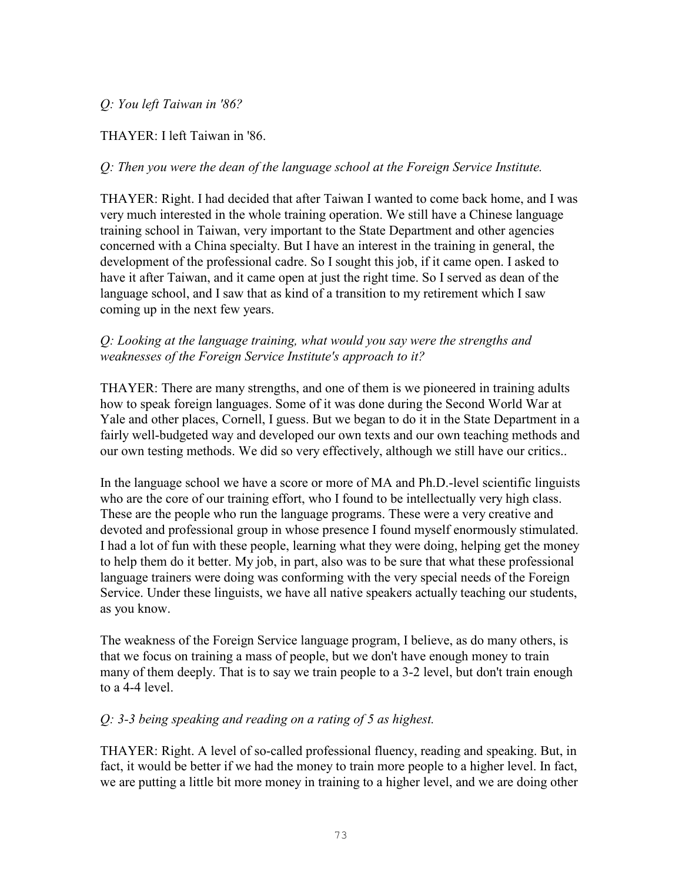*Q: You left Taiwan in '86?*

THAYER: I left Taiwan in '86.

*Q: Then you were the dean of the language school at the Foreign Service Institute.*

THAYER: Right. I had decided that after Taiwan I wanted to come back home, and I was very much interested in the whole training operation. We still have a Chinese language training school in Taiwan, very important to the State Department and other agencies concerned with a China specialty. But I have an interest in the training in general, the development of the professional cadre. So I sought this job, if it came open. I asked to have it after Taiwan, and it came open at just the right time. So I served as dean of the language school, and I saw that as kind of a transition to my retirement which I saw coming up in the next few years.

*Q: Looking at the language training, what would you say were the strengths and weaknesses of the Foreign Service Institute's approach to it?*

THAYER: There are many strengths, and one of them is we pioneered in training adults how to speak foreign languages. Some of it was done during the Second World War at Yale and other places, Cornell, I guess. But we began to do it in the State Department in a fairly well-budgeted way and developed our own texts and our own teaching methods and our own testing methods. We did so very effectively, although we still have our critics..

In the language school we have a score or more of MA and Ph.D.-level scientific linguists who are the core of our training effort, who I found to be intellectually very high class. These are the people who run the language programs. These were a very creative and devoted and professional group in whose presence I found myself enormously stimulated. I had a lot of fun with these people, learning what they were doing, helping get the money to help them do it better. My job, in part, also was to be sure that what these professional language trainers were doing was conforming with the very special needs of the Foreign Service. Under these linguists, we have all native speakers actually teaching our students, as you know.

The weakness of the Foreign Service language program, I believe, as do many others, is that we focus on training a mass of people, but we don't have enough money to train many of them deeply. That is to say we train people to a 3-2 level, but don't train enough to a 4-4 level.

*Q: 3-3 being speaking and reading on a rating of 5 as highest.*

THAYER: Right. A level of so-called professional fluency, reading and speaking. But, in fact, it would be better if we had the money to train more people to a higher level. In fact, we are putting a little bit more money in training to a higher level, and we are doing other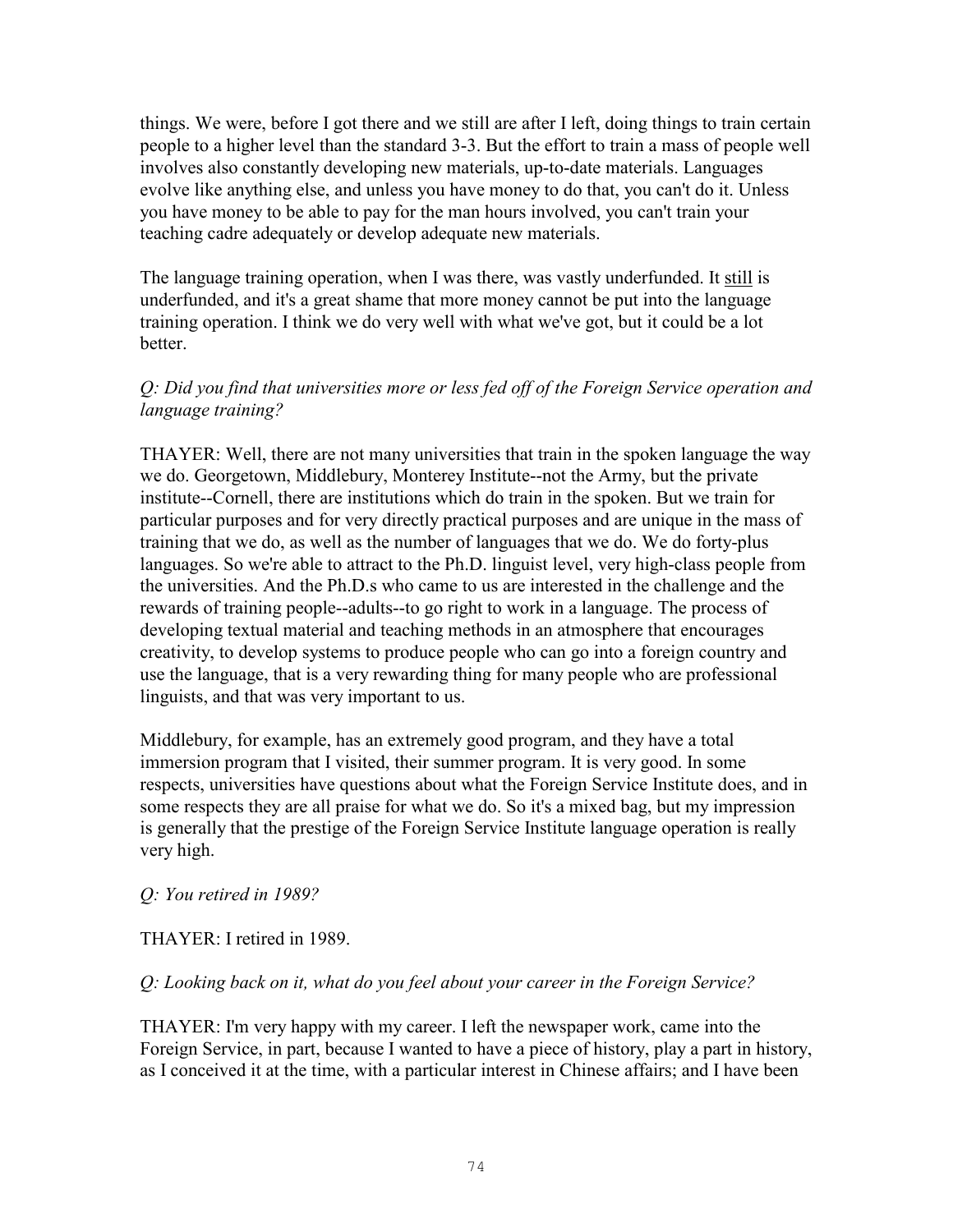things. We were, before I got there and we still are after I left, doing things to train certain people to a higher level than the standard 3-3. But the effort to train a mass of people well involves also constantly developing new materials, up-to-date materials. Languages evolve like anything else, and unless you have money to do that, you can't do it. Unless you have money to be able to pay for the man hours involved, you can't train your teaching cadre adequately or develop adequate new materials.

The language training operation, when I was there, was vastly underfunded. It still is underfunded, and it's a great shame that more money cannot be put into the language training operation. I think we do very well with what we've got, but it could be a lot better.

*Q: Did you find that universities more or less fed off of the Foreign Service operation and language training?*

THAYER: Well, there are not many universities that train in the spoken language the way we do. Georgetown, Middlebury, Monterey Institute--not the Army, but the private institute--Cornell, there are institutions which do train in the spoken. But we train for particular purposes and for very directly practical purposes and are unique in the mass of training that we do, as well as the number of languages that we do. We do forty-plus languages. So we're able to attract to the Ph.D. linguist level, very high-class people from the universities. And the Ph.D.s who came to us are interested in the challenge and the rewards of training people--adults--to go right to work in a language. The process of developing textual material and teaching methods in an atmosphere that encourages creativity, to develop systems to produce people who can go into a foreign country and use the language, that is a very rewarding thing for many people who are professional linguists, and that was very important to us.

Middlebury, for example, has an extremely good program, and they have a total immersion program that I visited, their summer program. It is very good. In some respects, universities have questions about what the Foreign Service Institute does, and in some respects they are all praise for what we do. So it's a mixed bag, but my impression is generally that the prestige of the Foreign Service Institute language operation is really very high.

*Q: You retired in 1989?*

THAYER: I retired in 1989.

*Q: Looking back on it, what do you feel about your career in the Foreign Service?*

THAYER: I'm very happy with my career. I left the newspaper work, came into the Foreign Service, in part, because I wanted to have a piece of history, play a part in history, as I conceived it at the time, with a particular interest in Chinese affairs; and I have been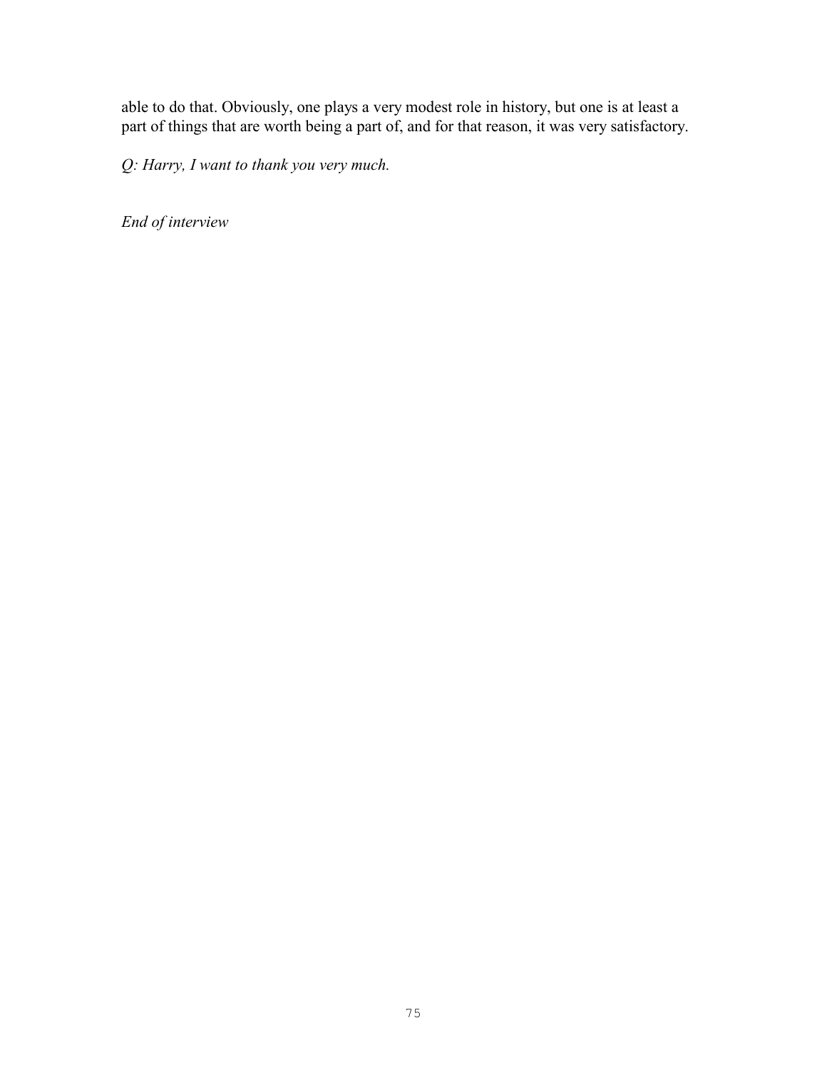able to do that. Obviously, one plays a very modest role in history, but one is at least a part of things that are worth being a part of, and for that reason, it was very satisfactory.

*Q: Harry, I want to thank you very much.*

*End of interview*